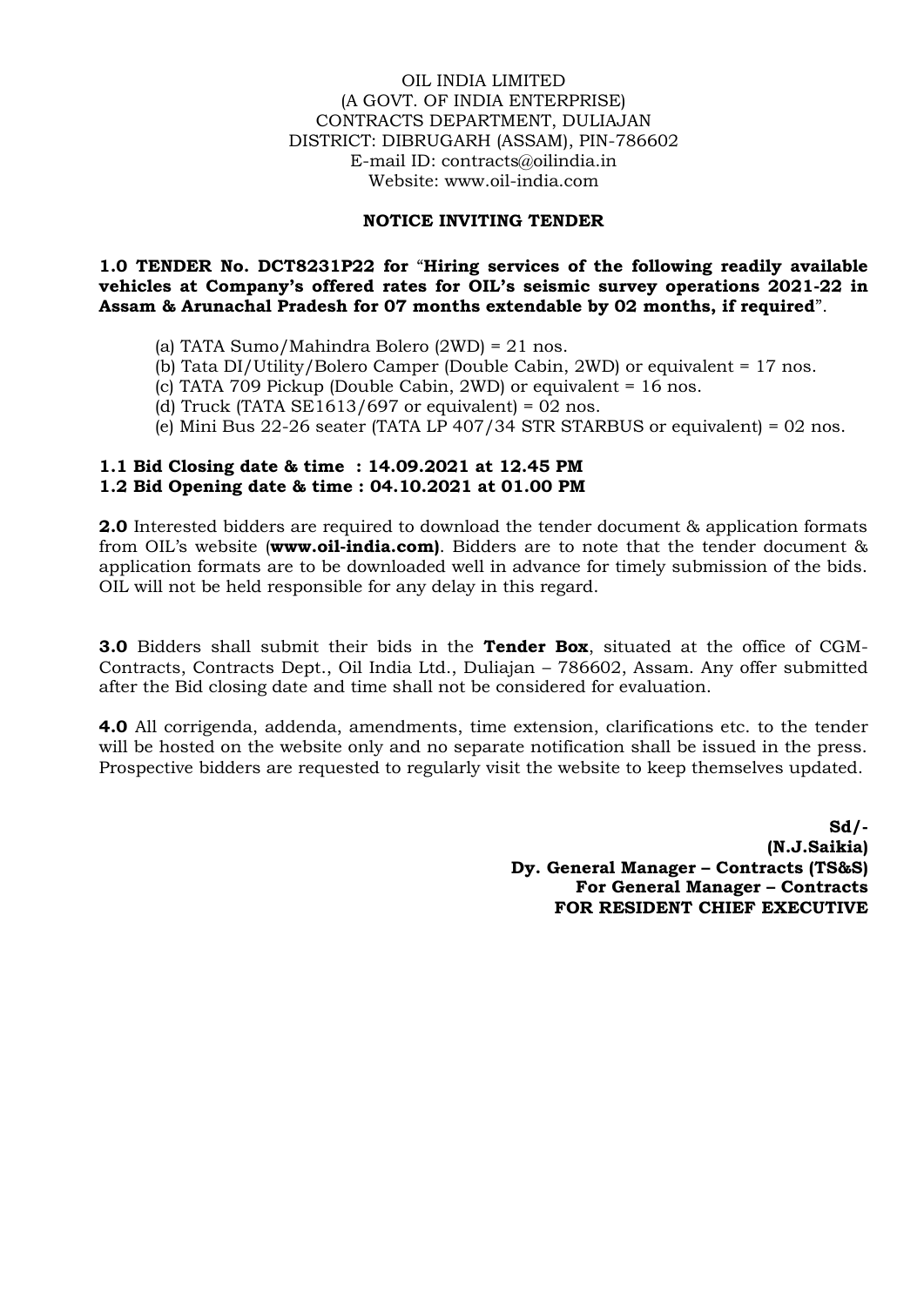OIL INDIA LIMITED
(A GOVT. OF INDIA ENTERPRISE)
CONTRACTS DEPARTMENT, DULIAJAN
DISTRICT: DIBRUGARH (ASSAM), PIN-786602
E-mail ID: contracts@oilindia.in
Website: www.oil-india.com

## NOTICE INVITING TENDER

**1.0 TENDER No. DCT8231P22 for "Hiring services of the following readily available vehicles at Company's offered rates for OIL's seismic survey operations 2021-22 in Assam & Arunachal Pradesh for 07 months extendable by 02 months, if required"**.

(a) TATA Sumo/Mahindra Bolero (2WD) = 21 nos.
(b) Tata DI/Utility/Bolero Camper (Double Cabin, 2WD) or equivalent = 17 nos.
(c) TATA 709 Pickup (Double Cabin, 2WD) or equivalent = 16 nos.
(d) Truck (TATA SE1613/697 or equivalent) = 02 nos.
(e) Mini Bus 22-26 seater (TATA LP 407/34 STR STARBUS or equivalent) = 02 nos.

**1.1 Bid Closing date & time : 14.09.2021 at 12.45 PM**
**1.2 Bid Opening date & time : 04.10.2021 at 01.00 PM**

**2.0** Interested bidders are required to download the tender document & application formats from OIL's website (**www.oil-india.com)**. Bidders are to note that the tender document & application formats are to be downloaded well in advance for timely submission of the bids. OIL will not be held responsible for any delay in this regard.

**3.0** Bidders shall submit their bids in the **Tender Box**, situated at the office of CGM-Contracts, Contracts Dept., Oil India Ltd., Duliajan – 786602, Assam. Any offer submitted after the Bid closing date and time shall not be considered for evaluation.

**4.0** All corrigenda, addenda, amendments, time extension, clarifications etc. to the tender will be hosted on the website only and no separate notification shall be issued in the press. Prospective bidders are requested to regularly visit the website to keep themselves updated.

**Sd/-**
**(N.J.Saikia)**
**Dy. General Manager – Contracts (TS&S)**
**For General Manager – Contracts**
**FOR RESIDENT CHIEF EXECUTIVE**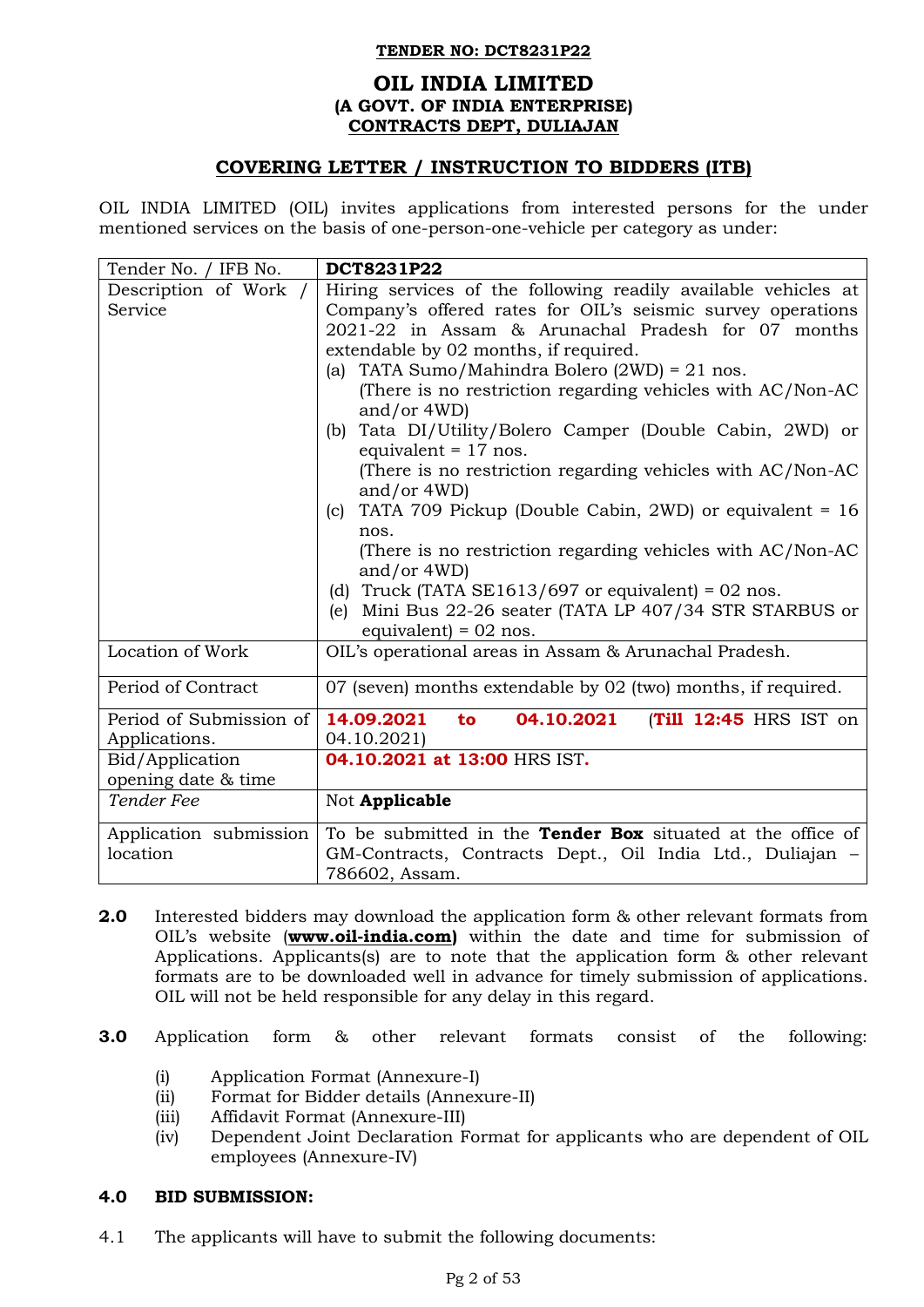**TENDER NO: DCT8231P22**

# OIL INDIA LIMITED
**(A GOVT. OF INDIA ENTERPRISE)**
**CONTRACTS DEPT, DULIAJAN**

## COVERING LETTER / INSTRUCTION TO BIDDERS (ITB)

OIL INDIA LIMITED (OIL) invites applications from interested persons for the under mentioned services on the basis of one-person-one-vehicle per category as under:

| Tender No. / IFB No. | **DCT8231P22** |
|---|---|
| Description of Work / Service | Hiring services of the following readily available vehicles at Company's offered rates for OIL's seismic survey operations 2021-22 in Assam & Arunachal Pradesh for 07 months extendable by 02 months, if required.<br>(a) TATA Sumo/Mahindra Bolero (2WD) = 21 nos.<br>(There is no restriction regarding vehicles with AC/Non-AC and/or 4WD)<br>(b) Tata DI/Utility/Bolero Camper (Double Cabin, 2WD) or equivalent = 17 nos.<br>(There is no restriction regarding vehicles with AC/Non-AC and/or 4WD)<br>(c) TATA 709 Pickup (Double Cabin, 2WD) or equivalent = 16 nos.<br>(There is no restriction regarding vehicles with AC/Non-AC and/or 4WD)<br>(d) Truck (TATA SE1613/697 or equivalent) = 02 nos.<br>(e) Mini Bus 22-26 seater (TATA LP 407/34 STR STARBUS or equivalent) = 02 nos. |
| Location of Work | OIL's operational areas in Assam & Arunachal Pradesh. |
| Period of Contract | 07 (seven) months extendable by 02 (two) months, if required. |
| Period of Submission of Applications. | **14.09.2021 to 04.10.2021** (**Till 12:45** HRS IST on 04.10.2021) |
| Bid/Application opening date & time | **04.10.2021 at 13:00** HRS IST. |
| *Tender Fee* | Not **Applicable** |
| Application submission location | To be submitted in the **Tender Box** situated at the office of GM-Contracts, Contracts Dept., Oil India Ltd., Duliajan – 786602, Assam. |

**2.0** Interested bidders may download the application form & other relevant formats from OIL's website (**www.oil-india.com)** within the date and time for submission of Applications. Applicants(s) are to note that the application form & other relevant formats are to be downloaded well in advance for timely submission of applications. OIL will not be held responsible for any delay in this regard.

**3.0** Application form & other relevant formats consist of the following:

- (i) Application Format (Annexure-I)
- (ii) Format for Bidder details (Annexure-II)
- (iii) Affidavit Format (Annexure-III)
- (iv) Dependent Joint Declaration Format for applicants who are dependent of OIL employees (Annexure-IV)

**4.0 BID SUBMISSION:**

4.1 The applicants will have to submit the following documents: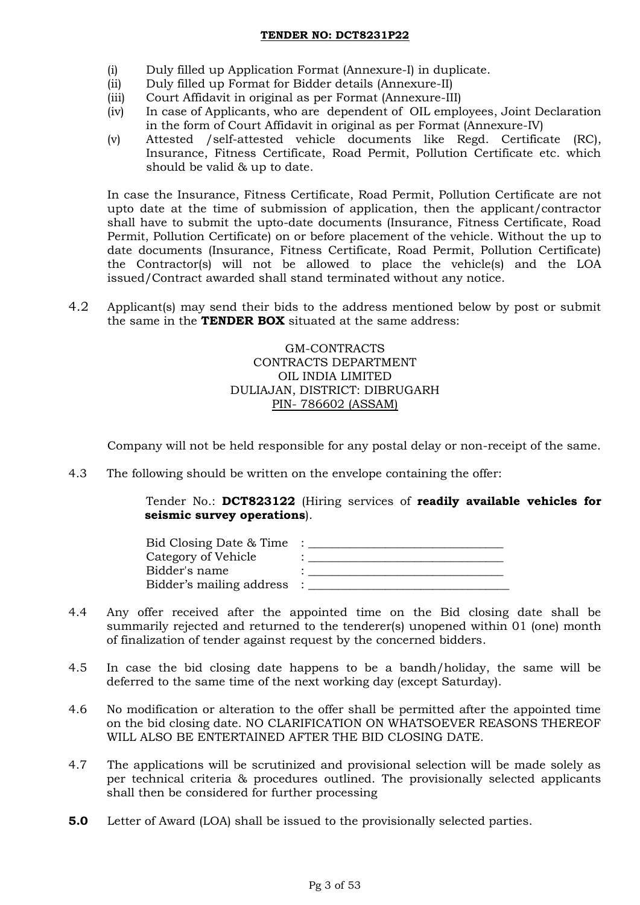(i) Duly filled up Application Format (Annexure-I) in duplicate.
(ii) Duly filled up Format for Bidder details (Annexure-II)
(iii) Court Affidavit in original as per Format (Annexure-III)
(iv) In case of Applicants, who are dependent of OIL employees, Joint Declaration in the form of Court Affidavit in original as per Format (Annexure-IV)
(v) Attested /self-attested vehicle documents like Regd. Certificate (RC), Insurance, Fitness Certificate, Road Permit, Pollution Certificate etc. which should be valid & up to date.

In case the Insurance, Fitness Certificate, Road Permit, Pollution Certificate are not upto date at the time of submission of application, then the applicant/contractor shall have to submit the upto-date documents (Insurance, Fitness Certificate, Road Permit, Pollution Certificate) on or before placement of the vehicle. Without the up to date documents (Insurance, Fitness Certificate, Road Permit, Pollution Certificate) the Contractor(s) will not be allowed to place the vehicle(s) and the LOA issued/Contract awarded shall stand terminated without any notice.

4.2 Applicant(s) may send their bids to the address mentioned below by post or submit the same in the **TENDER BOX** situated at the same address:

GM-CONTRACTS
CONTRACTS DEPARTMENT
OIL INDIA LIMITED
DULIAJAN, DISTRICT: DIBRUGARH
PIN- 786602 (ASSAM)

Company will not be held responsible for any postal delay or non-receipt of the same.

4.3 The following should be written on the envelope containing the offer:

Tender No.: **DCT823122** (Hiring services of **readily available vehicles for seismic survey operations**).

Bid Closing Date & Time : ______________________________
Category of Vehicle : ______________________________
Bidder's name : ______________________________
Bidder's mailing address : ______________________________

4.4 Any offer received after the appointed time on the Bid closing date shall be summarily rejected and returned to the tenderer(s) unopened within 01 (one) month of finalization of tender against request by the concerned bidders.

4.5 In case the bid closing date happens to be a bandh/holiday, the same will be deferred to the same time of the next working day (except Saturday).

4.6 No modification or alteration to the offer shall be permitted after the appointed time on the bid closing date. NO CLARIFICATION ON WHATSOEVER REASONS THEREOF WILL ALSO BE ENTERTAINED AFTER THE BID CLOSING DATE.

4.7 The applications will be scrutinized and provisional selection will be made solely as per technical criteria & procedures outlined. The provisionally selected applicants shall then be considered for further processing

**5.0** Letter of Award (LOA) shall be issued to the provisionally selected parties.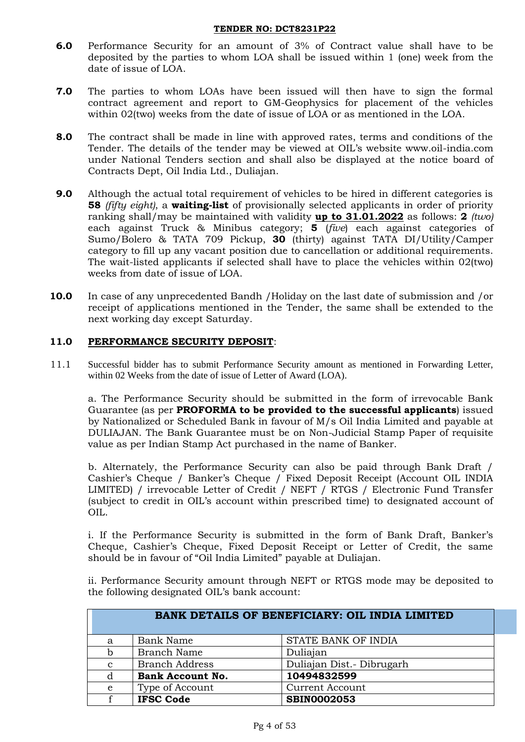**6.0** Performance Security for an amount of 3% of Contract value shall have to be deposited by the parties to whom LOA shall be issued within 1 (one) week from the date of issue of LOA.

**7.0** The parties to whom LOAs have been issued will then have to sign the formal contract agreement and report to GM-Geophysics for placement of the vehicles within 02(two) weeks from the date of issue of LOA or as mentioned in the LOA.

**8.0** The contract shall be made in line with approved rates, terms and conditions of the Tender. The details of the tender may be viewed at OIL's website www.oil-india.com under National Tenders section and shall also be displayed at the notice board of Contracts Dept, Oil India Ltd., Duliajan.

**9.0** Although the actual total requirement of vehicles to be hired in different categories is **58** *(fifty eight)*, a **waiting-list** of provisionally selected applicants in order of priority ranking shall/may be maintained with validity **up to 31.01.2022** as follows: **2** *(two)* each against Truck & Minibus category; **5** (*five*) each against categories of Sumo/Bolero & TATA 709 Pickup, **30** (thirty) against TATA DI/Utility/Camper category to fill up any vacant position due to cancellation or additional requirements. The wait-listed applicants if selected shall have to place the vehicles within 02(two) weeks from date of issue of LOA.

**10.0** In case of any unprecedented Bandh /Holiday on the last date of submission and /or receipt of applications mentioned in the Tender, the same shall be extended to the next working day except Saturday.

## 11.0 PERFORMANCE SECURITY DEPOSIT:

11.1 Successful bidder has to submit Performance Security amount as mentioned in Forwarding Letter, within 02 Weeks from the date of issue of Letter of Award (LOA).

a. The Performance Security should be submitted in the form of irrevocable Bank Guarantee (as per **PROFORMA to be provided to the successful applicants**) issued by Nationalized or Scheduled Bank in favour of M/s Oil India Limited and payable at DULIAJAN. The Bank Guarantee must be on Non-Judicial Stamp Paper of requisite value as per Indian Stamp Act purchased in the name of Banker.

b. Alternately, the Performance Security can also be paid through Bank Draft / Cashier's Cheque / Banker's Cheque / Fixed Deposit Receipt (Account OIL INDIA LIMITED) / irrevocable Letter of Credit / NEFT / RTGS / Electronic Fund Transfer (subject to credit in OIL's account within prescribed time) to designated account of OIL.

i. If the Performance Security is submitted in the form of Bank Draft, Banker's Cheque, Cashier's Cheque, Fixed Deposit Receipt or Letter of Credit, the same should be in favour of "Oil India Limited" payable at Duliajan.

ii. Performance Security amount through NEFT or RTGS mode may be deposited to the following designated OIL's bank account:

| BANK DETAILS OF BENEFICIARY: OIL INDIA LIMITED | | |
|---|---|---|
| a | Bank Name | STATE BANK OF INDIA |
| b | Branch Name | Duliajan |
| c | Branch Address | Duliajan Dist.- Dibrugarh |
| d | **Bank Account No.** | **10494832599** |
| e | Type of Account | Current Account |
| f | **IFSC Code** | **SBIN0002053** |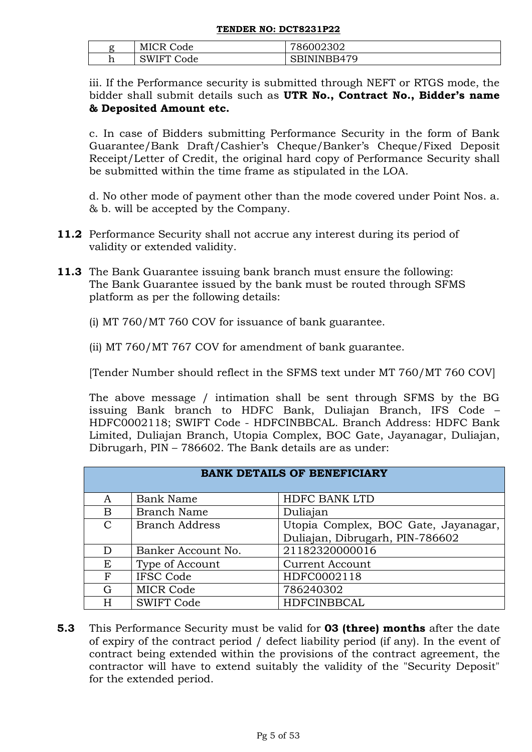| g | MICR Code | 786002302 |
|---|---|---|
| h | SWIFT Code | SBININBB479 |

iii. If the Performance security is submitted through NEFT or RTGS mode, the bidder shall submit details such as **UTR No., Contract No., Bidder's name & Deposited Amount etc.**

c. In case of Bidders submitting Performance Security in the form of Bank Guarantee/Bank Draft/Cashier's Cheque/Banker's Cheque/Fixed Deposit Receipt/Letter of Credit, the original hard copy of Performance Security shall be submitted within the time frame as stipulated in the LOA.

d. No other mode of payment other than the mode covered under Point Nos. a. & b. will be accepted by the Company.

**11.2** Performance Security shall not accrue any interest during its period of validity or extended validity.

**11.3** The Bank Guarantee issuing bank branch must ensure the following: The Bank Guarantee issued by the bank must be routed through SFMS platform as per the following details:

(i) MT 760/MT 760 COV for issuance of bank guarantee.

(ii) MT 760/MT 767 COV for amendment of bank guarantee.

[Tender Number should reflect in the SFMS text under MT 760/MT 760 COV]

The above message / intimation shall be sent through SFMS by the BG issuing Bank branch to HDFC Bank, Duliajan Branch, IFS Code – HDFC0002118; SWIFT Code - HDFCINBBCAL. Branch Address: HDFC Bank Limited, Duliajan Branch, Utopia Complex, BOC Gate, Jayanagar, Duliajan, Dibrugarh, PIN – 786602. The Bank details are as under:

| **BANK DETAILS OF BENEFICIARY** | | |
|---|---|---|
| A | Bank Name | HDFC BANK LTD |
| B | Branch Name | Duliajan |
| C | Branch Address | Utopia Complex, BOC Gate, Jayanagar, Duliajan, Dibrugarh, PIN-786602 |
| D | Banker Account No. | 21182320000016 |
| E | Type of Account | Current Account |
| F | IFSC Code | HDFC0002118 |
| G | MICR Code | 786240302 |
| H | SWIFT Code | HDFCINBBCAL |

**5.3** This Performance Security must be valid for **03 (three) months** after the date of expiry of the contract period / defect liability period (if any). In the event of contract being extended within the provisions of the contract agreement, the contractor will have to extend suitably the validity of the "Security Deposit" for the extended period.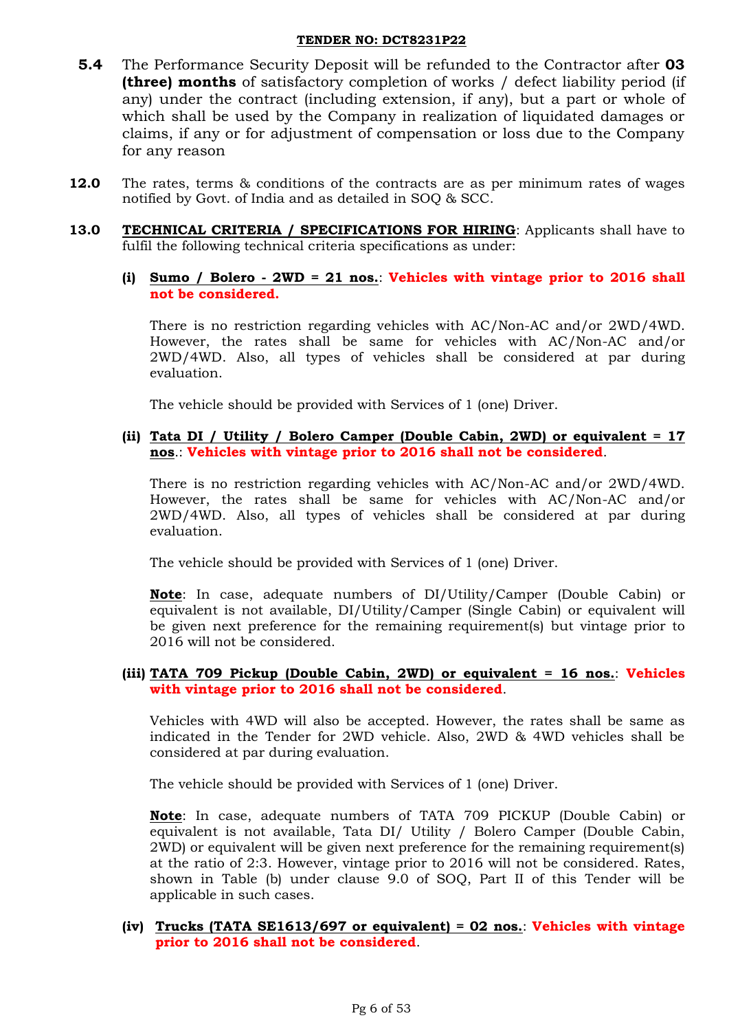**5.4** The Performance Security Deposit will be refunded to the Contractor after **03 (three) months** of satisfactory completion of works / defect liability period (if any) under the contract (including extension, if any), but a part or whole of which shall be used by the Company in realization of liquidated damages or claims, if any or for adjustment of compensation or loss due to the Company for any reason

**12.0** The rates, terms & conditions of the contracts are as per minimum rates of wages notified by Govt. of India and as detailed in SOQ & SCC.

**13.0** **<u>TECHNICAL CRITERIA / SPECIFICATIONS FOR HIRING</u>**: Applicants shall have to fulfil the following technical criteria specifications as under:

**(i)** **<u>Sumo / Bolero - 2WD = 21 nos.</u>**: **Vehicles with vintage prior to 2016 shall not be considered.**

There is no restriction regarding vehicles with AC/Non-AC and/or 2WD/4WD. However, the rates shall be same for vehicles with AC/Non-AC and/or 2WD/4WD. Also, all types of vehicles shall be considered at par during evaluation.

The vehicle should be provided with Services of 1 (one) Driver.

**(ii)** **<u>Tata DI / Utility / Bolero Camper (Double Cabin, 2WD) or equivalent = 17 nos</u>**.: **Vehicles with vintage prior to 2016 shall not be considered**.

There is no restriction regarding vehicles with AC/Non-AC and/or 2WD/4WD. However, the rates shall be same for vehicles with AC/Non-AC and/or 2WD/4WD. Also, all types of vehicles shall be considered at par during evaluation.

The vehicle should be provided with Services of 1 (one) Driver.

**<u>Note</u>**: In case, adequate numbers of DI/Utility/Camper (Double Cabin) or equivalent is not available, DI/Utility/Camper (Single Cabin) or equivalent will be given next preference for the remaining requirement(s) but vintage prior to 2016 will not be considered.

**(iii)** **<u>TATA 709 Pickup (Double Cabin, 2WD) or equivalent = 16 nos.</u>**: **Vehicles with vintage prior to 2016 shall not be considered**.

Vehicles with 4WD will also be accepted. However, the rates shall be same as indicated in the Tender for 2WD vehicle. Also, 2WD & 4WD vehicles shall be considered at par during evaluation.

The vehicle should be provided with Services of 1 (one) Driver.

**<u>Note</u>**: In case, adequate numbers of TATA 709 PICKUP (Double Cabin) or equivalent is not available, Tata DI/ Utility / Bolero Camper (Double Cabin, 2WD) or equivalent will be given next preference for the remaining requirement(s) at the ratio of 2:3. However, vintage prior to 2016 will not be considered. Rates, shown in Table (b) under clause 9.0 of SOQ, Part II of this Tender will be applicable in such cases.

**(iv)** **<u>Trucks (TATA SE1613/697 or equivalent) = 02 nos.</u>**: **Vehicles with vintage prior to 2016 shall not be considered**.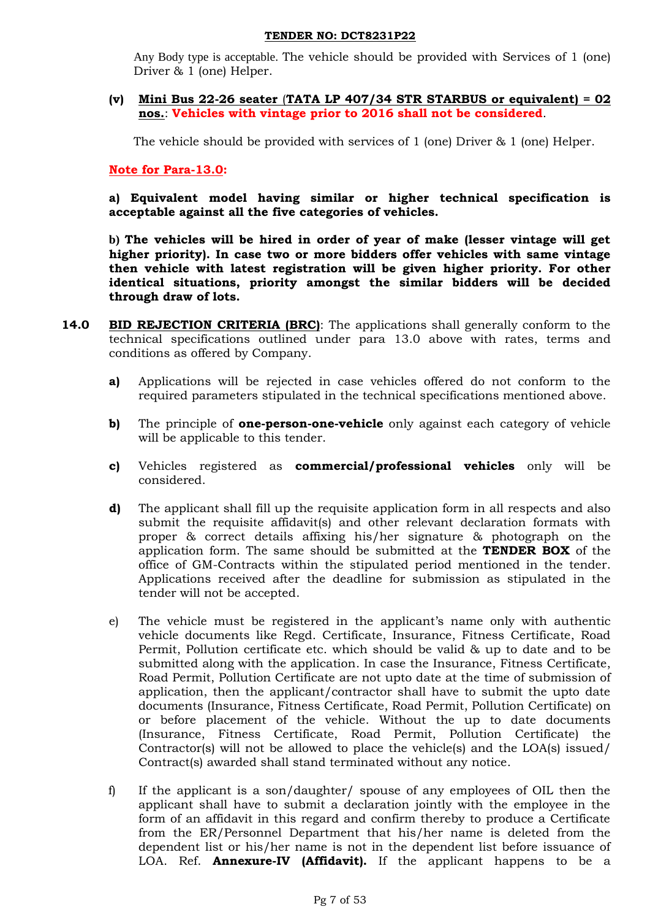Any Body type is acceptable. The vehicle should be provided with Services of 1 (one) Driver & 1 (one) Helper.

**(v)** **Mini Bus 22-26 seater (TATA LP 407/34 STR STARBUS or equivalent) = 02 nos.**: **Vehicles with vintage prior to 2016 shall not be considered**.

The vehicle should be provided with services of 1 (one) Driver & 1 (one) Helper.

**Note for Para-13.0:**

**a) Equivalent model having similar or higher technical specification is acceptable against all the five categories of vehicles.**

**b) The vehicles will be hired in order of year of make (lesser vintage will get higher priority). In case two or more bidders offer vehicles with same vintage then vehicle with latest registration will be given higher priority. For other identical situations, priority amongst the similar bidders will be decided through draw of lots.**

**14.0** **BID REJECTION CRITERIA (BRC)**: The applications shall generally conform to the technical specifications outlined under para 13.0 above with rates, terms and conditions as offered by Company.

**a)** Applications will be rejected in case vehicles offered do not conform to the required parameters stipulated in the technical specifications mentioned above.

**b)** The principle of **one-person-one-vehicle** only against each category of vehicle will be applicable to this tender.

**c)** Vehicles registered as **commercial/professional vehicles** only will be considered.

**d)** The applicant shall fill up the requisite application form in all respects and also submit the requisite affidavit(s) and other relevant declaration formats with proper & correct details affixing his/her signature & photograph on the application form. The same should be submitted at the **TENDER BOX** of the office of GM-Contracts within the stipulated period mentioned in the tender. Applications received after the deadline for submission as stipulated in the tender will not be accepted.

e) The vehicle must be registered in the applicant's name only with authentic vehicle documents like Regd. Certificate, Insurance, Fitness Certificate, Road Permit, Pollution certificate etc. which should be valid & up to date and to be submitted along with the application. In case the Insurance, Fitness Certificate, Road Permit, Pollution Certificate are not upto date at the time of submission of application, then the applicant/contractor shall have to submit the upto date documents (Insurance, Fitness Certificate, Road Permit, Pollution Certificate) on or before placement of the vehicle. Without the up to date documents (Insurance, Fitness Certificate, Road Permit, Pollution Certificate) the Contractor(s) will not be allowed to place the vehicle(s) and the LOA(s) issued/ Contract(s) awarded shall stand terminated without any notice.

f) If the applicant is a son/daughter/ spouse of any employees of OIL then the applicant shall have to submit a declaration jointly with the employee in the form of an affidavit in this regard and confirm thereby to produce a Certificate from the ER/Personnel Department that his/her name is deleted from the dependent list or his/her name is not in the dependent list before issuance of LOA. Ref. **Annexure-IV (Affidavit).** If the applicant happens to be a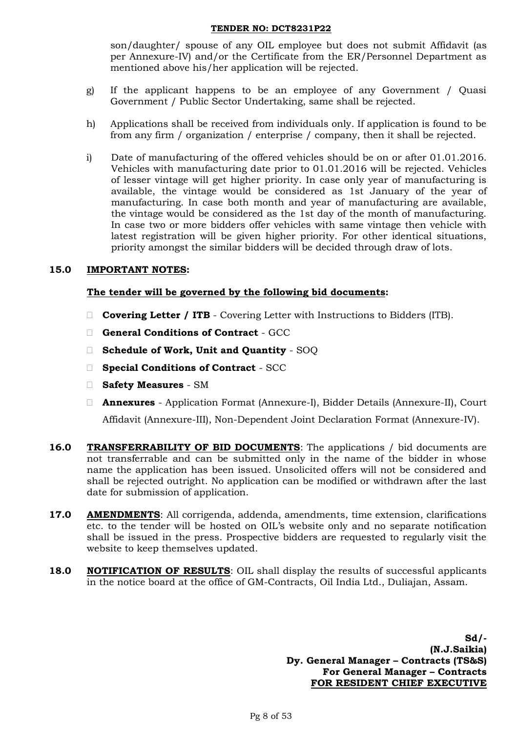son/daughter/ spouse of any OIL employee but does not submit Affidavit (as per Annexure-IV) and/or the Certificate from the ER/Personnel Department as mentioned above his/her application will be rejected.

g) If the applicant happens to be an employee of any Government / Quasi Government / Public Sector Undertaking, same shall be rejected.

h) Applications shall be received from individuals only. If application is found to be from any firm / organization / enterprise / company, then it shall be rejected.

i) Date of manufacturing of the offered vehicles should be on or after 01.01.2016. Vehicles with manufacturing date prior to 01.01.2016 will be rejected. Vehicles of lesser vintage will get higher priority. In case only year of manufacturing is available, the vintage would be considered as 1st January of the year of manufacturing. In case both month and year of manufacturing are available, the vintage would be considered as the 1st day of the month of manufacturing. In case two or more bidders offer vehicles with same vintage then vehicle with latest registration will be given higher priority. For other identical situations, priority amongst the similar bidders will be decided through draw of lots.

## 15.0 IMPORTANT NOTES:

**The tender will be governed by the following bid documents:**

- **Covering Letter / ITB** - Covering Letter with Instructions to Bidders (ITB).
- **General Conditions of Contract** - GCC
- **Schedule of Work, Unit and Quantity** - SOQ
- **Special Conditions of Contract** - SCC
- **Safety Measures** - SM
- **Annexures** - Application Format (Annexure-I), Bidder Details (Annexure-II), Court Affidavit (Annexure-III), Non-Dependent Joint Declaration Format (Annexure-IV).

**16.0 TRANSFERRABILITY OF BID DOCUMENTS**: The applications / bid documents are not transferrable and can be submitted only in the name of the bidder in whose name the application has been issued. Unsolicited offers will not be considered and shall be rejected outright. No application can be modified or withdrawn after the last date for submission of application.

**17.0 AMENDMENTS**: All corrigenda, addenda, amendments, time extension, clarifications etc. to the tender will be hosted on OIL's website only and no separate notification shall be issued in the press. Prospective bidders are requested to regularly visit the website to keep themselves updated.

**18.0 NOTIFICATION OF RESULTS**: OIL shall display the results of successful applicants in the notice board at the office of GM-Contracts, Oil India Ltd., Duliajan, Assam.

**Sd/-**
**(N.J.Saikia)**
**Dy. General Manager – Contracts (TS&S)**
**For General Manager – Contracts**
**FOR RESIDENT CHIEF EXECUTIVE**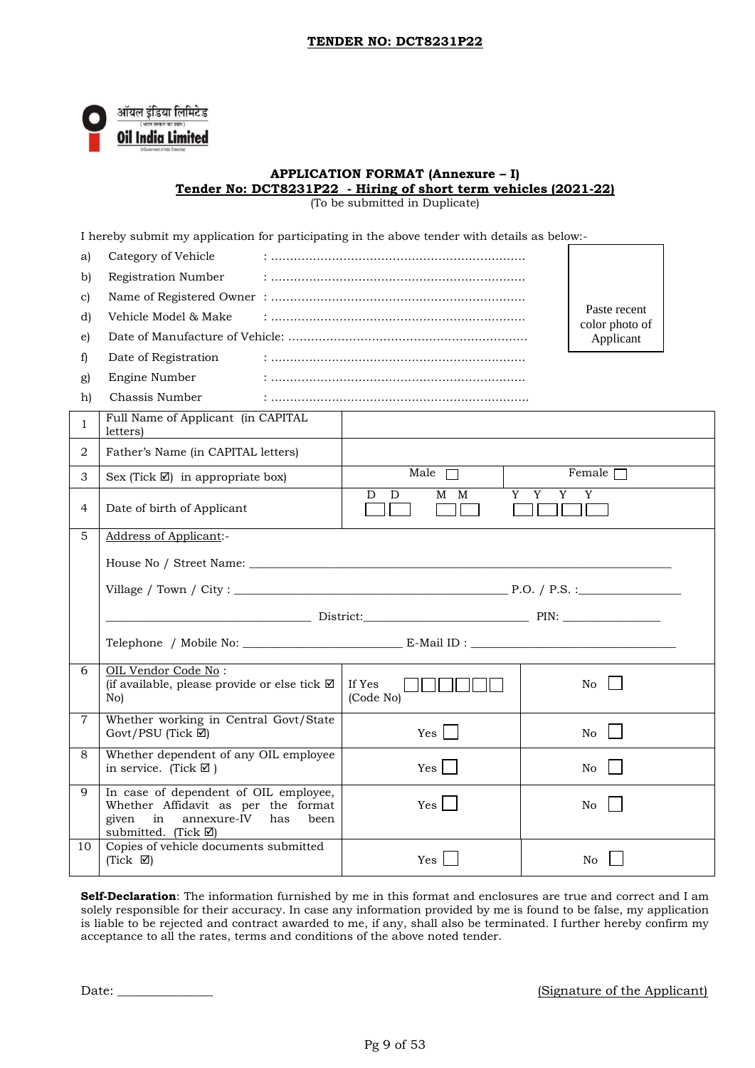**TENDER NO: DCT8231P22**

ऑयल इंडिया लिमिटेड

(भारत सरकार का उद्यम)

**Oil India Limited**

(A Government of India Enterprise)

## APPLICATION FORMAT (Annexure – I)

**Tender No: DCT8231P22 - Hiring of short term vehicles (2021-22)**

(To be submitted in Duplicate)

I hereby submit my application for participating in the above tender with details as below:-

a) Category of Vehicle : ………………………………………………………….

b) Registration Number : ………………………………………………………….

c) Name of Registered Owner : ………………………………………………………….

d) Vehicle Model & Make : ………………………………………………………….

e) Date of Manufacture of Vehicle: ………………………………………………………

f) Date of Registration : ………………………………………………………….

g) Engine Number : ………………………………………………………….

h) Chassis Number : ………………………………………………………….

Paste recent color photo of Applicant

| | | | |
|---|---|---|---|
| 1 | Full Name of Applicant (in CAPITAL letters) | | |
| 2 | Father's Name (in CAPITAL letters) | | |
| 3 | Sex (Tick ☑) in appropriate box) | Male ☐ | Female ☐ |
| 4 | Date of birth of Applicant | D D ☐☐ M M ☐☐ Y Y Y Y ☐☐☐☐ | |
| 5 | Address of Applicant:-<br>House No / Street Name: ____________<br>Village / Town / City : ____________ P.O. / P.S. :____________<br>____________ District:____________ PIN: ____________<br>Telephone / Mobile No: ____________ E-Mail ID : ____________ | | |
| 6 | OIL Vendor Code No :<br>(if available, please provide or else tick ☑ No) | If Yes (Code No) ☐☐☐☐☐☐ | No ☐ |
| 7 | Whether working in Central Govt/State Govt/PSU (Tick ☑) | Yes ☐ | No ☐ |
| 8 | Whether dependent of any OIL employee in service. (Tick ☑ ) | Yes ☐ | No ☐ |
| 9 | In case of dependent of OIL employee, Whether Affidavit as per the format given in annexure-IV has been submitted. (Tick ☑) | Yes ☐ | No ☐ |
| 10 | Copies of vehicle documents submitted (Tick ☑) | Yes ☐ | No ☐ |

**Self-Declaration**: The information furnished by me in this format and enclosures are true and correct and I am solely responsible for their accuracy. In case any information provided by me is found to be false, my application is liable to be rejected and contract awarded to me, if any, shall also be terminated. I further hereby confirm my acceptance to all the rates, terms and conditions of the above noted tender.

Date: ______________

(Signature of the Applicant)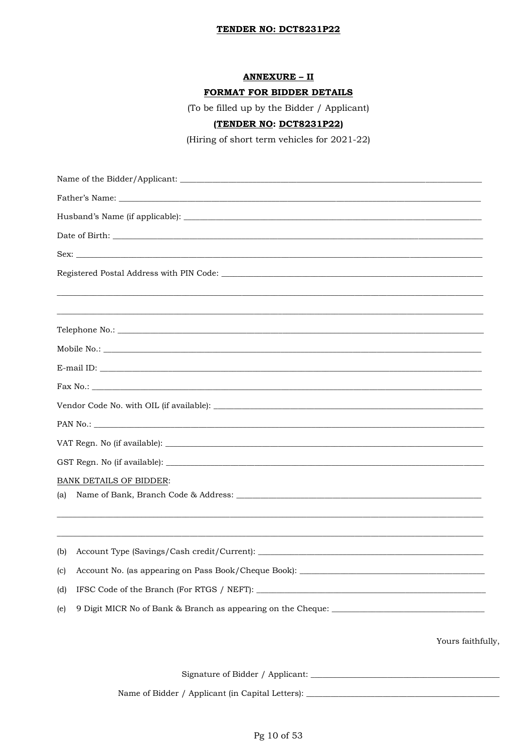## ANNEXURE – II

## FORMAT FOR BIDDER DETAILS

(To be filled up by the Bidder / Applicant)

**(TENDER NO: DCT8231P22)**

(Hiring of short term vehicles for 2021-22)

Name of the Bidder/Applicant: ________________________________________

Father's Name: ________________________________________

Husband's Name (if applicable): ________________________________________

Date of Birth: ________________________________________

Sex: ________________________________________

Registered Postal Address with PIN Code: ________________________________________

________________________________________

________________________________________

Telephone No.: ________________________________________

Mobile No.: ________________________________________

E-mail ID: ________________________________________

Fax No.: ________________________________________

Vendor Code No. with OIL (if available): ________________________________________

PAN No.: ________________________________________

VAT Regn. No (if available): ________________________________________

GST Regn. No (if available): ________________________________________

BANK DETAILS OF BIDDER:

(a) Name of Bank, Branch Code & Address: ________________________________________

________________________________________

________________________________________

(b) Account Type (Savings/Cash credit/Current): ________________________________________

(c) Account No. (as appearing on Pass Book/Cheque Book): ________________________________________

(d) IFSC Code of the Branch (For RTGS / NEFT): ________________________________________

(e) 9 Digit MICR No of Bank & Branch as appearing on the Cheque: ________________________________________

Yours faithfully,

Signature of Bidder / Applicant: ________________________________________

Name of Bidder / Applicant (in Capital Letters): ________________________________________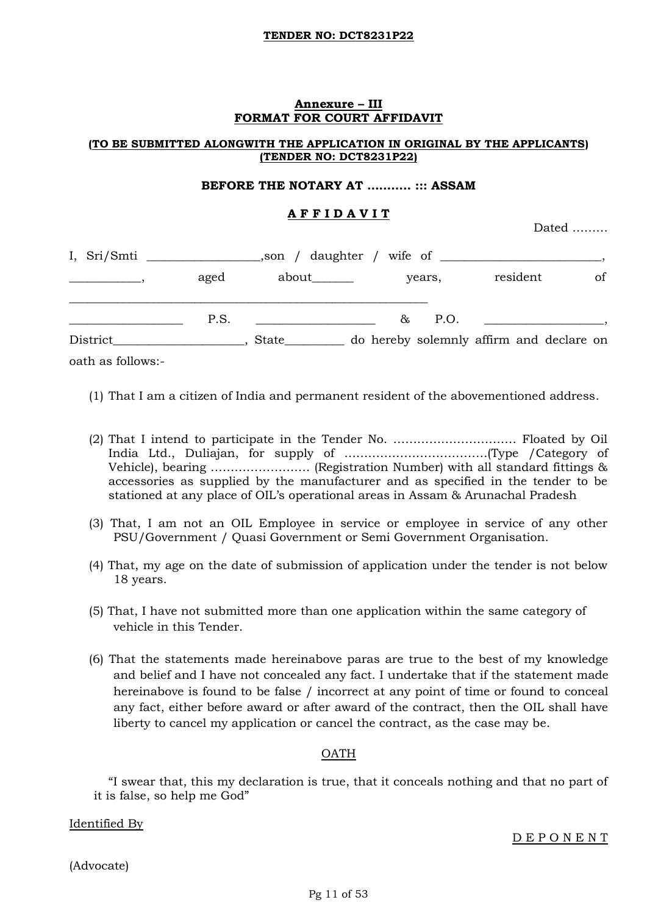**TENDER NO: DCT8231P22**

## Annexure – III
## FORMAT FOR COURT AFFIDAVIT

**(TO BE SUBMITTED ALONGWITH THE APPLICATION IN ORIGINAL BY THE APPLICANTS)**
**(TENDER NO: DCT8231P22)**

**BEFORE THE NOTARY AT ……….. ::: ASSAM**

### A F F I D A V I T

Dated ………

I, Sri/Smti __________________,son / daughter / wife of __________________________, ____________, aged about_______ years, resident of ____________________________________________________________ ___________________ P.S. ____________________ & P.O. ___________________, District_____________________, State__________ do hereby solemnly affirm and declare on oath as follows:-

(1) That I am a citizen of India and permanent resident of the abovementioned address.

(2) That I intend to participate in the Tender No. …………………………… Floated by Oil India Ltd., Duliajan, for supply of ………………………………(Type /Category of Vehicle), bearing ……………………. (Registration Number) with all standard fittings & accessories as supplied by the manufacturer and as specified in the tender to be stationed at any place of OIL's operational areas in Assam & Arunachal Pradesh

(3) That, I am not an OIL Employee in service or employee in service of any other PSU/Government / Quasi Government or Semi Government Organisation.

(4) That, my age on the date of submission of application under the tender is not below 18 years.

(5) That, I have not submitted more than one application within the same category of vehicle in this Tender.

(6) That the statements made hereinabove paras are true to the best of my knowledge and belief and I have not concealed any fact. I undertake that if the statement made hereinabove is found to be false / incorrect at any point of time or found to conceal any fact, either before award or after award of the contract, then the OIL shall have liberty to cancel my application or cancel the contract, as the case may be.

OATH

"I swear that, this my declaration is true, that it conceals nothing and that no part of it is false, so help me God"

Identified By

D E P O N E N T

(Advocate)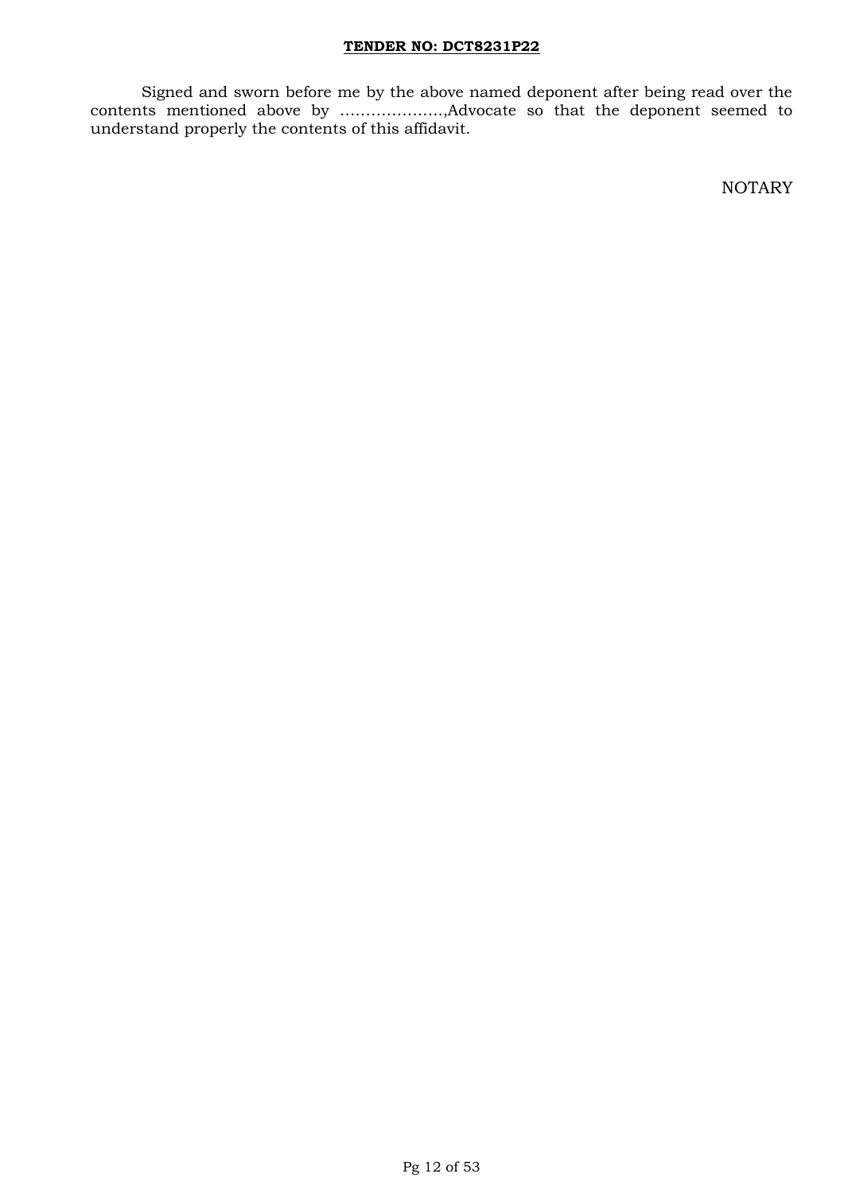Signed and sworn before me by the above named deponent after being read over the contents mentioned above by ……………….,Advocate so that the deponent seemed to understand properly the contents of this affidavit.

NOTARY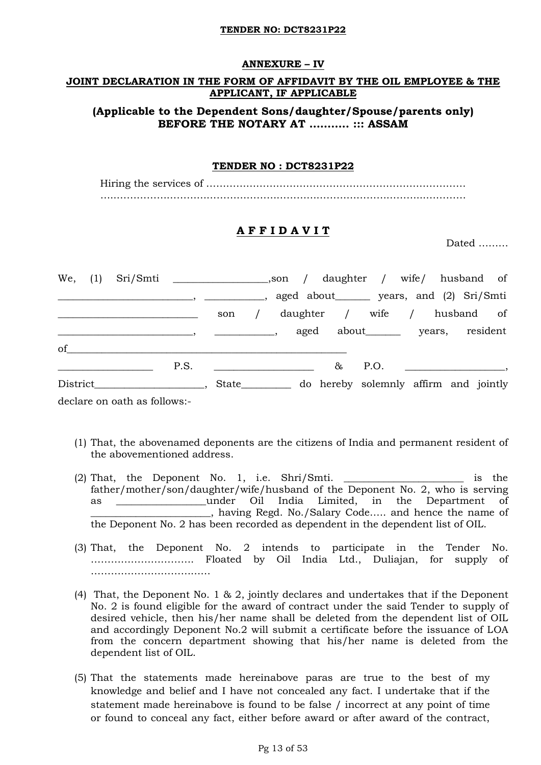**TENDER NO: DCT8231P22**

## ANNEXURE – IV

### JOINT DECLARATION IN THE FORM OF AFFIDAVIT BY THE OIL EMPLOYEE & THE APPLICANT, IF APPLICABLE

### (Applicable to the Dependent Sons/daughter/Spouse/parents only) BEFORE THE NOTARY AT ……….. ::: ASSAM

**TENDER NO : DCT8231P22**

Hiring the services of ……………………………………………………………………
………………………………………………………………………………………………

## A F F I D A V I T

Dated ………

We, (1) Sri/Smti __________________,son / daughter / wife/ husband of _________________________, ___________, aged about______ years, and (2) Sri/Smti __________________________ son / daughter / wife / husband of __________________________, ___________, aged about_______ years, resident of______________________________________________________ __________________ P.S. ___________________ & P.O. ___________________, District_____________________, State_________ do hereby solemnly affirm and jointly declare on oath as follows:-

(1) That, the abovenamed deponents are the citizens of India and permanent resident of the abovementioned address.

(2) That, the Deponent No. 1, i.e. Shri/Smti. ________________________ is the father/mother/son/daughter/wife/husband of the Deponent No. 2, who is serving as _________________under Oil India Limited, in the Department of ______________________, having Regd. No./Salary Code….. and hence the name of the Deponent No. 2 has been recorded as dependent in the dependent list of OIL.

(3) That, the Deponent No. 2 intends to participate in the Tender No. …………………………. Floated by Oil India Ltd., Duliajan, for supply of ………………………………

(4) That, the Deponent No. 1 & 2, jointly declares and undertakes that if the Deponent No. 2 is found eligible for the award of contract under the said Tender to supply of desired vehicle, then his/her name shall be deleted from the dependent list of OIL and accordingly Deponent No.2 will submit a certificate before the issuance of LOA from the concern department showing that his/her name is deleted from the dependent list of OIL.

(5) That the statements made hereinabove paras are true to the best of my knowledge and belief and I have not concealed any fact. I undertake that if the statement made hereinabove is found to be false / incorrect at any point of time or found to conceal any fact, either before award or after award of the contract,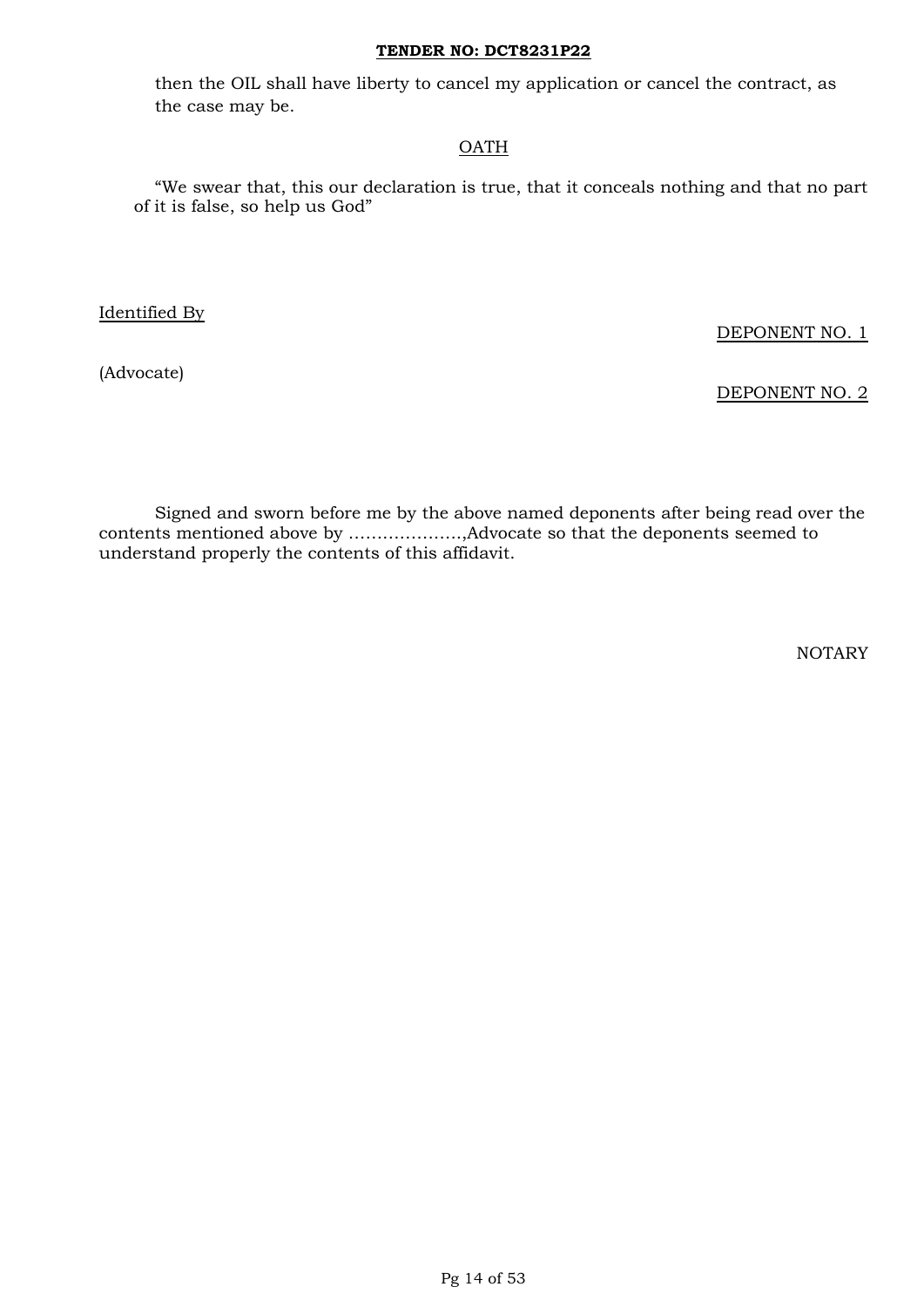then the OIL shall have liberty to cancel my application or cancel the contract, as the case may be.

## OATH

"We swear that, this our declaration is true, that it conceals nothing and that no part of it is false, so help us God"

Identified By

DEPONENT NO. 1

(Advocate)

DEPONENT NO. 2

Signed and sworn before me by the above named deponents after being read over the contents mentioned above by ………………..,Advocate so that the deponents seemed to understand properly the contents of this affidavit.

NOTARY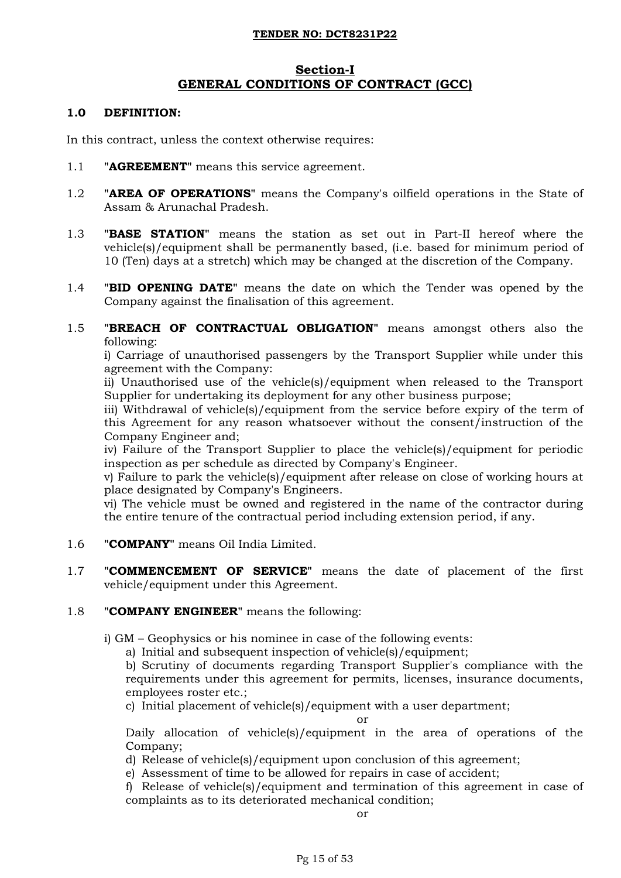## Section-I
## GENERAL CONDITIONS OF CONTRACT (GCC)

**1.0 DEFINITION:**

In this contract, unless the context otherwise requires:

1.1 "**AGREEMENT**" means this service agreement.

1.2 "**AREA OF OPERATIONS**" means the Company's oilfield operations in the State of Assam & Arunachal Pradesh.

1.3 "**BASE STATION**" means the station as set out in Part-II hereof where the vehicle(s)/equipment shall be permanently based, (i.e. based for minimum period of 10 (Ten) days at a stretch) which may be changed at the discretion of the Company.

1.4 "**BID OPENING DATE**" means the date on which the Tender was opened by the Company against the finalisation of this agreement.

1.5 "**BREACH OF CONTRACTUAL OBLIGATION**" means amongst others also the following:
i) Carriage of unauthorised passengers by the Transport Supplier while under this agreement with the Company:
ii) Unauthorised use of the vehicle(s)/equipment when released to the Transport Supplier for undertaking its deployment for any other business purpose;
iii) Withdrawal of vehicle(s)/equipment from the service before expiry of the term of this Agreement for any reason whatsoever without the consent/instruction of the Company Engineer and;
iv) Failure of the Transport Supplier to place the vehicle(s)/equipment for periodic inspection as per schedule as directed by Company's Engineer.
v) Failure to park the vehicle(s)/equipment after release on close of working hours at place designated by Company's Engineers.
vi) The vehicle must be owned and registered in the name of the contractor during the entire tenure of the contractual period including extension period, if any.

1.6 "**COMPANY**" means Oil India Limited.

1.7 "**COMMENCEMENT OF SERVICE**" means the date of placement of the first vehicle/equipment under this Agreement.

1.8 "**COMPANY ENGINEER**" means the following:

i) GM – Geophysics or his nominee in case of the following events:
  a) Initial and subsequent inspection of vehicle(s)/equipment;
  b) Scrutiny of documents regarding Transport Supplier's compliance with the requirements under this agreement for permits, licenses, insurance documents, employees roster etc.;
  c) Initial placement of vehicle(s)/equipment with a user department;
  or
  Daily allocation of vehicle(s)/equipment in the area of operations of the Company;
  d) Release of vehicle(s)/equipment upon conclusion of this agreement;
  e) Assessment of time to be allowed for repairs in case of accident;
  f) Release of vehicle(s)/equipment and termination of this agreement in case of complaints as to its deteriorated mechanical condition;
  or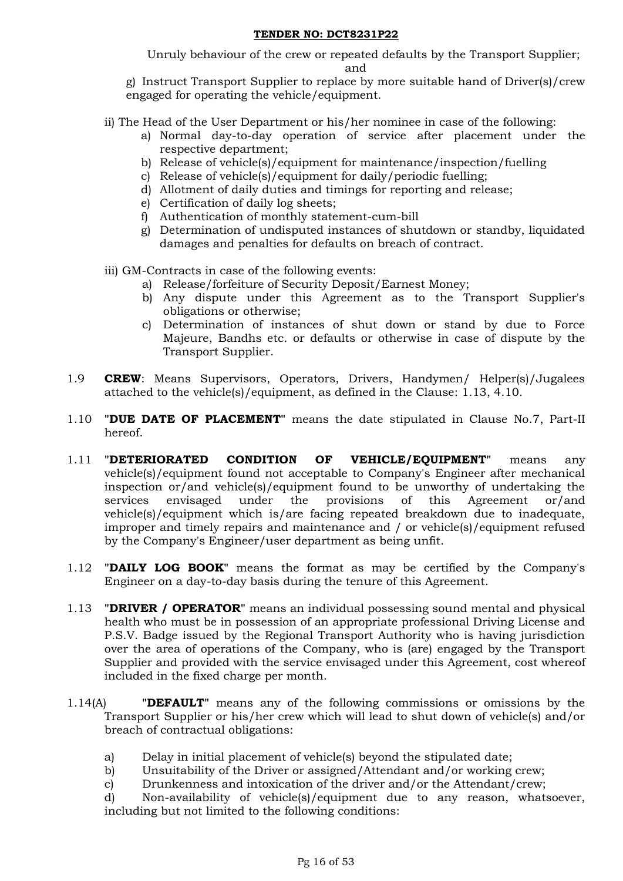Unruly behaviour of the crew or repeated defaults by the Transport Supplier; and

g) Instruct Transport Supplier to replace by more suitable hand of Driver(s)/crew engaged for operating the vehicle/equipment.

ii) The Head of the User Department or his/her nominee in case of the following:

a) Normal day-to-day operation of service after placement under the respective department;
b) Release of vehicle(s)/equipment for maintenance/inspection/fuelling
c) Release of vehicle(s)/equipment for daily/periodic fuelling;
d) Allotment of daily duties and timings for reporting and release;
e) Certification of daily log sheets;
f) Authentication of monthly statement-cum-bill
g) Determination of undisputed instances of shutdown or standby, liquidated damages and penalties for defaults on breach of contract.

iii) GM-Contracts in case of the following events:

a) Release/forfeiture of Security Deposit/Earnest Money;
b) Any dispute under this Agreement as to the Transport Supplier's obligations or otherwise;
c) Determination of instances of shut down or stand by due to Force Majeure, Bandhs etc. or defaults or otherwise in case of dispute by the Transport Supplier.

1.9 **CREW**: Means Supervisors, Operators, Drivers, Handymen/ Helper(s)/Jugalees attached to the vehicle(s)/equipment, as defined in the Clause: 1.13, 4.10.

1.10 "**DUE DATE OF PLACEMENT**" means the date stipulated in Clause No.7, Part-II hereof.

1.11 "**DETERIORATED CONDITION OF VEHICLE/EQUIPMENT**" means any vehicle(s)/equipment found not acceptable to Company's Engineer after mechanical inspection or/and vehicle(s)/equipment found to be unworthy of undertaking the services envisaged under the provisions of this Agreement or/and vehicle(s)/equipment which is/are facing repeated breakdown due to inadequate, improper and timely repairs and maintenance and / or vehicle(s)/equipment refused by the Company's Engineer/user department as being unfit.

1.12 "**DAILY LOG BOOK**" means the format as may be certified by the Company's Engineer on a day-to-day basis during the tenure of this Agreement.

1.13 "**DRIVER / OPERATOR**" means an individual possessing sound mental and physical health who must be in possession of an appropriate professional Driving License and P.S.V. Badge issued by the Regional Transport Authority who is having jurisdiction over the area of operations of the Company, who is (are) engaged by the Transport Supplier and provided with the service envisaged under this Agreement, cost whereof included in the fixed charge per month.

1.14(A) "**DEFAULT**" means any of the following commissions or omissions by the Transport Supplier or his/her crew which will lead to shut down of vehicle(s) and/or breach of contractual obligations:

a) Delay in initial placement of vehicle(s) beyond the stipulated date;
b) Unsuitability of the Driver or assigned/Attendant and/or working crew;
c) Drunkenness and intoxication of the driver and/or the Attendant/crew;
d) Non-availability of vehicle(s)/equipment due to any reason, whatsoever, including but not limited to the following conditions: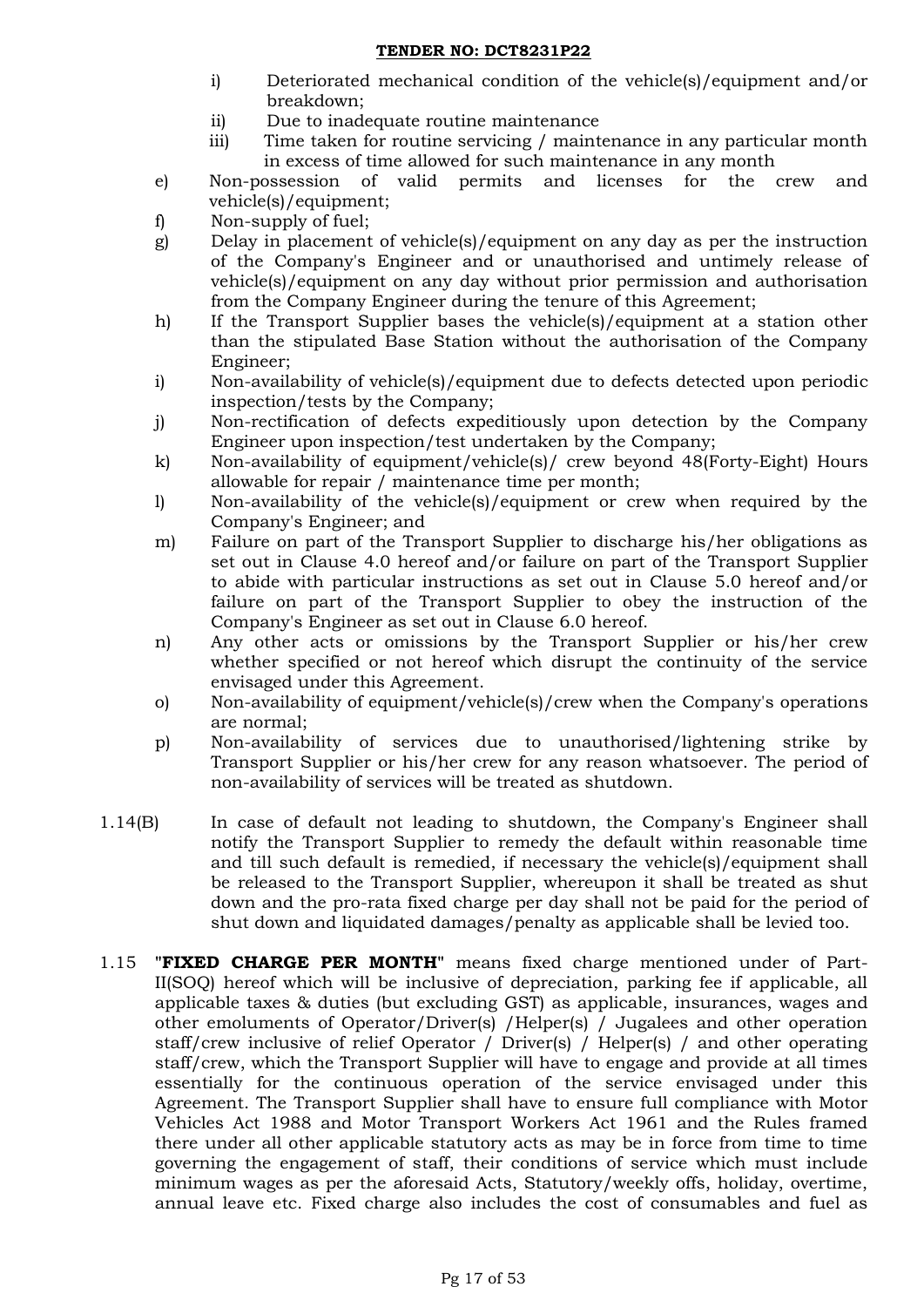i) Deteriorated mechanical condition of the vehicle(s)/equipment and/or breakdown;

ii) Due to inadequate routine maintenance

iii) Time taken for routine servicing / maintenance in any particular month in excess of time allowed for such maintenance in any month

e) Non-possession of valid permits and licenses for the crew and vehicle(s)/equipment;

f) Non-supply of fuel;

g) Delay in placement of vehicle(s)/equipment on any day as per the instruction of the Company's Engineer and or unauthorised and untimely release of vehicle(s)/equipment on any day without prior permission and authorisation from the Company Engineer during the tenure of this Agreement;

h) If the Transport Supplier bases the vehicle(s)/equipment at a station other than the stipulated Base Station without the authorisation of the Company Engineer;

i) Non-availability of vehicle(s)/equipment due to defects detected upon periodic inspection/tests by the Company;

j) Non-rectification of defects expeditiously upon detection by the Company Engineer upon inspection/test undertaken by the Company;

k) Non-availability of equipment/vehicle(s)/ crew beyond 48(Forty-Eight) Hours allowable for repair / maintenance time per month;

l) Non-availability of the vehicle(s)/equipment or crew when required by the Company's Engineer; and

m) Failure on part of the Transport Supplier to discharge his/her obligations as set out in Clause 4.0 hereof and/or failure on part of the Transport Supplier to abide with particular instructions as set out in Clause 5.0 hereof and/or failure on part of the Transport Supplier to obey the instruction of the Company's Engineer as set out in Clause 6.0 hereof.

n) Any other acts or omissions by the Transport Supplier or his/her crew whether specified or not hereof which disrupt the continuity of the service envisaged under this Agreement.

o) Non-availability of equipment/vehicle(s)/crew when the Company's operations are normal;

p) Non-availability of services due to unauthorised/lightening strike by Transport Supplier or his/her crew for any reason whatsoever. The period of non-availability of services will be treated as shutdown.

1.14(B) In case of default not leading to shutdown, the Company's Engineer shall notify the Transport Supplier to remedy the default within reasonable time and till such default is remedied, if necessary the vehicle(s)/equipment shall be released to the Transport Supplier, whereupon it shall be treated as shut down and the pro-rata fixed charge per day shall not be paid for the period of shut down and liquidated damages/penalty as applicable shall be levied too.

1.15 "**FIXED CHARGE PER MONTH**" means fixed charge mentioned under of Part-II(SOQ) hereof which will be inclusive of depreciation, parking fee if applicable, all applicable taxes & duties (but excluding GST) as applicable, insurances, wages and other emoluments of Operator/Driver(s) /Helper(s) / Jugalees and other operation staff/crew inclusive of relief Operator / Driver(s) / Helper(s) / and other operating staff/crew, which the Transport Supplier will have to engage and provide at all times essentially for the continuous operation of the service envisaged under this Agreement. The Transport Supplier shall have to ensure full compliance with Motor Vehicles Act 1988 and Motor Transport Workers Act 1961 and the Rules framed there under all other applicable statutory acts as may be in force from time to time governing the engagement of staff, their conditions of service which must include minimum wages as per the aforesaid Acts, Statutory/weekly offs, holiday, overtime, annual leave etc. Fixed charge also includes the cost of consumables and fuel as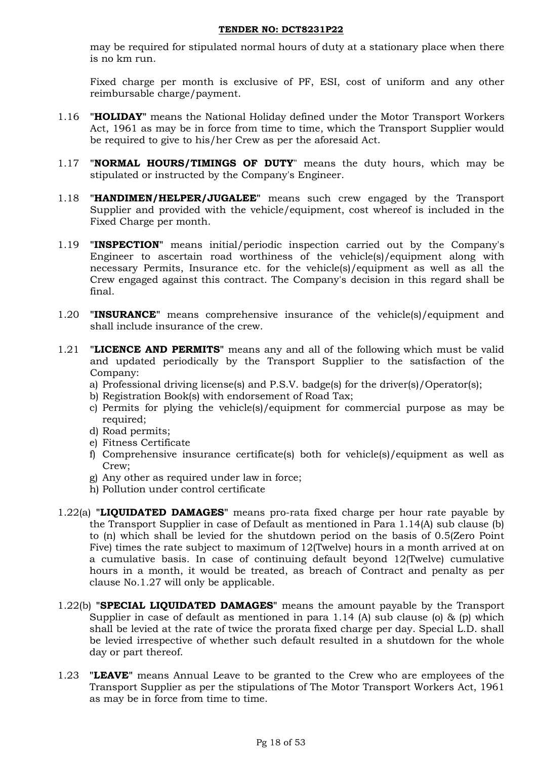may be required for stipulated normal hours of duty at a stationary place when there is no km run.

Fixed charge per month is exclusive of PF, ESI, cost of uniform and any other reimbursable charge/payment.

1.16 "**HOLIDAY**" means the National Holiday defined under the Motor Transport Workers Act, 1961 as may be in force from time to time, which the Transport Supplier would be required to give to his/her Crew as per the aforesaid Act.

1.17 "**NORMAL HOURS/TIMINGS OF DUTY**" means the duty hours, which may be stipulated or instructed by the Company's Engineer.

1.18 "**HANDIMEN/HELPER/JUGALEE**" means such crew engaged by the Transport Supplier and provided with the vehicle/equipment, cost whereof is included in the Fixed Charge per month.

1.19 "**INSPECTION**" means initial/periodic inspection carried out by the Company's Engineer to ascertain road worthiness of the vehicle(s)/equipment along with necessary Permits, Insurance etc. for the vehicle(s)/equipment as well as all the Crew engaged against this contract. The Company's decision in this regard shall be final.

1.20 "**INSURANCE**" means comprehensive insurance of the vehicle(s)/equipment and shall include insurance of the crew.

1.21 "**LICENCE AND PERMITS**" means any and all of the following which must be valid and updated periodically by the Transport Supplier to the satisfaction of the Company:

a) Professional driving license(s) and P.S.V. badge(s) for the driver(s)/Operator(s);
b) Registration Book(s) with endorsement of Road Tax;
c) Permits for plying the vehicle(s)/equipment for commercial purpose as may be required;
d) Road permits;
e) Fitness Certificate
f) Comprehensive insurance certificate(s) both for vehicle(s)/equipment as well as Crew;
g) Any other as required under law in force;
h) Pollution under control certificate

1.22(a) "**LIQUIDATED DAMAGES**" means pro-rata fixed charge per hour rate payable by the Transport Supplier in case of Default as mentioned in Para 1.14(A) sub clause (b) to (n) which shall be levied for the shutdown period on the basis of 0.5(Zero Point Five) times the rate subject to maximum of 12(Twelve) hours in a month arrived at on a cumulative basis. In case of continuing default beyond 12(Twelve) cumulative hours in a month, it would be treated, as breach of Contract and penalty as per clause No.1.27 will only be applicable.

1.22(b) "**SPECIAL LIQUIDATED DAMAGES**" means the amount payable by the Transport Supplier in case of default as mentioned in para 1.14 (A) sub clause (o) & (p) which shall be levied at the rate of twice the prorata fixed charge per day. Special L.D. shall be levied irrespective of whether such default resulted in a shutdown for the whole day or part thereof.

1.23 "**LEAVE**" means Annual Leave to be granted to the Crew who are employees of the Transport Supplier as per the stipulations of The Motor Transport Workers Act, 1961 as may be in force from time to time.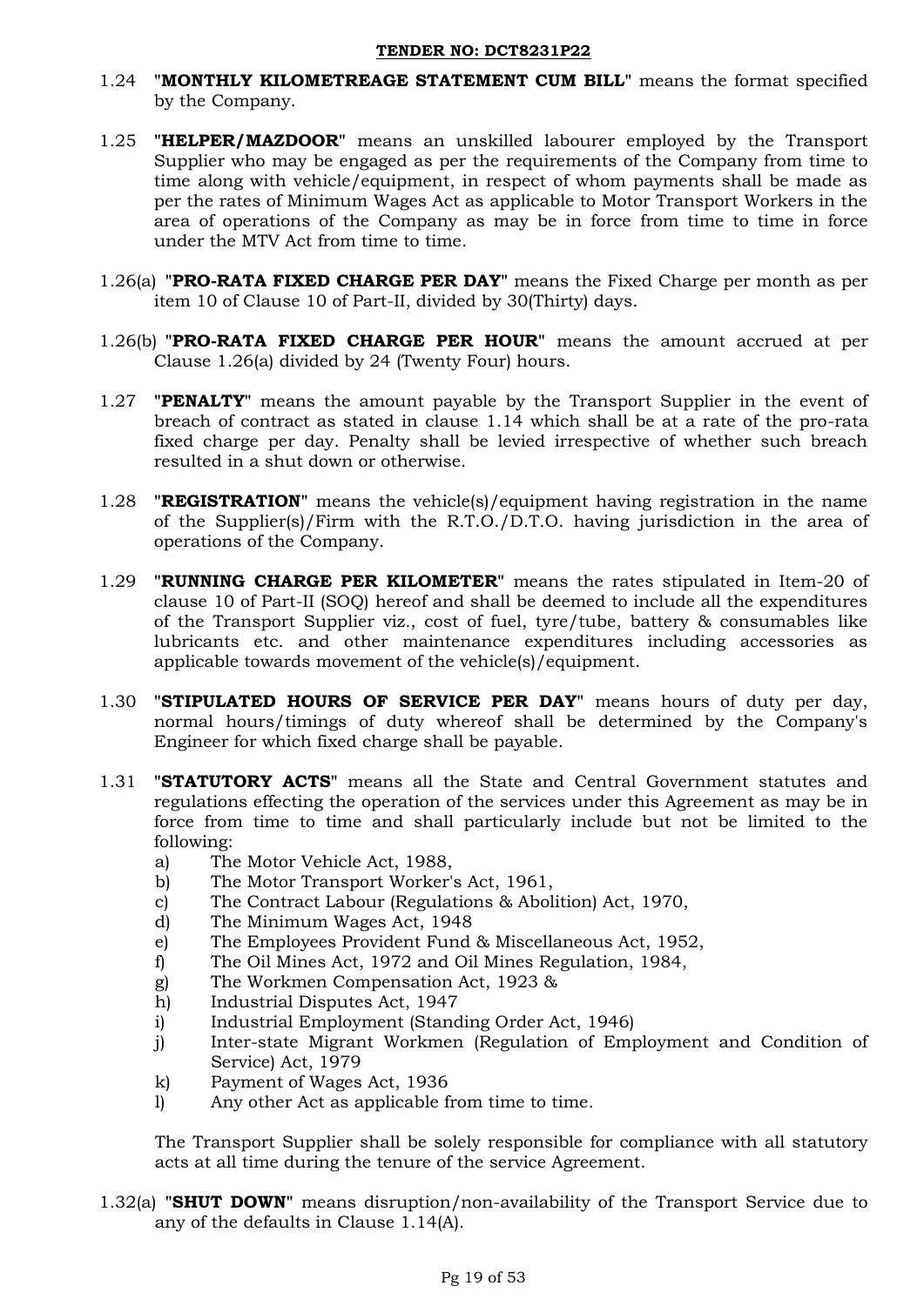1.24 "**MONTHLY KILOMETREAGE STATEMENT CUM BILL**" means the format specified by the Company.

1.25 "**HELPER/MAZDOOR**" means an unskilled labourer employed by the Transport Supplier who may be engaged as per the requirements of the Company from time to time along with vehicle/equipment, in respect of whom payments shall be made as per the rates of Minimum Wages Act as applicable to Motor Transport Workers in the area of operations of the Company as may be in force from time to time in force under the MTV Act from time to time.

1.26(a) "**PRO-RATA FIXED CHARGE PER DAY**" means the Fixed Charge per month as per item 10 of Clause 10 of Part-II, divided by 30(Thirty) days.

1.26(b) "**PRO-RATA FIXED CHARGE PER HOUR**" means the amount accrued at per Clause 1.26(a) divided by 24 (Twenty Four) hours.

1.27 "**PENALTY**" means the amount payable by the Transport Supplier in the event of breach of contract as stated in clause 1.14 which shall be at a rate of the pro-rata fixed charge per day. Penalty shall be levied irrespective of whether such breach resulted in a shut down or otherwise.

1.28 "**REGISTRATION**" means the vehicle(s)/equipment having registration in the name of the Supplier(s)/Firm with the R.T.O./D.T.O. having jurisdiction in the area of operations of the Company.

1.29 "**RUNNING CHARGE PER KILOMETER**" means the rates stipulated in Item-20 of clause 10 of Part-II (SOQ) hereof and shall be deemed to include all the expenditures of the Transport Supplier viz., cost of fuel, tyre/tube, battery & consumables like lubricants etc. and other maintenance expenditures including accessories as applicable towards movement of the vehicle(s)/equipment.

1.30 "**STIPULATED HOURS OF SERVICE PER DAY**" means hours of duty per day, normal hours/timings of duty whereof shall be determined by the Company's Engineer for which fixed charge shall be payable.

1.31 "**STATUTORY ACTS**" means all the State and Central Government statutes and regulations effecting the operation of the services under this Agreement as may be in force from time to time and shall particularly include but not be limited to the following:

a) The Motor Vehicle Act, 1988,
b) The Motor Transport Worker's Act, 1961,
c) The Contract Labour (Regulations & Abolition) Act, 1970,
d) The Minimum Wages Act, 1948
e) The Employees Provident Fund & Miscellaneous Act, 1952,
f) The Oil Mines Act, 1972 and Oil Mines Regulation, 1984,
g) The Workmen Compensation Act, 1923 &
h) Industrial Disputes Act, 1947
i) Industrial Employment (Standing Order Act, 1946)
j) Inter-state Migrant Workmen (Regulation of Employment and Condition of Service) Act, 1979
k) Payment of Wages Act, 1936
l) Any other Act as applicable from time to time.

The Transport Supplier shall be solely responsible for compliance with all statutory acts at all time during the tenure of the service Agreement.

1.32(a) "**SHUT DOWN**" means disruption/non-availability of the Transport Service due to any of the defaults in Clause 1.14(A).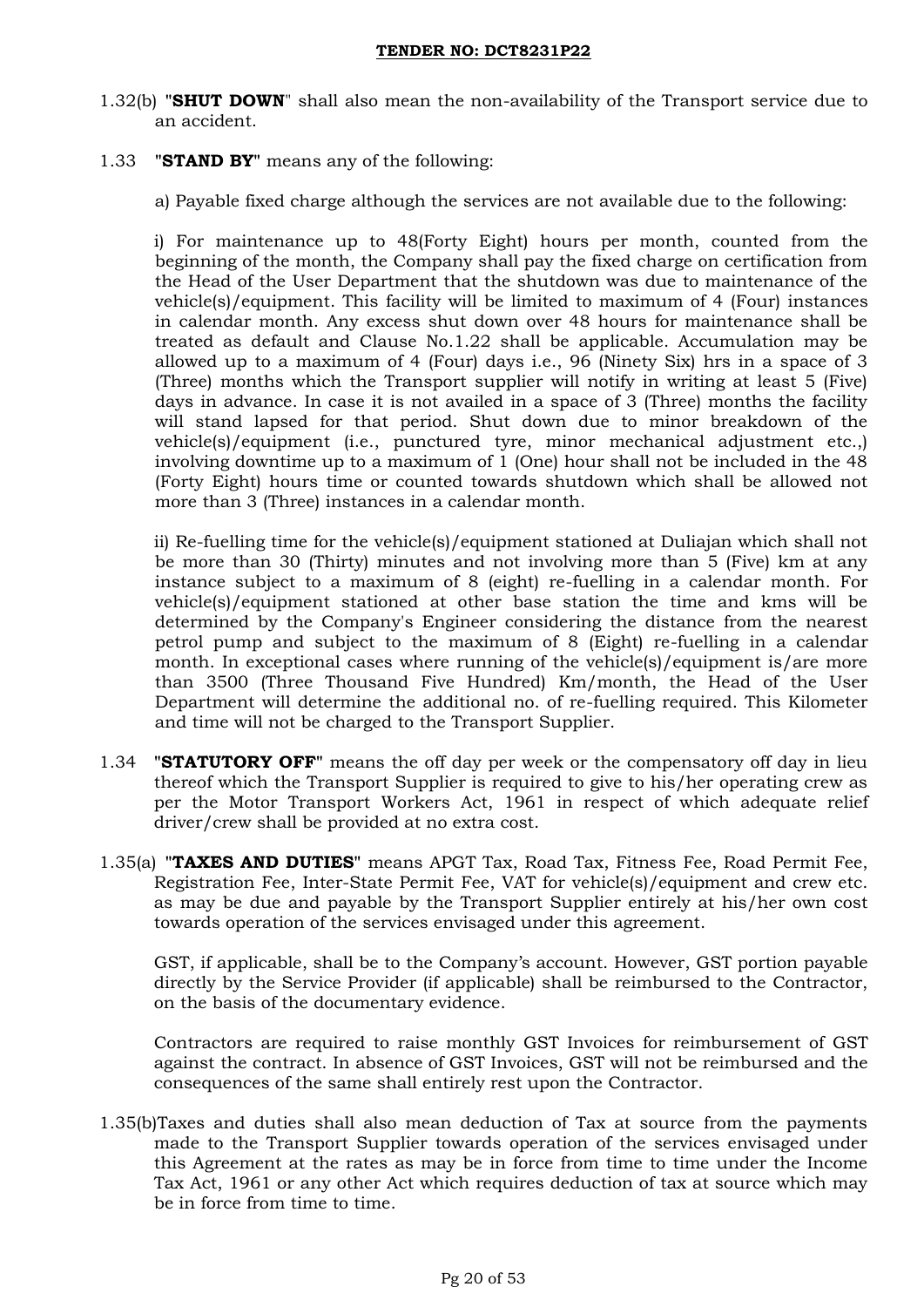1.32(b) "**SHUT DOWN**" shall also mean the non-availability of the Transport service due to an accident.

1.33 "**STAND BY**" means any of the following:

a) Payable fixed charge although the services are not available due to the following:

i) For maintenance up to 48(Forty Eight) hours per month, counted from the beginning of the month, the Company shall pay the fixed charge on certification from the Head of the User Department that the shutdown was due to maintenance of the vehicle(s)/equipment. This facility will be limited to maximum of 4 (Four) instances in calendar month. Any excess shut down over 48 hours for maintenance shall be treated as default and Clause No.1.22 shall be applicable. Accumulation may be allowed up to a maximum of 4 (Four) days i.e., 96 (Ninety Six) hrs in a space of 3 (Three) months which the Transport supplier will notify in writing at least 5 (Five) days in advance. In case it is not availed in a space of 3 (Three) months the facility will stand lapsed for that period. Shut down due to minor breakdown of the vehicle(s)/equipment (i.e., punctured tyre, minor mechanical adjustment etc.,) involving downtime up to a maximum of 1 (One) hour shall not be included in the 48 (Forty Eight) hours time or counted towards shutdown which shall be allowed not more than 3 (Three) instances in a calendar month.

ii) Re-fuelling time for the vehicle(s)/equipment stationed at Duliajan which shall not be more than 30 (Thirty) minutes and not involving more than 5 (Five) km at any instance subject to a maximum of 8 (eight) re-fuelling in a calendar month. For vehicle(s)/equipment stationed at other base station the time and kms will be determined by the Company's Engineer considering the distance from the nearest petrol pump and subject to the maximum of 8 (Eight) re-fuelling in a calendar month. In exceptional cases where running of the vehicle(s)/equipment is/are more than 3500 (Three Thousand Five Hundred) Km/month, the Head of the User Department will determine the additional no. of re-fuelling required. This Kilometer and time will not be charged to the Transport Supplier.

1.34 "**STATUTORY OFF**" means the off day per week or the compensatory off day in lieu thereof which the Transport Supplier is required to give to his/her operating crew as per the Motor Transport Workers Act, 1961 in respect of which adequate relief driver/crew shall be provided at no extra cost.

1.35(a) "**TAXES AND DUTIES**" means APGT Tax, Road Tax, Fitness Fee, Road Permit Fee, Registration Fee, Inter-State Permit Fee, VAT for vehicle(s)/equipment and crew etc. as may be due and payable by the Transport Supplier entirely at his/her own cost towards operation of the services envisaged under this agreement.

GST, if applicable, shall be to the Company's account. However, GST portion payable directly by the Service Provider (if applicable) shall be reimbursed to the Contractor, on the basis of the documentary evidence.

Contractors are required to raise monthly GST Invoices for reimbursement of GST against the contract. In absence of GST Invoices, GST will not be reimbursed and the consequences of the same shall entirely rest upon the Contractor.

1.35(b) Taxes and duties shall also mean deduction of Tax at source from the payments made to the Transport Supplier towards operation of the services envisaged under this Agreement at the rates as may be in force from time to time under the Income Tax Act, 1961 or any other Act which requires deduction of tax at source which may be in force from time to time.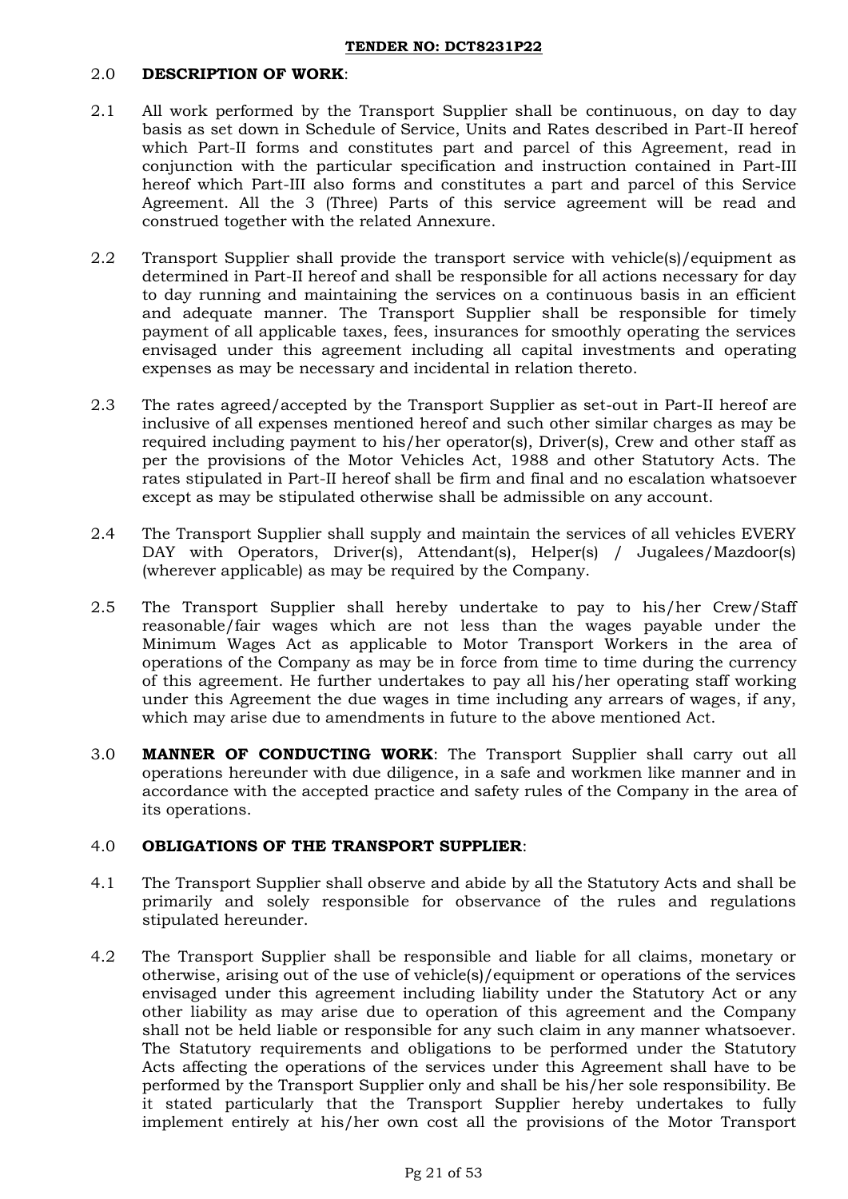2.0 **DESCRIPTION OF WORK**:

2.1 All work performed by the Transport Supplier shall be continuous, on day to day basis as set down in Schedule of Service, Units and Rates described in Part-II hereof which Part-II forms and constitutes part and parcel of this Agreement, read in conjunction with the particular specification and instruction contained in Part-III hereof which Part-III also forms and constitutes a part and parcel of this Service Agreement. All the 3 (Three) Parts of this service agreement will be read and construed together with the related Annexure.

2.2 Transport Supplier shall provide the transport service with vehicle(s)/equipment as determined in Part-II hereof and shall be responsible for all actions necessary for day to day running and maintaining the services on a continuous basis in an efficient and adequate manner. The Transport Supplier shall be responsible for timely payment of all applicable taxes, fees, insurances for smoothly operating the services envisaged under this agreement including all capital investments and operating expenses as may be necessary and incidental in relation thereto.

2.3 The rates agreed/accepted by the Transport Supplier as set-out in Part-II hereof are inclusive of all expenses mentioned hereof and such other similar charges as may be required including payment to his/her operator(s), Driver(s), Crew and other staff as per the provisions of the Motor Vehicles Act, 1988 and other Statutory Acts. The rates stipulated in Part-II hereof shall be firm and final and no escalation whatsoever except as may be stipulated otherwise shall be admissible on any account.

2.4 The Transport Supplier shall supply and maintain the services of all vehicles EVERY DAY with Operators, Driver(s), Attendant(s), Helper(s) / Jugalees/Mazdoor(s) (wherever applicable) as may be required by the Company.

2.5 The Transport Supplier shall hereby undertake to pay to his/her Crew/Staff reasonable/fair wages which are not less than the wages payable under the Minimum Wages Act as applicable to Motor Transport Workers in the area of operations of the Company as may be in force from time to time during the currency of this agreement. He further undertakes to pay all his/her operating staff working under this Agreement the due wages in time including any arrears of wages, if any, which may arise due to amendments in future to the above mentioned Act.

3.0 **MANNER OF CONDUCTING WORK**: The Transport Supplier shall carry out all operations hereunder with due diligence, in a safe and workmen like manner and in accordance with the accepted practice and safety rules of the Company in the area of its operations.

4.0 **OBLIGATIONS OF THE TRANSPORT SUPPLIER**:

4.1 The Transport Supplier shall observe and abide by all the Statutory Acts and shall be primarily and solely responsible for observance of the rules and regulations stipulated hereunder.

4.2 The Transport Supplier shall be responsible and liable for all claims, monetary or otherwise, arising out of the use of vehicle(s)/equipment or operations of the services envisaged under this agreement including liability under the Statutory Act or any other liability as may arise due to operation of this agreement and the Company shall not be held liable or responsible for any such claim in any manner whatsoever. The Statutory requirements and obligations to be performed under the Statutory Acts affecting the operations of the services under this Agreement shall have to be performed by the Transport Supplier only and shall be his/her sole responsibility. Be it stated particularly that the Transport Supplier hereby undertakes to fully implement entirely at his/her own cost all the provisions of the Motor Transport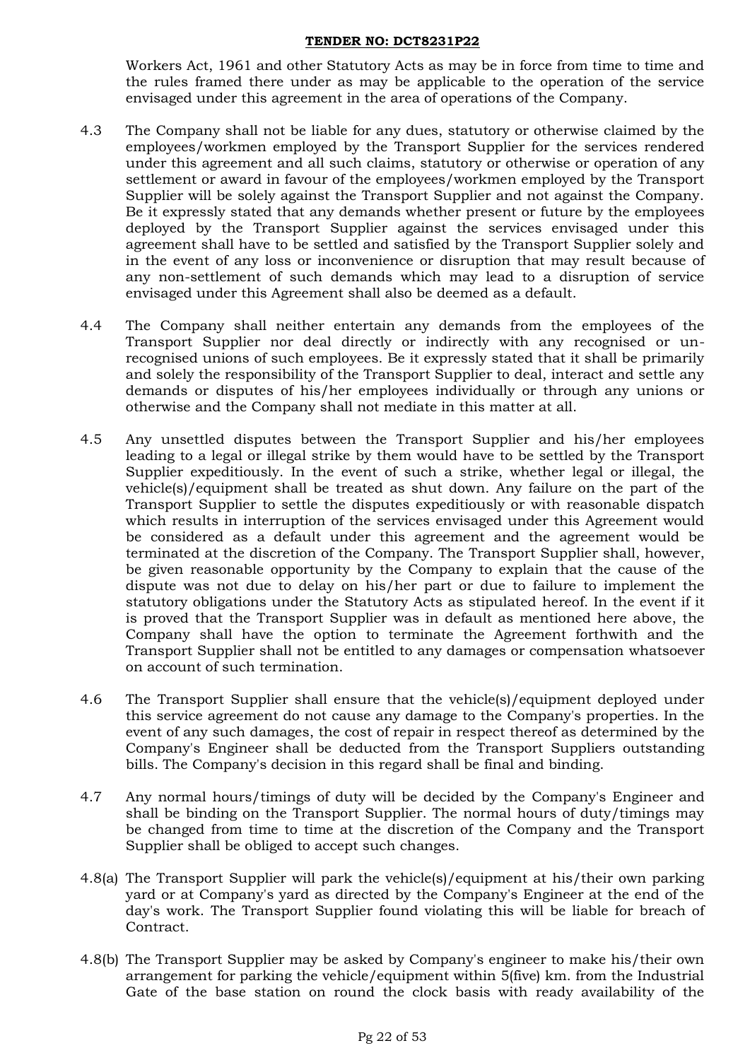Workers Act, 1961 and other Statutory Acts as may be in force from time to time and the rules framed there under as may be applicable to the operation of the service envisaged under this agreement in the area of operations of the Company.

4.3 The Company shall not be liable for any dues, statutory or otherwise claimed by the employees/workmen employed by the Transport Supplier for the services rendered under this agreement and all such claims, statutory or otherwise or operation of any settlement or award in favour of the employees/workmen employed by the Transport Supplier will be solely against the Transport Supplier and not against the Company. Be it expressly stated that any demands whether present or future by the employees deployed by the Transport Supplier against the services envisaged under this agreement shall have to be settled and satisfied by the Transport Supplier solely and in the event of any loss or inconvenience or disruption that may result because of any non-settlement of such demands which may lead to a disruption of service envisaged under this Agreement shall also be deemed as a default.

4.4 The Company shall neither entertain any demands from the employees of the Transport Supplier nor deal directly or indirectly with any recognised or un-recognised unions of such employees. Be it expressly stated that it shall be primarily and solely the responsibility of the Transport Supplier to deal, interact and settle any demands or disputes of his/her employees individually or through any unions or otherwise and the Company shall not mediate in this matter at all.

4.5 Any unsettled disputes between the Transport Supplier and his/her employees leading to a legal or illegal strike by them would have to be settled by the Transport Supplier expeditiously. In the event of such a strike, whether legal or illegal, the vehicle(s)/equipment shall be treated as shut down. Any failure on the part of the Transport Supplier to settle the disputes expeditiously or with reasonable dispatch which results in interruption of the services envisaged under this Agreement would be considered as a default under this agreement and the agreement would be terminated at the discretion of the Company. The Transport Supplier shall, however, be given reasonable opportunity by the Company to explain that the cause of the dispute was not due to delay on his/her part or due to failure to implement the statutory obligations under the Statutory Acts as stipulated hereof. In the event if it is proved that the Transport Supplier was in default as mentioned here above, the Company shall have the option to terminate the Agreement forthwith and the Transport Supplier shall not be entitled to any damages or compensation whatsoever on account of such termination.

4.6 The Transport Supplier shall ensure that the vehicle(s)/equipment deployed under this service agreement do not cause any damage to the Company's properties. In the event of any such damages, the cost of repair in respect thereof as determined by the Company's Engineer shall be deducted from the Transport Suppliers outstanding bills. The Company's decision in this regard shall be final and binding.

4.7 Any normal hours/timings of duty will be decided by the Company's Engineer and shall be binding on the Transport Supplier. The normal hours of duty/timings may be changed from time to time at the discretion of the Company and the Transport Supplier shall be obliged to accept such changes.

4.8(a) The Transport Supplier will park the vehicle(s)/equipment at his/their own parking yard or at Company's yard as directed by the Company's Engineer at the end of the day's work. The Transport Supplier found violating this will be liable for breach of Contract.

4.8(b) The Transport Supplier may be asked by Company's engineer to make his/their own arrangement for parking the vehicle/equipment within 5(five) km. from the Industrial Gate of the base station on round the clock basis with ready availability of the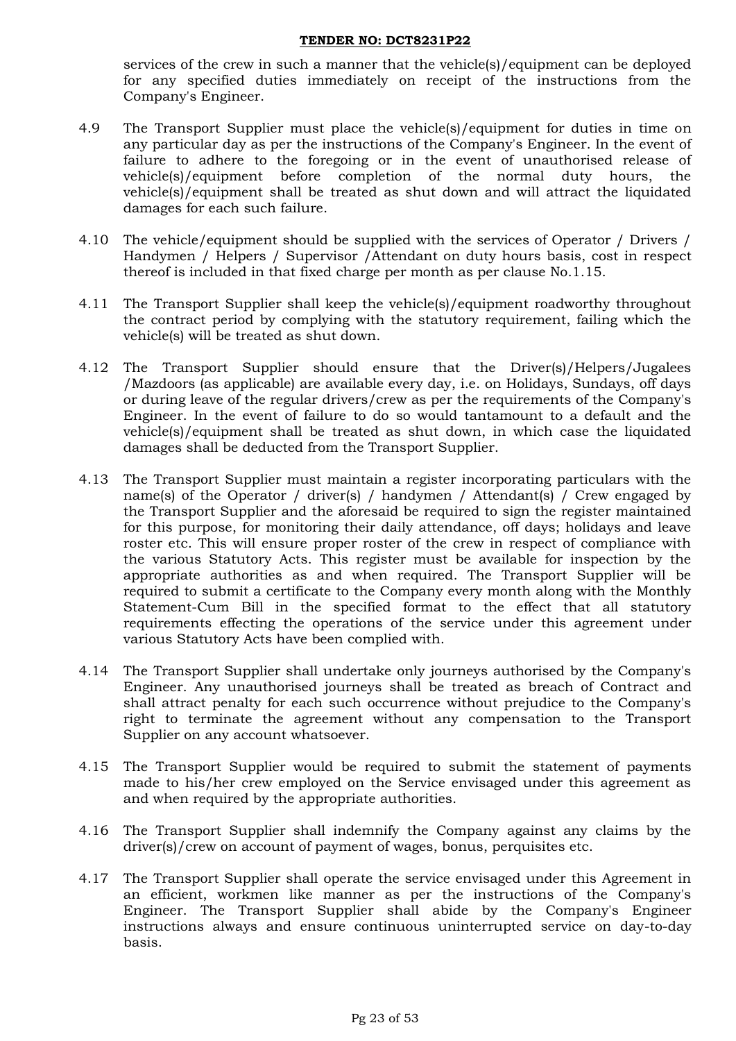services of the crew in such a manner that the vehicle(s)/equipment can be deployed for any specified duties immediately on receipt of the instructions from the Company's Engineer.

4.9 The Transport Supplier must place the vehicle(s)/equipment for duties in time on any particular day as per the instructions of the Company's Engineer. In the event of failure to adhere to the foregoing or in the event of unauthorised release of vehicle(s)/equipment before completion of the normal duty hours, the vehicle(s)/equipment shall be treated as shut down and will attract the liquidated damages for each such failure.

4.10 The vehicle/equipment should be supplied with the services of Operator / Drivers / Handymen / Helpers / Supervisor /Attendant on duty hours basis, cost in respect thereof is included in that fixed charge per month as per clause No.1.15.

4.11 The Transport Supplier shall keep the vehicle(s)/equipment roadworthy throughout the contract period by complying with the statutory requirement, failing which the vehicle(s) will be treated as shut down.

4.12 The Transport Supplier should ensure that the Driver(s)/Helpers/Jugalees /Mazdoors (as applicable) are available every day, i.e. on Holidays, Sundays, off days or during leave of the regular drivers/crew as per the requirements of the Company's Engineer. In the event of failure to do so would tantamount to a default and the vehicle(s)/equipment shall be treated as shut down, in which case the liquidated damages shall be deducted from the Transport Supplier.

4.13 The Transport Supplier must maintain a register incorporating particulars with the name(s) of the Operator / driver(s) / handymen / Attendant(s) / Crew engaged by the Transport Supplier and the aforesaid be required to sign the register maintained for this purpose, for monitoring their daily attendance, off days; holidays and leave roster etc. This will ensure proper roster of the crew in respect of compliance with the various Statutory Acts. This register must be available for inspection by the appropriate authorities as and when required. The Transport Supplier will be required to submit a certificate to the Company every month along with the Monthly Statement-Cum Bill in the specified format to the effect that all statutory requirements effecting the operations of the service under this agreement under various Statutory Acts have been complied with.

4.14 The Transport Supplier shall undertake only journeys authorised by the Company's Engineer. Any unauthorised journeys shall be treated as breach of Contract and shall attract penalty for each such occurrence without prejudice to the Company's right to terminate the agreement without any compensation to the Transport Supplier on any account whatsoever.

4.15 The Transport Supplier would be required to submit the statement of payments made to his/her crew employed on the Service envisaged under this agreement as and when required by the appropriate authorities.

4.16 The Transport Supplier shall indemnify the Company against any claims by the driver(s)/crew on account of payment of wages, bonus, perquisites etc.

4.17 The Transport Supplier shall operate the service envisaged under this Agreement in an efficient, workmen like manner as per the instructions of the Company's Engineer. The Transport Supplier shall abide by the Company's Engineer instructions always and ensure continuous uninterrupted service on day-to-day basis.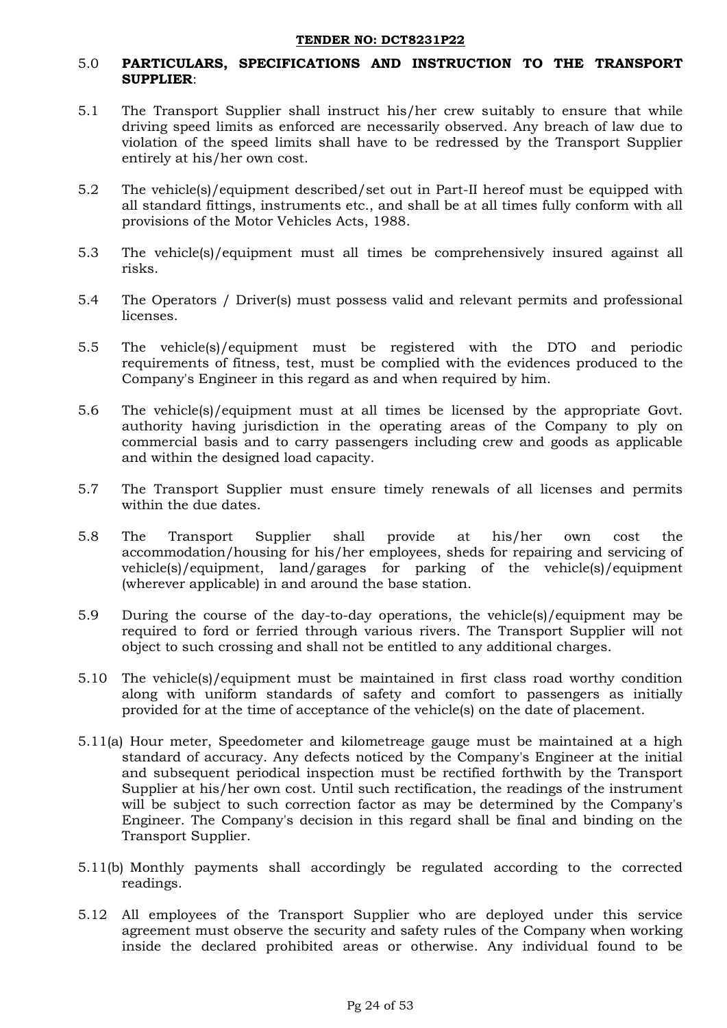## 5.0 PARTICULARS, SPECIFICATIONS AND INSTRUCTION TO THE TRANSPORT SUPPLIER:

5.1 The Transport Supplier shall instruct his/her crew suitably to ensure that while driving speed limits as enforced are necessarily observed. Any breach of law due to violation of the speed limits shall have to be redressed by the Transport Supplier entirely at his/her own cost.

5.2 The vehicle(s)/equipment described/set out in Part-II hereof must be equipped with all standard fittings, instruments etc., and shall be at all times fully conform with all provisions of the Motor Vehicles Acts, 1988.

5.3 The vehicle(s)/equipment must all times be comprehensively insured against all risks.

5.4 The Operators / Driver(s) must possess valid and relevant permits and professional licenses.

5.5 The vehicle(s)/equipment must be registered with the DTO and periodic requirements of fitness, test, must be complied with the evidences produced to the Company's Engineer in this regard as and when required by him.

5.6 The vehicle(s)/equipment must at all times be licensed by the appropriate Govt. authority having jurisdiction in the operating areas of the Company to ply on commercial basis and to carry passengers including crew and goods as applicable and within the designed load capacity.

5.7 The Transport Supplier must ensure timely renewals of all licenses and permits within the due dates.

5.8 The Transport Supplier shall provide at his/her own cost the accommodation/housing for his/her employees, sheds for repairing and servicing of vehicle(s)/equipment, land/garages for parking of the vehicle(s)/equipment (wherever applicable) in and around the base station.

5.9 During the course of the day-to-day operations, the vehicle(s)/equipment may be required to ford or ferried through various rivers. The Transport Supplier will not object to such crossing and shall not be entitled to any additional charges.

5.10 The vehicle(s)/equipment must be maintained in first class road worthy condition along with uniform standards of safety and comfort to passengers as initially provided for at the time of acceptance of the vehicle(s) on the date of placement.

5.11(a) Hour meter, Speedometer and kilometreage gauge must be maintained at a high standard of accuracy. Any defects noticed by the Company's Engineer at the initial and subsequent periodical inspection must be rectified forthwith by the Transport Supplier at his/her own cost. Until such rectification, the readings of the instrument will be subject to such correction factor as may be determined by the Company's Engineer. The Company's decision in this regard shall be final and binding on the Transport Supplier.

5.11(b) Monthly payments shall accordingly be regulated according to the corrected readings.

5.12 All employees of the Transport Supplier who are deployed under this service agreement must observe the security and safety rules of the Company when working inside the declared prohibited areas or otherwise. Any individual found to be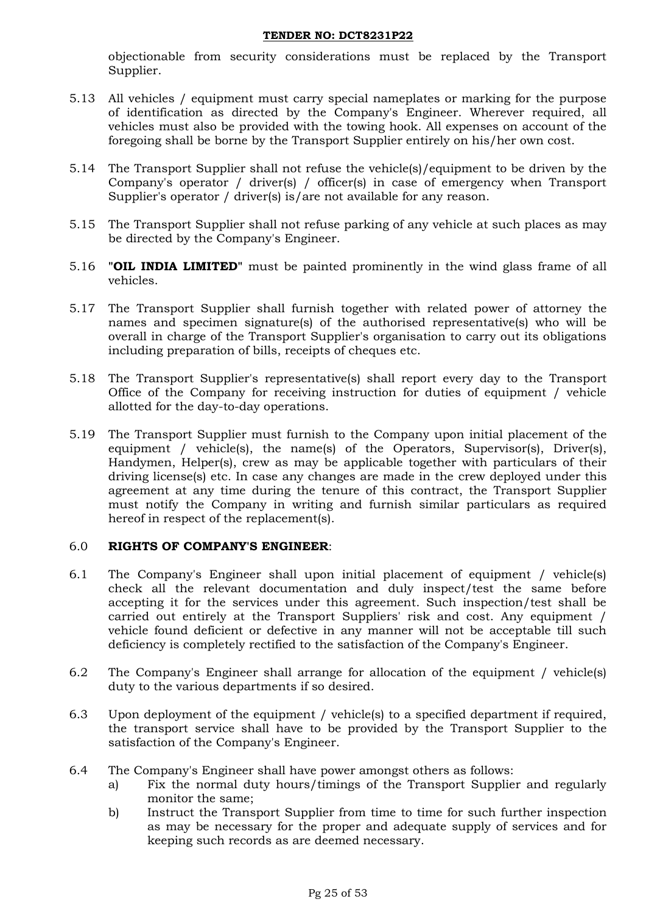objectionable from security considerations must be replaced by the Transport Supplier.

5.13 All vehicles / equipment must carry special nameplates or marking for the purpose of identification as directed by the Company's Engineer. Wherever required, all vehicles must also be provided with the towing hook. All expenses on account of the foregoing shall be borne by the Transport Supplier entirely on his/her own cost.

5.14 The Transport Supplier shall not refuse the vehicle(s)/equipment to be driven by the Company's operator / driver(s) / officer(s) in case of emergency when Transport Supplier's operator / driver(s) is/are not available for any reason.

5.15 The Transport Supplier shall not refuse parking of any vehicle at such places as may be directed by the Company's Engineer.

5.16 **"OIL INDIA LIMITED"** must be painted prominently in the wind glass frame of all vehicles.

5.17 The Transport Supplier shall furnish together with related power of attorney the names and specimen signature(s) of the authorised representative(s) who will be overall in charge of the Transport Supplier's organisation to carry out its obligations including preparation of bills, receipts of cheques etc.

5.18 The Transport Supplier's representative(s) shall report every day to the Transport Office of the Company for receiving instruction for duties of equipment / vehicle allotted for the day-to-day operations.

5.19 The Transport Supplier must furnish to the Company upon initial placement of the equipment / vehicle(s), the name(s) of the Operators, Supervisor(s), Driver(s), Handymen, Helper(s), crew as may be applicable together with particulars of their driving license(s) etc. In case any changes are made in the crew deployed under this agreement at any time during the tenure of this contract, the Transport Supplier must notify the Company in writing and furnish similar particulars as required hereof in respect of the replacement(s).

## 6.0 RIGHTS OF COMPANY'S ENGINEER:

6.1 The Company's Engineer shall upon initial placement of equipment / vehicle(s) check all the relevant documentation and duly inspect/test the same before accepting it for the services under this agreement. Such inspection/test shall be carried out entirely at the Transport Suppliers' risk and cost. Any equipment / vehicle found deficient or defective in any manner will not be acceptable till such deficiency is completely rectified to the satisfaction of the Company's Engineer.

6.2 The Company's Engineer shall arrange for allocation of the equipment / vehicle(s) duty to the various departments if so desired.

6.3 Upon deployment of the equipment / vehicle(s) to a specified department if required, the transport service shall have to be provided by the Transport Supplier to the satisfaction of the Company's Engineer.

6.4 The Company's Engineer shall have power amongst others as follows:

a) Fix the normal duty hours/timings of the Transport Supplier and regularly monitor the same;

b) Instruct the Transport Supplier from time to time for such further inspection as may be necessary for the proper and adequate supply of services and for keeping such records as are deemed necessary.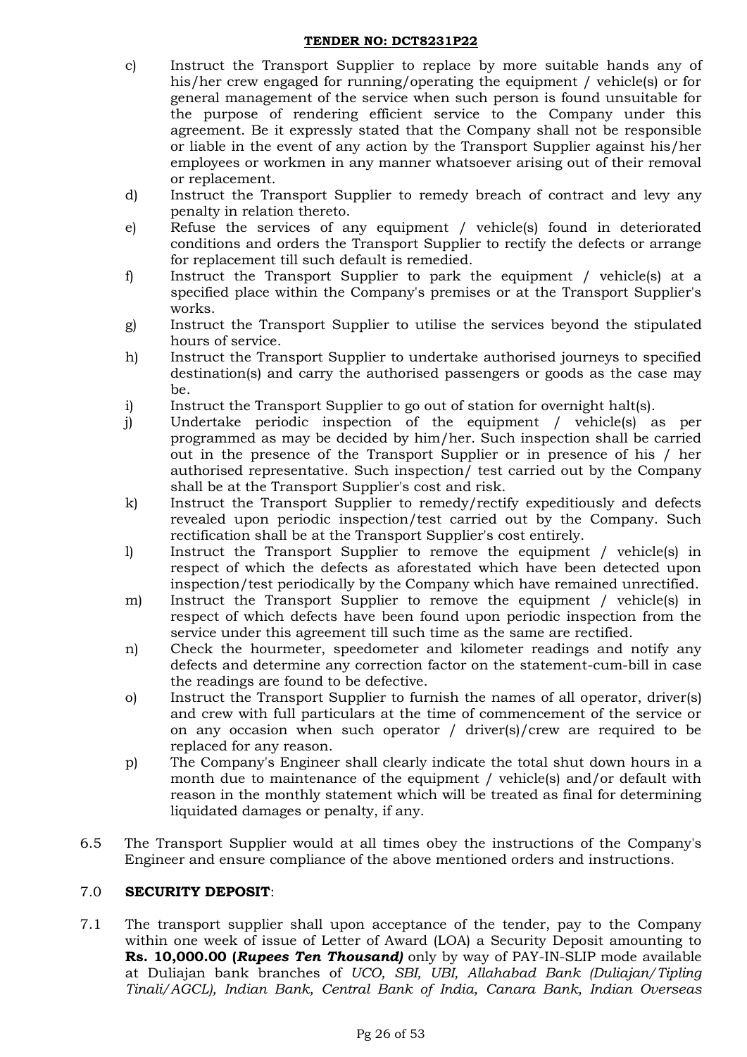c) Instruct the Transport Supplier to replace by more suitable hands any of his/her crew engaged for running/operating the equipment / vehicle(s) or for general management of the service when such person is found unsuitable for the purpose of rendering efficient service to the Company under this agreement. Be it expressly stated that the Company shall not be responsible or liable in the event of any action by the Transport Supplier against his/her employees or workmen in any manner whatsoever arising out of their removal or replacement.

d) Instruct the Transport Supplier to remedy breach of contract and levy any penalty in relation thereto.

e) Refuse the services of any equipment / vehicle(s) found in deteriorated conditions and orders the Transport Supplier to rectify the defects or arrange for replacement till such default is remedied.

f) Instruct the Transport Supplier to park the equipment / vehicle(s) at a specified place within the Company's premises or at the Transport Supplier's works.

g) Instruct the Transport Supplier to utilise the services beyond the stipulated hours of service.

h) Instruct the Transport Supplier to undertake authorised journeys to specified destination(s) and carry the authorised passengers or goods as the case may be.

i) Instruct the Transport Supplier to go out of station for overnight halt(s).

j) Undertake periodic inspection of the equipment / vehicle(s) as per programmed as may be decided by him/her. Such inspection shall be carried out in the presence of the Transport Supplier or in presence of his / her authorised representative. Such inspection/ test carried out by the Company shall be at the Transport Supplier's cost and risk.

k) Instruct the Transport Supplier to remedy/rectify expeditiously and defects revealed upon periodic inspection/test carried out by the Company. Such rectification shall be at the Transport Supplier's cost entirely.

l) Instruct the Transport Supplier to remove the equipment / vehicle(s) in respect of which the defects as aforestated which have been detected upon inspection/test periodically by the Company which have remained unrectified.

m) Instruct the Transport Supplier to remove the equipment / vehicle(s) in respect of which defects have been found upon periodic inspection from the service under this agreement till such time as the same are rectified.

n) Check the hourmeter, speedometer and kilometer readings and notify any defects and determine any correction factor on the statement-cum-bill in case the readings are found to be defective.

o) Instruct the Transport Supplier to furnish the names of all operator, driver(s) and crew with full particulars at the time of commencement of the service or on any occasion when such operator / driver(s)/crew are required to be replaced for any reason.

p) The Company's Engineer shall clearly indicate the total shut down hours in a month due to maintenance of the equipment / vehicle(s) and/or default with reason in the monthly statement which will be treated as final for determining liquidated damages or penalty, if any.

6.5 The Transport Supplier would at all times obey the instructions of the Company's Engineer and ensure compliance of the above mentioned orders and instructions.

## 7.0 SECURITY DEPOSIT:

7.1 The transport supplier shall upon acceptance of the tender, pay to the Company within one week of issue of Letter of Award (LOA) a Security Deposit amounting to **Rs. 10,000.00 (*Rupees Ten Thousand*)** only by way of PAY-IN-SLIP mode available at Duliajan bank branches of *UCO, SBI, UBI, Allahabad Bank (Duliajan/Tipling Tinali/AGCL), Indian Bank, Central Bank of India, Canara Bank, Indian Overseas*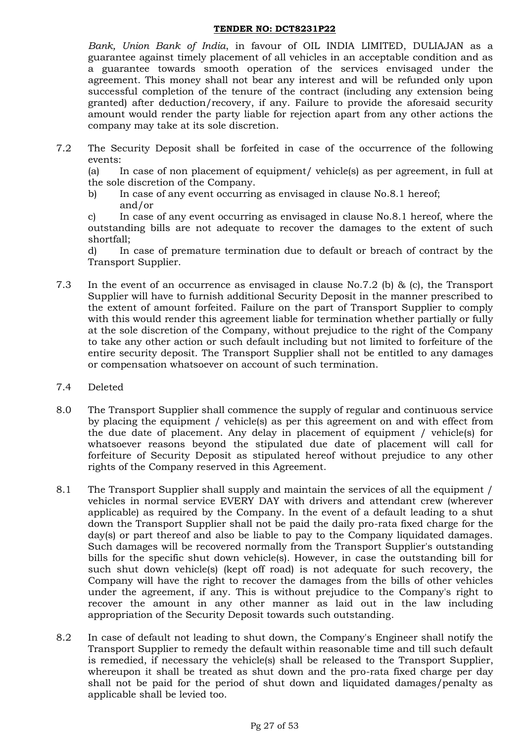*Bank, Union Bank of India*, in favour of OIL INDIA LIMITED, DULIAJAN as a guarantee against timely placement of all vehicles in an acceptable condition and as a guarantee towards smooth operation of the services envisaged under the agreement. This money shall not bear any interest and will be refunded only upon successful completion of the tenure of the contract (including any extension being granted) after deduction/recovery, if any. Failure to provide the aforesaid security amount would render the party liable for rejection apart from any other actions the company may take at its sole discretion.

7.2 The Security Deposit shall be forfeited in case of the occurrence of the following events:

(a) In case of non placement of equipment/ vehicle(s) as per agreement, in full at the sole discretion of the Company.

b) In case of any event occurring as envisaged in clause No.8.1 hereof; and/or

c) In case of any event occurring as envisaged in clause No.8.1 hereof, where the outstanding bills are not adequate to recover the damages to the extent of such shortfall;

d) In case of premature termination due to default or breach of contract by the Transport Supplier.

7.3 In the event of an occurrence as envisaged in clause No.7.2 (b) & (c), the Transport Supplier will have to furnish additional Security Deposit in the manner prescribed to the extent of amount forfeited. Failure on the part of Transport Supplier to comply with this would render this agreement liable for termination whether partially or fully at the sole discretion of the Company, without prejudice to the right of the Company to take any other action or such default including but not limited to forfeiture of the entire security deposit. The Transport Supplier shall not be entitled to any damages or compensation whatsoever on account of such termination.

7.4 Deleted

8.0 The Transport Supplier shall commence the supply of regular and continuous service by placing the equipment / vehicle(s) as per this agreement on and with effect from the due date of placement. Any delay in placement of equipment / vehicle(s) for whatsoever reasons beyond the stipulated due date of placement will call for forfeiture of Security Deposit as stipulated hereof without prejudice to any other rights of the Company reserved in this Agreement.

8.1 The Transport Supplier shall supply and maintain the services of all the equipment / vehicles in normal service EVERY DAY with drivers and attendant crew (wherever applicable) as required by the Company. In the event of a default leading to a shut down the Transport Supplier shall not be paid the daily pro-rata fixed charge for the day(s) or part thereof and also be liable to pay to the Company liquidated damages. Such damages will be recovered normally from the Transport Supplier's outstanding bills for the specific shut down vehicle(s). However, in case the outstanding bill for such shut down vehicle(s) (kept off road) is not adequate for such recovery, the Company will have the right to recover the damages from the bills of other vehicles under the agreement, if any. This is without prejudice to the Company's right to recover the amount in any other manner as laid out in the law including appropriation of the Security Deposit towards such outstanding.

8.2 In case of default not leading to shut down, the Company's Engineer shall notify the Transport Supplier to remedy the default within reasonable time and till such default is remedied, if necessary the vehicle(s) shall be released to the Transport Supplier, whereupon it shall be treated as shut down and the pro-rata fixed charge per day shall not be paid for the period of shut down and liquidated damages/penalty as applicable shall be levied too.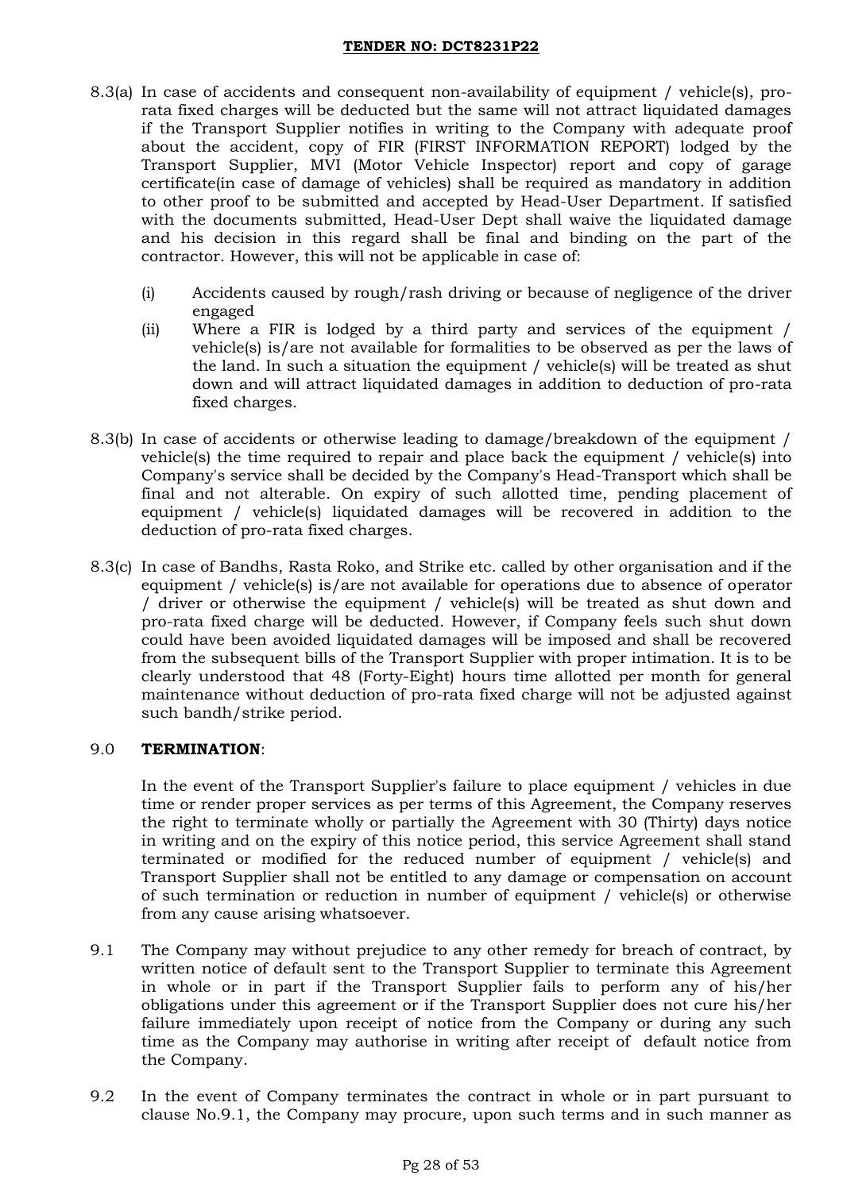8.3(a) In case of accidents and consequent non-availability of equipment / vehicle(s), pro-rata fixed charges will be deducted but the same will not attract liquidated damages if the Transport Supplier notifies in writing to the Company with adequate proof about the accident, copy of FIR (FIRST INFORMATION REPORT) lodged by the Transport Supplier, MVI (Motor Vehicle Inspector) report and copy of garage certificate(in case of damage of vehicles) shall be required as mandatory in addition to other proof to be submitted and accepted by Head-User Department. If satisfied with the documents submitted, Head-User Dept shall waive the liquidated damage and his decision in this regard shall be final and binding on the part of the contractor. However, this will not be applicable in case of:

(i) Accidents caused by rough/rash driving or because of negligence of the driver engaged

(ii) Where a FIR is lodged by a third party and services of the equipment / vehicle(s) is/are not available for formalities to be observed as per the laws of the land. In such a situation the equipment / vehicle(s) will be treated as shut down and will attract liquidated damages in addition to deduction of pro-rata fixed charges.

8.3(b) In case of accidents or otherwise leading to damage/breakdown of the equipment / vehicle(s) the time required to repair and place back the equipment / vehicle(s) into Company's service shall be decided by the Company's Head-Transport which shall be final and not alterable. On expiry of such allotted time, pending placement of equipment / vehicle(s) liquidated damages will be recovered in addition to the deduction of pro-rata fixed charges.

8.3(c) In case of Bandhs, Rasta Roko, and Strike etc. called by other organisation and if the equipment / vehicle(s) is/are not available for operations due to absence of operator / driver or otherwise the equipment / vehicle(s) will be treated as shut down and pro-rata fixed charge will be deducted. However, if Company feels such shut down could have been avoided liquidated damages will be imposed and shall be recovered from the subsequent bills of the Transport Supplier with proper intimation. It is to be clearly understood that 48 (Forty-Eight) hours time allotted per month for general maintenance without deduction of pro-rata fixed charge will not be adjusted against such bandh/strike period.

## 9.0 **TERMINATION**:

In the event of the Transport Supplier's failure to place equipment / vehicles in due time or render proper services as per terms of this Agreement, the Company reserves the right to terminate wholly or partially the Agreement with 30 (Thirty) days notice in writing and on the expiry of this notice period, this service Agreement shall stand terminated or modified for the reduced number of equipment / vehicle(s) and Transport Supplier shall not be entitled to any damage or compensation on account of such termination or reduction in number of equipment / vehicle(s) or otherwise from any cause arising whatsoever.

9.1 The Company may without prejudice to any other remedy for breach of contract, by written notice of default sent to the Transport Supplier to terminate this Agreement in whole or in part if the Transport Supplier fails to perform any of his/her obligations under this agreement or if the Transport Supplier does not cure his/her failure immediately upon receipt of notice from the Company or during any such time as the Company may authorise in writing after receipt of default notice from the Company.

9.2 In the event of Company terminates the contract in whole or in part pursuant to clause No.9.1, the Company may procure, upon such terms and in such manner as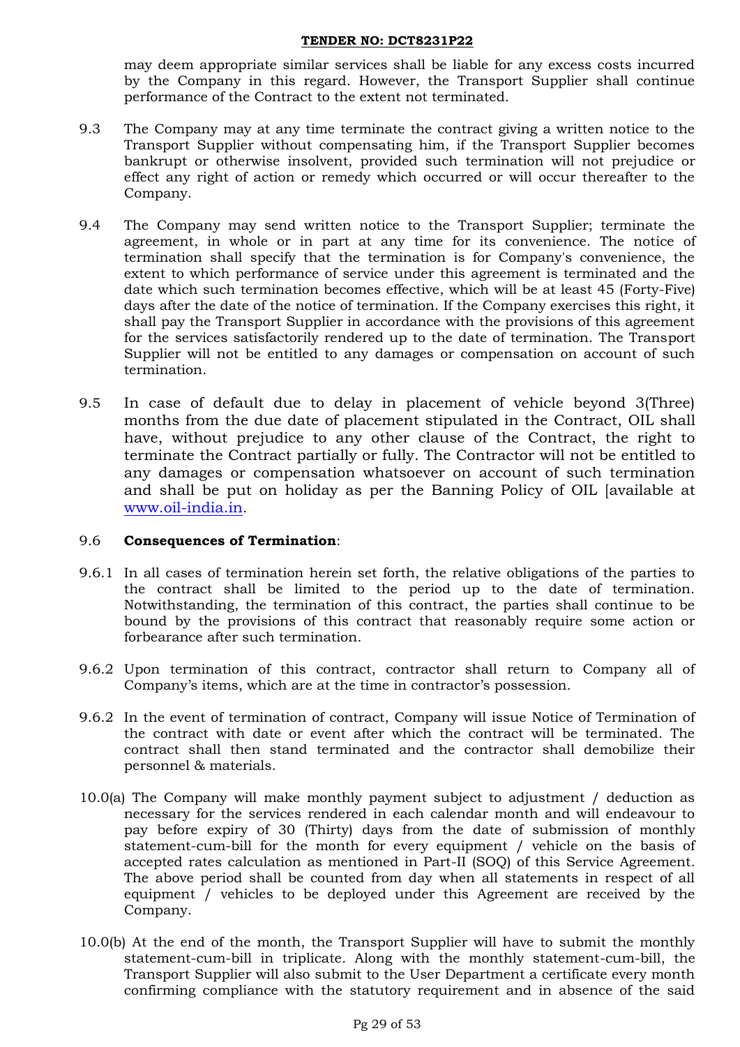may deem appropriate similar services shall be liable for any excess costs incurred by the Company in this regard. However, the Transport Supplier shall continue performance of the Contract to the extent not terminated.

9.3 The Company may at any time terminate the contract giving a written notice to the Transport Supplier without compensating him, if the Transport Supplier becomes bankrupt or otherwise insolvent, provided such termination will not prejudice or effect any right of action or remedy which occurred or will occur thereafter to the Company.

9.4 The Company may send written notice to the Transport Supplier; terminate the agreement, in whole or in part at any time for its convenience. The notice of termination shall specify that the termination is for Company's convenience, the extent to which performance of service under this agreement is terminated and the date which such termination becomes effective, which will be at least 45 (Forty-Five) days after the date of the notice of termination. If the Company exercises this right, it shall pay the Transport Supplier in accordance with the provisions of this agreement for the services satisfactorily rendered up to the date of termination. The Transport Supplier will not be entitled to any damages or compensation on account of such termination.

9.5 In case of default due to delay in placement of vehicle beyond 3(Three) months from the due date of placement stipulated in the Contract, OIL shall have, without prejudice to any other clause of the Contract, the right to terminate the Contract partially or fully. The Contractor will not be entitled to any damages or compensation whatsoever on account of such termination and shall be put on holiday as per the Banning Policy of OIL [available at www.oil-india.in.

9.6 **Consequences of Termination**:

9.6.1 In all cases of termination herein set forth, the relative obligations of the parties to the contract shall be limited to the period up to the date of termination. Notwithstanding, the termination of this contract, the parties shall continue to be bound by the provisions of this contract that reasonably require some action or forbearance after such termination.

9.6.2 Upon termination of this contract, contractor shall return to Company all of Company's items, which are at the time in contractor's possession.

9.6.2 In the event of termination of contract, Company will issue Notice of Termination of the contract with date or event after which the contract will be terminated. The contract shall then stand terminated and the contractor shall demobilize their personnel & materials.

10.0(a) The Company will make monthly payment subject to adjustment / deduction as necessary for the services rendered in each calendar month and will endeavour to pay before expiry of 30 (Thirty) days from the date of submission of monthly statement-cum-bill for the month for every equipment / vehicle on the basis of accepted rates calculation as mentioned in Part-II (SOQ) of this Service Agreement. The above period shall be counted from day when all statements in respect of all equipment / vehicles to be deployed under this Agreement are received by the Company.

10.0(b) At the end of the month, the Transport Supplier will have to submit the monthly statement-cum-bill in triplicate. Along with the monthly statement-cum-bill, the Transport Supplier will also submit to the User Department a certificate every month confirming compliance with the statutory requirement and in absence of the said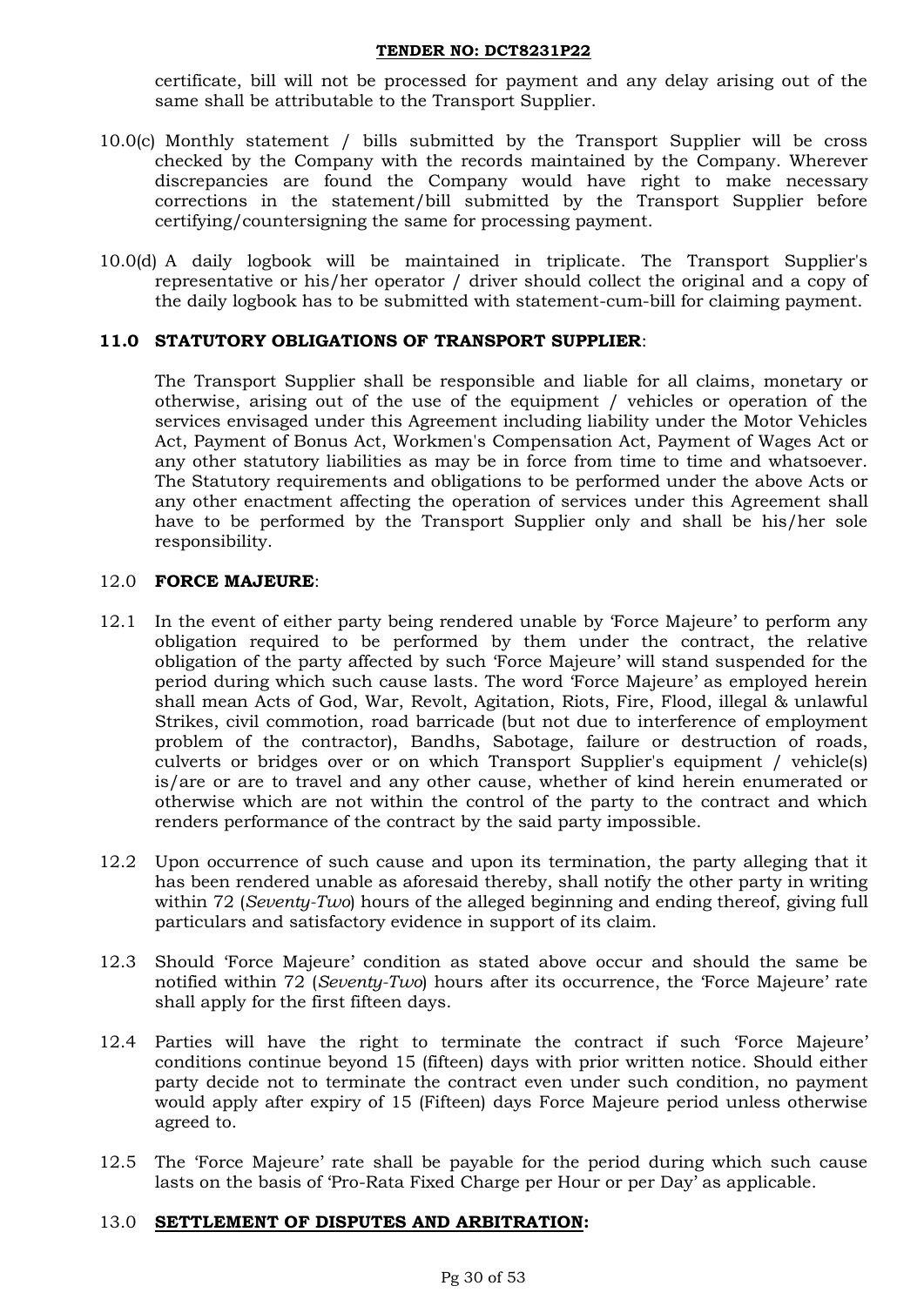certificate, bill will not be processed for payment and any delay arising out of the same shall be attributable to the Transport Supplier.

10.0(c) Monthly statement / bills submitted by the Transport Supplier will be cross checked by the Company with the records maintained by the Company. Wherever discrepancies are found the Company would have right to make necessary corrections in the statement/bill submitted by the Transport Supplier before certifying/countersigning the same for processing payment.

10.0(d) A daily logbook will be maintained in triplicate. The Transport Supplier's representative or his/her operator / driver should collect the original and a copy of the daily logbook has to be submitted with statement-cum-bill for claiming payment.

## 11.0 STATUTORY OBLIGATIONS OF TRANSPORT SUPPLIER:

The Transport Supplier shall be responsible and liable for all claims, monetary or otherwise, arising out of the use of the equipment / vehicles or operation of the services envisaged under this Agreement including liability under the Motor Vehicles Act, Payment of Bonus Act, Workmen's Compensation Act, Payment of Wages Act or any other statutory liabilities as may be in force from time to time and whatsoever. The Statutory requirements and obligations to be performed under the above Acts or any other enactment affecting the operation of services under this Agreement shall have to be performed by the Transport Supplier only and shall be his/her sole responsibility.

## 12.0 FORCE MAJEURE:

12.1 In the event of either party being rendered unable by 'Force Majeure' to perform any obligation required to be performed by them under the contract, the relative obligation of the party affected by such 'Force Majeure' will stand suspended for the period during which such cause lasts. The word 'Force Majeure' as employed herein shall mean Acts of God, War, Revolt, Agitation, Riots, Fire, Flood, illegal & unlawful Strikes, civil commotion, road barricade (but not due to interference of employment problem of the contractor), Bandhs, Sabotage, failure or destruction of roads, culverts or bridges over or on which Transport Supplier's equipment / vehicle(s) is/are or are to travel and any other cause, whether of kind herein enumerated or otherwise which are not within the control of the party to the contract and which renders performance of the contract by the said party impossible.

12.2 Upon occurrence of such cause and upon its termination, the party alleging that it has been rendered unable as aforesaid thereby, shall notify the other party in writing within 72 (*Seventy-Two*) hours of the alleged beginning and ending thereof, giving full particulars and satisfactory evidence in support of its claim.

12.3 Should 'Force Majeure' condition as stated above occur and should the same be notified within 72 (*Seventy-Two*) hours after its occurrence, the 'Force Majeure' rate shall apply for the first fifteen days.

12.4 Parties will have the right to terminate the contract if such 'Force Majeure' conditions continue beyond 15 (fifteen) days with prior written notice. Should either party decide not to terminate the contract even under such condition, no payment would apply after expiry of 15 (Fifteen) days Force Majeure period unless otherwise agreed to.

12.5 The 'Force Majeure' rate shall be payable for the period during which such cause lasts on the basis of 'Pro-Rata Fixed Charge per Hour or per Day' as applicable.

## 13.0 SETTLEMENT OF DISPUTES AND ARBITRATION: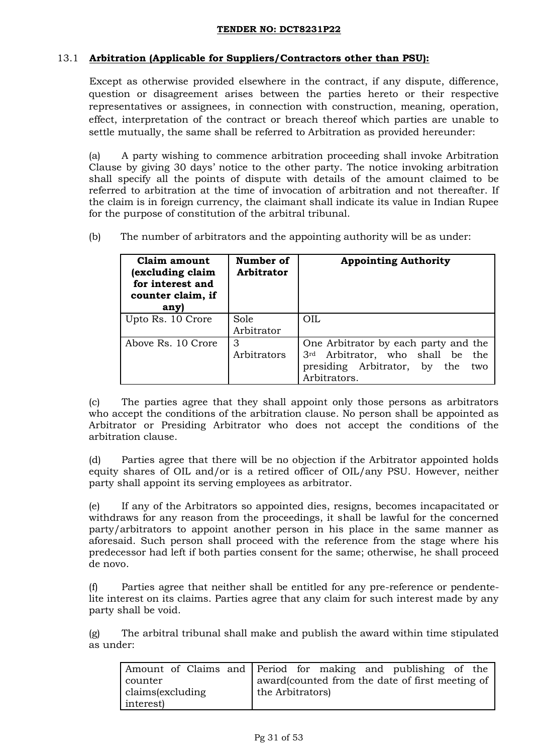### 13.1 **Arbitration (Applicable for Suppliers/Contractors other than PSU):**

Except as otherwise provided elsewhere in the contract, if any dispute, difference, question or disagreement arises between the parties hereto or their respective representatives or assignees, in connection with construction, meaning, operation, effect, interpretation of the contract or breach thereof which parties are unable to settle mutually, the same shall be referred to Arbitration as provided hereunder:

(a) A party wishing to commence arbitration proceeding shall invoke Arbitration Clause by giving 30 days' notice to the other party. The notice invoking arbitration shall specify all the points of dispute with details of the amount claimed to be referred to arbitration at the time of invocation of arbitration and not thereafter. If the claim is in foreign currency, the claimant shall indicate its value in Indian Rupee for the purpose of constitution of the arbitral tribunal.

(b) The number of arbitrators and the appointing authority will be as under:

| **Claim amount (excluding claim for interest and counter claim, if any)** | **Number of Arbitrator** | **Appointing Authority** |
|---|---|---|
| Upto Rs. 10 Crore | Sole Arbitrator | OIL |
| Above Rs. 10 Crore | 3 Arbitrators | One Arbitrator by each party and the 3rd Arbitrator, who shall be the presiding Arbitrator, by the two Arbitrators. |

(c) The parties agree that they shall appoint only those persons as arbitrators who accept the conditions of the arbitration clause. No person shall be appointed as Arbitrator or Presiding Arbitrator who does not accept the conditions of the arbitration clause.

(d) Parties agree that there will be no objection if the Arbitrator appointed holds equity shares of OIL and/or is a retired officer of OIL/any PSU. However, neither party shall appoint its serving employees as arbitrator.

(e) If any of the Arbitrators so appointed dies, resigns, becomes incapacitated or withdraws for any reason from the proceedings, it shall be lawful for the concerned party/arbitrators to appoint another person in his place in the same manner as aforesaid. Such person shall proceed with the reference from the stage where his predecessor had left if both parties consent for the same; otherwise, he shall proceed de novo.

(f) Parties agree that neither shall be entitled for any pre-reference or pendente-lite interest on its claims. Parties agree that any claim for such interest made by any party shall be void.

(g) The arbitral tribunal shall make and publish the award within time stipulated as under:

| Amount of Claims and counter claims(excluding interest) | Period for making and publishing of the award(counted from the date of first meeting of the Arbitrators) |
|---|---|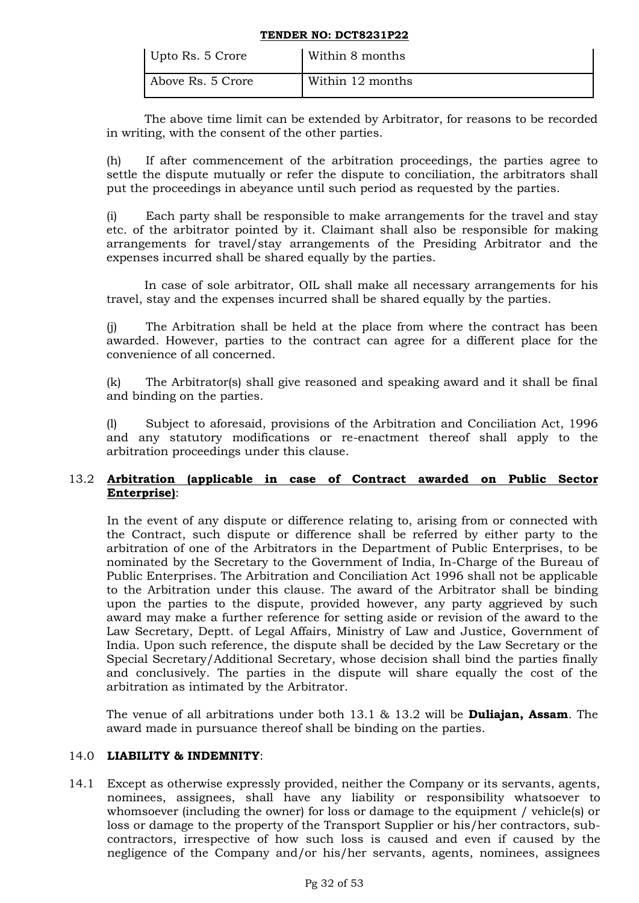| Upto Rs. 5 Crore | Within 8 months |
| --- | --- |
| Above Rs. 5 Crore | Within 12 months |

The above time limit can be extended by Arbitrator, for reasons to be recorded in writing, with the consent of the other parties.

(h) If after commencement of the arbitration proceedings, the parties agree to settle the dispute mutually or refer the dispute to conciliation, the arbitrators shall put the proceedings in abeyance until such period as requested by the parties.

(i) Each party shall be responsible to make arrangements for the travel and stay etc. of the arbitrator pointed by it. Claimant shall also be responsible for making arrangements for travel/stay arrangements of the Presiding Arbitrator and the expenses incurred shall be shared equally by the parties.

In case of sole arbitrator, OIL shall make all necessary arrangements for his travel, stay and the expenses incurred shall be shared equally by the parties.

(j) The Arbitration shall be held at the place from where the contract has been awarded. However, parties to the contract can agree for a different place for the convenience of all concerned.

(k) The Arbitrator(s) shall give reasoned and speaking award and it shall be final and binding on the parties.

(l) Subject to aforesaid, provisions of the Arbitration and Conciliation Act, 1996 and any statutory modifications or re-enactment thereof shall apply to the arbitration proceedings under this clause.

13.2 **Arbitration (applicable in case of Contract awarded on Public Sector Enterprise)**:

In the event of any dispute or difference relating to, arising from or connected with the Contract, such dispute or difference shall be referred by either party to the arbitration of one of the Arbitrators in the Department of Public Enterprises, to be nominated by the Secretary to the Government of India, In-Charge of the Bureau of Public Enterprises. The Arbitration and Conciliation Act 1996 shall not be applicable to the Arbitration under this clause. The award of the Arbitrator shall be binding upon the parties to the dispute, provided however, any party aggrieved by such award may make a further reference for setting aside or revision of the award to the Law Secretary, Deptt. of Legal Affairs, Ministry of Law and Justice, Government of India. Upon such reference, the dispute shall be decided by the Law Secretary or the Special Secretary/Additional Secretary, whose decision shall bind the parties finally and conclusively. The parties in the dispute will share equally the cost of the arbitration as intimated by the Arbitrator.

The venue of all arbitrations under both 13.1 & 13.2 will be **Duliajan, Assam**. The award made in pursuance thereof shall be binding on the parties.

## 14.0 LIABILITY & INDEMNITY:

14.1 Except as otherwise expressly provided, neither the Company or its servants, agents, nominees, assignees, shall have any liability or responsibility whatsoever to whomsoever (including the owner) for loss or damage to the equipment / vehicle(s) or loss or damage to the property of the Transport Supplier or his/her contractors, sub-contractors, irrespective of how such loss is caused and even if caused by the negligence of the Company and/or his/her servants, agents, nominees, assignees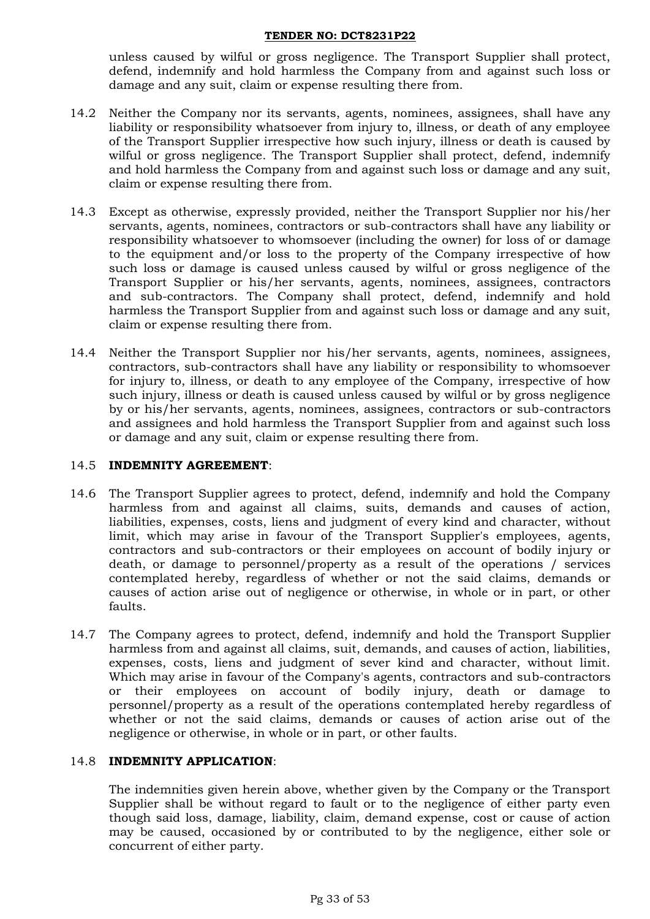unless caused by wilful or gross negligence. The Transport Supplier shall protect, defend, indemnify and hold harmless the Company from and against such loss or damage and any suit, claim or expense resulting there from.

14.2 Neither the Company nor its servants, agents, nominees, assignees, shall have any liability or responsibility whatsoever from injury to, illness, or death of any employee of the Transport Supplier irrespective how such injury, illness or death is caused by wilful or gross negligence. The Transport Supplier shall protect, defend, indemnify and hold harmless the Company from and against such loss or damage and any suit, claim or expense resulting there from.

14.3 Except as otherwise, expressly provided, neither the Transport Supplier nor his/her servants, agents, nominees, contractors or sub-contractors shall have any liability or responsibility whatsoever to whomsoever (including the owner) for loss of or damage to the equipment and/or loss to the property of the Company irrespective of how such loss or damage is caused unless caused by wilful or gross negligence of the Transport Supplier or his/her servants, agents, nominees, assignees, contractors and sub-contractors. The Company shall protect, defend, indemnify and hold harmless the Transport Supplier from and against such loss or damage and any suit, claim or expense resulting there from.

14.4 Neither the Transport Supplier nor his/her servants, agents, nominees, assignees, contractors, sub-contractors shall have any liability or responsibility to whomsoever for injury to, illness, or death to any employee of the Company, irrespective of how such injury, illness or death is caused unless caused by wilful or by gross negligence by or his/her servants, agents, nominees, assignees, contractors or sub-contractors and assignees and hold harmless the Transport Supplier from and against such loss or damage and any suit, claim or expense resulting there from.

14.5 **INDEMNITY AGREEMENT**:

14.6 The Transport Supplier agrees to protect, defend, indemnify and hold the Company harmless from and against all claims, suits, demands and causes of action, liabilities, expenses, costs, liens and judgment of every kind and character, without limit, which may arise in favour of the Transport Supplier's employees, agents, contractors and sub-contractors or their employees on account of bodily injury or death, or damage to personnel/property as a result of the operations / services contemplated hereby, regardless of whether or not the said claims, demands or causes of action arise out of negligence or otherwise, in whole or in part, or other faults.

14.7 The Company agrees to protect, defend, indemnify and hold the Transport Supplier harmless from and against all claims, suit, demands, and causes of action, liabilities, expenses, costs, liens and judgment of sever kind and character, without limit. Which may arise in favour of the Company's agents, contractors and sub-contractors or their employees on account of bodily injury, death or damage to personnel/property as a result of the operations contemplated hereby regardless of whether or not the said claims, demands or causes of action arise out of the negligence or otherwise, in whole or in part, or other faults.

14.8 **INDEMNITY APPLICATION**:

The indemnities given herein above, whether given by the Company or the Transport Supplier shall be without regard to fault or to the negligence of either party even though said loss, damage, liability, claim, demand expense, cost or cause of action may be caused, occasioned by or contributed to by the negligence, either sole or concurrent of either party.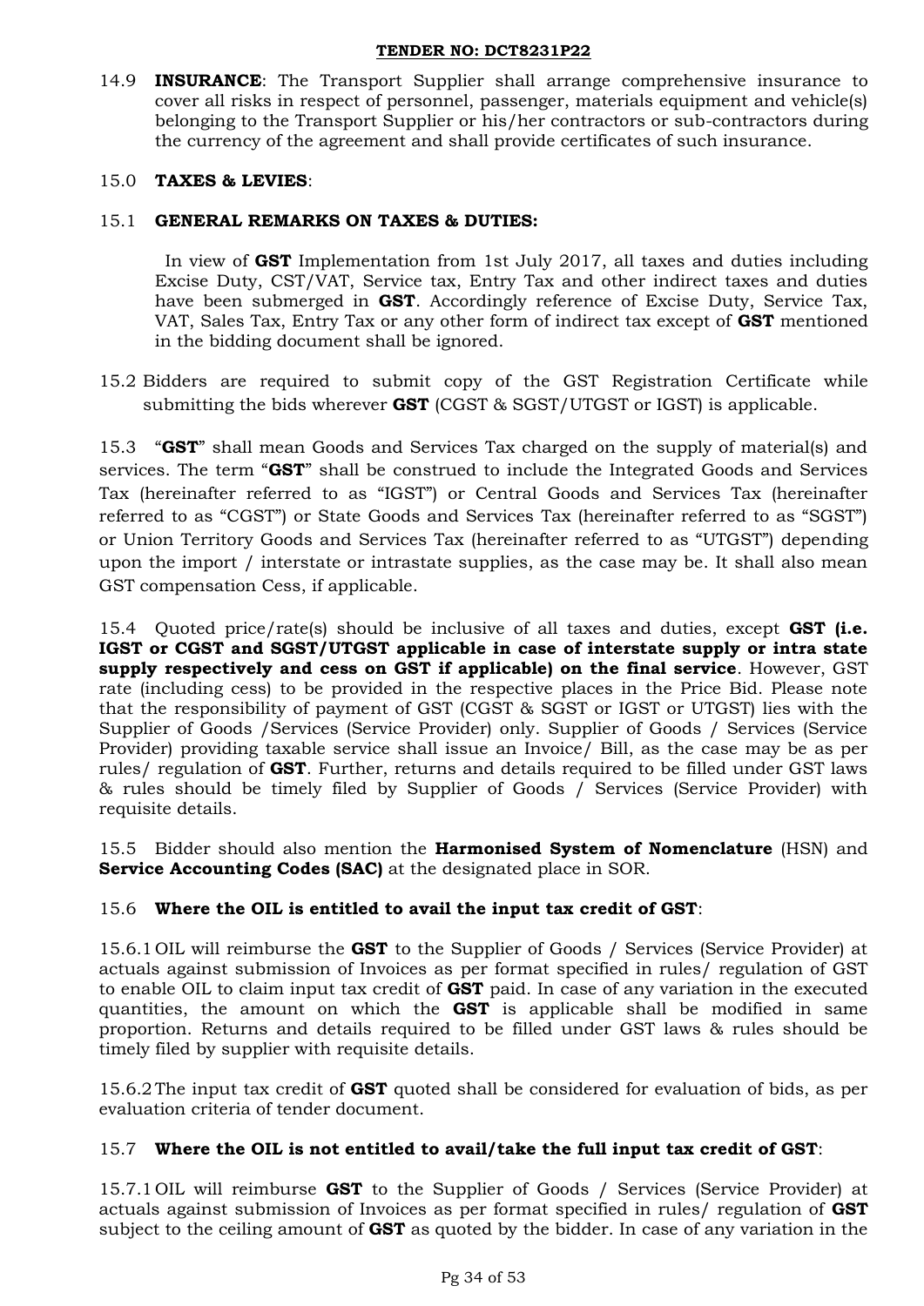14.9 **INSURANCE**: The Transport Supplier shall arrange comprehensive insurance to cover all risks in respect of personnel, passenger, materials equipment and vehicle(s) belonging to the Transport Supplier or his/her contractors or sub-contractors during the currency of the agreement and shall provide certificates of such insurance.

15.0 **TAXES & LEVIES**:

15.1 **GENERAL REMARKS ON TAXES & DUTIES:**

In view of **GST** Implementation from 1st July 2017, all taxes and duties including Excise Duty, CST/VAT, Service tax, Entry Tax and other indirect taxes and duties have been submerged in **GST**. Accordingly reference of Excise Duty, Service Tax, VAT, Sales Tax, Entry Tax or any other form of indirect tax except of **GST** mentioned in the bidding document shall be ignored.

15.2 Bidders are required to submit copy of the GST Registration Certificate while submitting the bids wherever **GST** (CGST & SGST/UTGST or IGST) is applicable.

15.3 "**GST**" shall mean Goods and Services Tax charged on the supply of material(s) and services. The term "**GST**" shall be construed to include the Integrated Goods and Services Tax (hereinafter referred to as "IGST") or Central Goods and Services Tax (hereinafter referred to as "CGST") or State Goods and Services Tax (hereinafter referred to as "SGST") or Union Territory Goods and Services Tax (hereinafter referred to as "UTGST") depending upon the import / interstate or intrastate supplies, as the case may be. It shall also mean GST compensation Cess, if applicable.

15.4 Quoted price/rate(s) should be inclusive of all taxes and duties, except **GST (i.e. IGST or CGST and SGST/UTGST applicable in case of interstate supply or intra state supply respectively and cess on GST if applicable) on the final service**. However, GST rate (including cess) to be provided in the respective places in the Price Bid. Please note that the responsibility of payment of GST (CGST & SGST or IGST or UTGST) lies with the Supplier of Goods /Services (Service Provider) only. Supplier of Goods / Services (Service Provider) providing taxable service shall issue an Invoice/ Bill, as the case may be as per rules/ regulation of **GST**. Further, returns and details required to be filled under GST laws & rules should be timely filed by Supplier of Goods / Services (Service Provider) with requisite details.

15.5 Bidder should also mention the **Harmonised System of Nomenclature** (HSN) and **Service Accounting Codes (SAC)** at the designated place in SOR.

15.6 **Where the OIL is entitled to avail the input tax credit of GST**:

15.6.1 OIL will reimburse the **GST** to the Supplier of Goods / Services (Service Provider) at actuals against submission of Invoices as per format specified in rules/ regulation of GST to enable OIL to claim input tax credit of **GST** paid. In case of any variation in the executed quantities, the amount on which the **GST** is applicable shall be modified in same proportion. Returns and details required to be filled under GST laws & rules should be timely filed by supplier with requisite details.

15.6.2 The input tax credit of **GST** quoted shall be considered for evaluation of bids, as per evaluation criteria of tender document.

15.7 **Where the OIL is not entitled to avail/take the full input tax credit of GST**:

15.7.1 OIL will reimburse **GST** to the Supplier of Goods / Services (Service Provider) at actuals against submission of Invoices as per format specified in rules/ regulation of **GST** subject to the ceiling amount of **GST** as quoted by the bidder. In case of any variation in the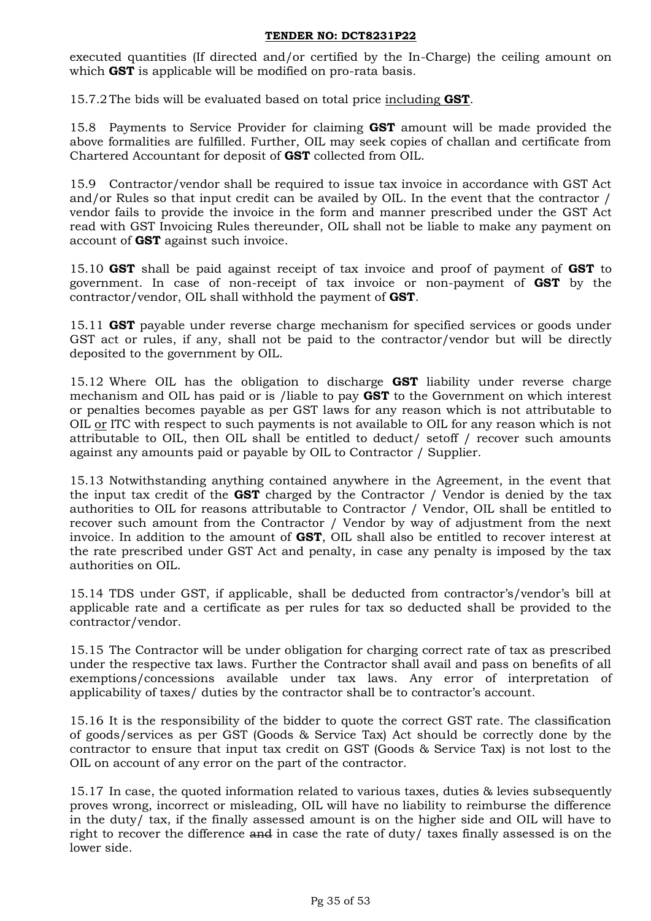executed quantities (If directed and/or certified by the In-Charge) the ceiling amount on which **GST** is applicable will be modified on pro-rata basis.

15.7.2 The bids will be evaluated based on total price <u>including **GST**</u>.

15.8 Payments to Service Provider for claiming **GST** amount will be made provided the above formalities are fulfilled. Further, OIL may seek copies of challan and certificate from Chartered Accountant for deposit of **GST** collected from OIL.

15.9 Contractor/vendor shall be required to issue tax invoice in accordance with GST Act and/or Rules so that input credit can be availed by OIL. In the event that the contractor / vendor fails to provide the invoice in the form and manner prescribed under the GST Act read with GST Invoicing Rules thereunder, OIL shall not be liable to make any payment on account of **GST** against such invoice.

15.10 **GST** shall be paid against receipt of tax invoice and proof of payment of **GST** to government. In case of non-receipt of tax invoice or non-payment of **GST** by the contractor/vendor, OIL shall withhold the payment of **GST**.

15.11 **GST** payable under reverse charge mechanism for specified services or goods under GST act or rules, if any, shall not be paid to the contractor/vendor but will be directly deposited to the government by OIL.

15.12 Where OIL has the obligation to discharge **GST** liability under reverse charge mechanism and OIL has paid or is /liable to pay **GST** to the Government on which interest or penalties becomes payable as per GST laws for any reason which is not attributable to OIL <u>or</u> ITC with respect to such payments is not available to OIL for any reason which is not attributable to OIL, then OIL shall be entitled to deduct/ setoff / recover such amounts against any amounts paid or payable by OIL to Contractor / Supplier.

15.13 Notwithstanding anything contained anywhere in the Agreement, in the event that the input tax credit of the **GST** charged by the Contractor / Vendor is denied by the tax authorities to OIL for reasons attributable to Contractor / Vendor, OIL shall be entitled to recover such amount from the Contractor / Vendor by way of adjustment from the next invoice. In addition to the amount of **GST**, OIL shall also be entitled to recover interest at the rate prescribed under GST Act and penalty, in case any penalty is imposed by the tax authorities on OIL.

15.14 TDS under GST, if applicable, shall be deducted from contractor's/vendor's bill at applicable rate and a certificate as per rules for tax so deducted shall be provided to the contractor/vendor.

15.15 The Contractor will be under obligation for charging correct rate of tax as prescribed under the respective tax laws. Further the Contractor shall avail and pass on benefits of all exemptions/concessions available under tax laws. Any error of interpretation of applicability of taxes/ duties by the contractor shall be to contractor's account.

15.16 It is the responsibility of the bidder to quote the correct GST rate. The classification of goods/services as per GST (Goods & Service Tax) Act should be correctly done by the contractor to ensure that input tax credit on GST (Goods & Service Tax) is not lost to the OIL on account of any error on the part of the contractor.

15.17 In case, the quoted information related to various taxes, duties & levies subsequently proves wrong, incorrect or misleading, OIL will have no liability to reimburse the difference in the duty/ tax, if the finally assessed amount is on the higher side and OIL will have to right to recover the difference ~~and~~ in case the rate of duty/ taxes finally assessed is on the lower side.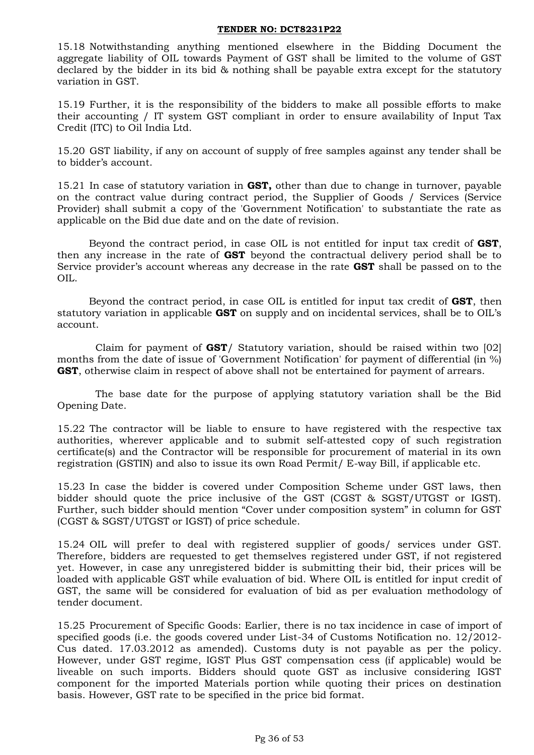15.18 Notwithstanding anything mentioned elsewhere in the Bidding Document the aggregate liability of OIL towards Payment of GST shall be limited to the volume of GST declared by the bidder in its bid & nothing shall be payable extra except for the statutory variation in GST.

15.19 Further, it is the responsibility of the bidders to make all possible efforts to make their accounting / IT system GST compliant in order to ensure availability of Input Tax Credit (ITC) to Oil India Ltd.

15.20 GST liability, if any on account of supply of free samples against any tender shall be to bidder's account.

15.21 In case of statutory variation in **GST,** other than due to change in turnover, payable on the contract value during contract period, the Supplier of Goods / Services (Service Provider) shall submit a copy of the 'Government Notification' to substantiate the rate as applicable on the Bid due date and on the date of revision.

Beyond the contract period, in case OIL is not entitled for input tax credit of **GST**, then any increase in the rate of **GST** beyond the contractual delivery period shall be to Service provider's account whereas any decrease in the rate **GST** shall be passed on to the OIL.

Beyond the contract period, in case OIL is entitled for input tax credit of **GST**, then statutory variation in applicable **GST** on supply and on incidental services, shall be to OIL's account.

Claim for payment of **GST**/ Statutory variation, should be raised within two [02] months from the date of issue of 'Government Notification' for payment of differential (in %) **GST**, otherwise claim in respect of above shall not be entertained for payment of arrears.

The base date for the purpose of applying statutory variation shall be the Bid Opening Date.

15.22 The contractor will be liable to ensure to have registered with the respective tax authorities, wherever applicable and to submit self-attested copy of such registration certificate(s) and the Contractor will be responsible for procurement of material in its own registration (GSTIN) and also to issue its own Road Permit/ E-way Bill, if applicable etc.

15.23 In case the bidder is covered under Composition Scheme under GST laws, then bidder should quote the price inclusive of the GST (CGST & SGST/UTGST or IGST). Further, such bidder should mention "Cover under composition system" in column for GST (CGST & SGST/UTGST or IGST) of price schedule.

15.24 OIL will prefer to deal with registered supplier of goods/ services under GST. Therefore, bidders are requested to get themselves registered under GST, if not registered yet. However, in case any unregistered bidder is submitting their bid, their prices will be loaded with applicable GST while evaluation of bid. Where OIL is entitled for input credit of GST, the same will be considered for evaluation of bid as per evaluation methodology of tender document.

15.25 Procurement of Specific Goods: Earlier, there is no tax incidence in case of import of specified goods (i.e. the goods covered under List-34 of Customs Notification no. 12/2012-Cus dated. 17.03.2012 as amended). Customs duty is not payable as per the policy. However, under GST regime, IGST Plus GST compensation cess (if applicable) would be liveable on such imports. Bidders should quote GST as inclusive considering IGST component for the imported Materials portion while quoting their prices on destination basis. However, GST rate to be specified in the price bid format.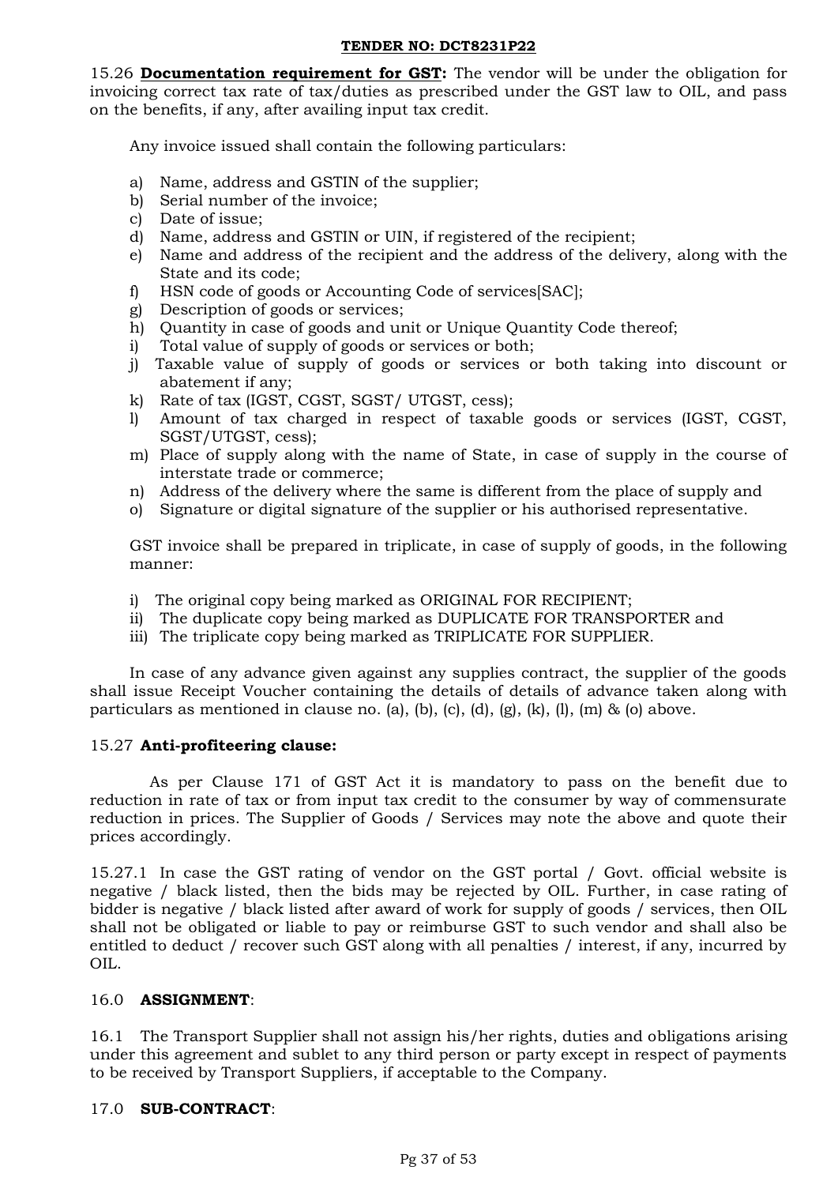15.26 **Documentation requirement for GST:** The vendor will be under the obligation for invoicing correct tax rate of tax/duties as prescribed under the GST law to OIL, and pass on the benefits, if any, after availing input tax credit.

Any invoice issued shall contain the following particulars:

a) Name, address and GSTIN of the supplier;
b) Serial number of the invoice;
c) Date of issue;
d) Name, address and GSTIN or UIN, if registered of the recipient;
e) Name and address of the recipient and the address of the delivery, along with the State and its code;
f) HSN code of goods or Accounting Code of services[SAC];
g) Description of goods or services;
h) Quantity in case of goods and unit or Unique Quantity Code thereof;
i) Total value of supply of goods or services or both;
j) Taxable value of supply of goods or services or both taking into discount or abatement if any;
k) Rate of tax (IGST, CGST, SGST/ UTGST, cess);
l) Amount of tax charged in respect of taxable goods or services (IGST, CGST, SGST/UTGST, cess);
m) Place of supply along with the name of State, in case of supply in the course of interstate trade or commerce;
n) Address of the delivery where the same is different from the place of supply and
o) Signature or digital signature of the supplier or his authorised representative.

GST invoice shall be prepared in triplicate, in case of supply of goods, in the following manner:

i) The original copy being marked as ORIGINAL FOR RECIPIENT;
ii) The duplicate copy being marked as DUPLICATE FOR TRANSPORTER and
iii) The triplicate copy being marked as TRIPLICATE FOR SUPPLIER.

In case of any advance given against any supplies contract, the supplier of the goods shall issue Receipt Voucher containing the details of details of advance taken along with particulars as mentioned in clause no. (a), (b), (c), (d), (g), (k), (l), (m) & (o) above.

15.27 **Anti-profiteering clause:**

As per Clause 171 of GST Act it is mandatory to pass on the benefit due to reduction in rate of tax or from input tax credit to the consumer by way of commensurate reduction in prices. The Supplier of Goods / Services may note the above and quote their prices accordingly.

15.27.1 In case the GST rating of vendor on the GST portal / Govt. official website is negative / black listed, then the bids may be rejected by OIL. Further, in case rating of bidder is negative / black listed after award of work for supply of goods / services, then OIL shall not be obligated or liable to pay or reimburse GST to such vendor and shall also be entitled to deduct / recover such GST along with all penalties / interest, if any, incurred by OIL.

16.0 **ASSIGNMENT**:

16.1 The Transport Supplier shall not assign his/her rights, duties and obligations arising under this agreement and sublet to any third person or party except in respect of payments to be received by Transport Suppliers, if acceptable to the Company.

17.0 **SUB-CONTRACT**: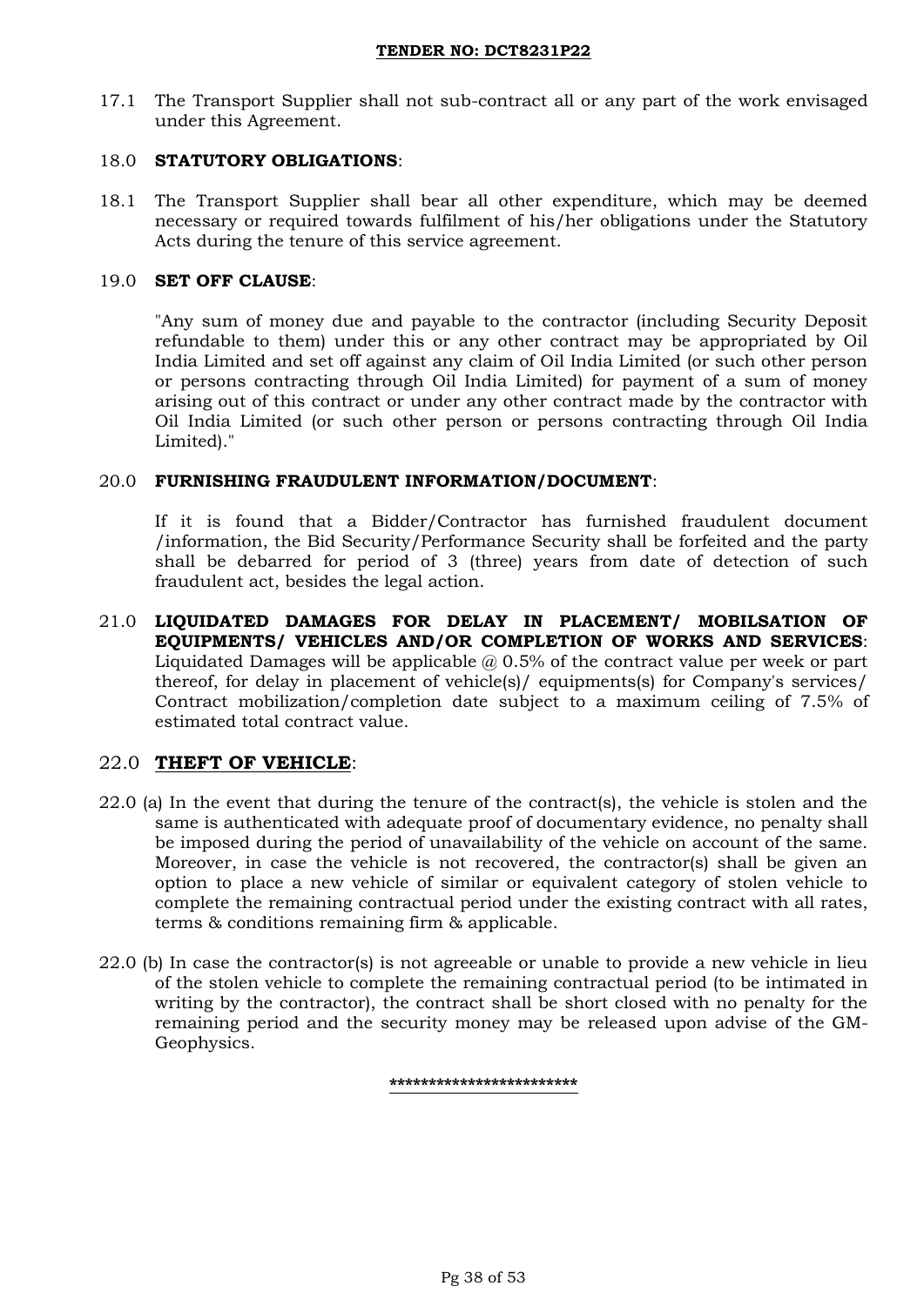17.1 The Transport Supplier shall not sub-contract all or any part of the work envisaged under this Agreement.

18.0 **STATUTORY OBLIGATIONS**:

18.1 The Transport Supplier shall bear all other expenditure, which may be deemed necessary or required towards fulfilment of his/her obligations under the Statutory Acts during the tenure of this service agreement.

19.0 **SET OFF CLAUSE**:

"Any sum of money due and payable to the contractor (including Security Deposit refundable to them) under this or any other contract may be appropriated by Oil India Limited and set off against any claim of Oil India Limited (or such other person or persons contracting through Oil India Limited) for payment of a sum of money arising out of this contract or under any other contract made by the contractor with Oil India Limited (or such other person or persons contracting through Oil India Limited)."

20.0 **FURNISHING FRAUDULENT INFORMATION/DOCUMENT**:

If it is found that a Bidder/Contractor has furnished fraudulent document /information, the Bid Security/Performance Security shall be forfeited and the party shall be debarred for period of 3 (three) years from date of detection of such fraudulent act, besides the legal action.

21.0 **LIQUIDATED DAMAGES FOR DELAY IN PLACEMENT/ MOBILSATION OF EQUIPMENTS/ VEHICLES AND/OR COMPLETION OF WORKS AND SERVICES**: Liquidated Damages will be applicable @ 0.5% of the contract value per week or part thereof, for delay in placement of vehicle(s)/ equipments(s) for Company's services/ Contract mobilization/completion date subject to a maximum ceiling of 7.5% of estimated total contract value.

## 22.0 **THEFT OF VEHICLE**:

22.0 (a) In the event that during the tenure of the contract(s), the vehicle is stolen and the same is authenticated with adequate proof of documentary evidence, no penalty shall be imposed during the period of unavailability of the vehicle on account of the same. Moreover, in case the vehicle is not recovered, the contractor(s) shall be given an option to place a new vehicle of similar or equivalent category of stolen vehicle to complete the remaining contractual period under the existing contract with all rates, terms & conditions remaining firm & applicable.

22.0 (b) In case the contractor(s) is not agreeable or unable to provide a new vehicle in lieu of the stolen vehicle to complete the remaining contractual period (to be intimated in writing by the contractor), the contract shall be short closed with no penalty for the remaining period and the security money may be released upon advise of the GM-Geophysics.

************************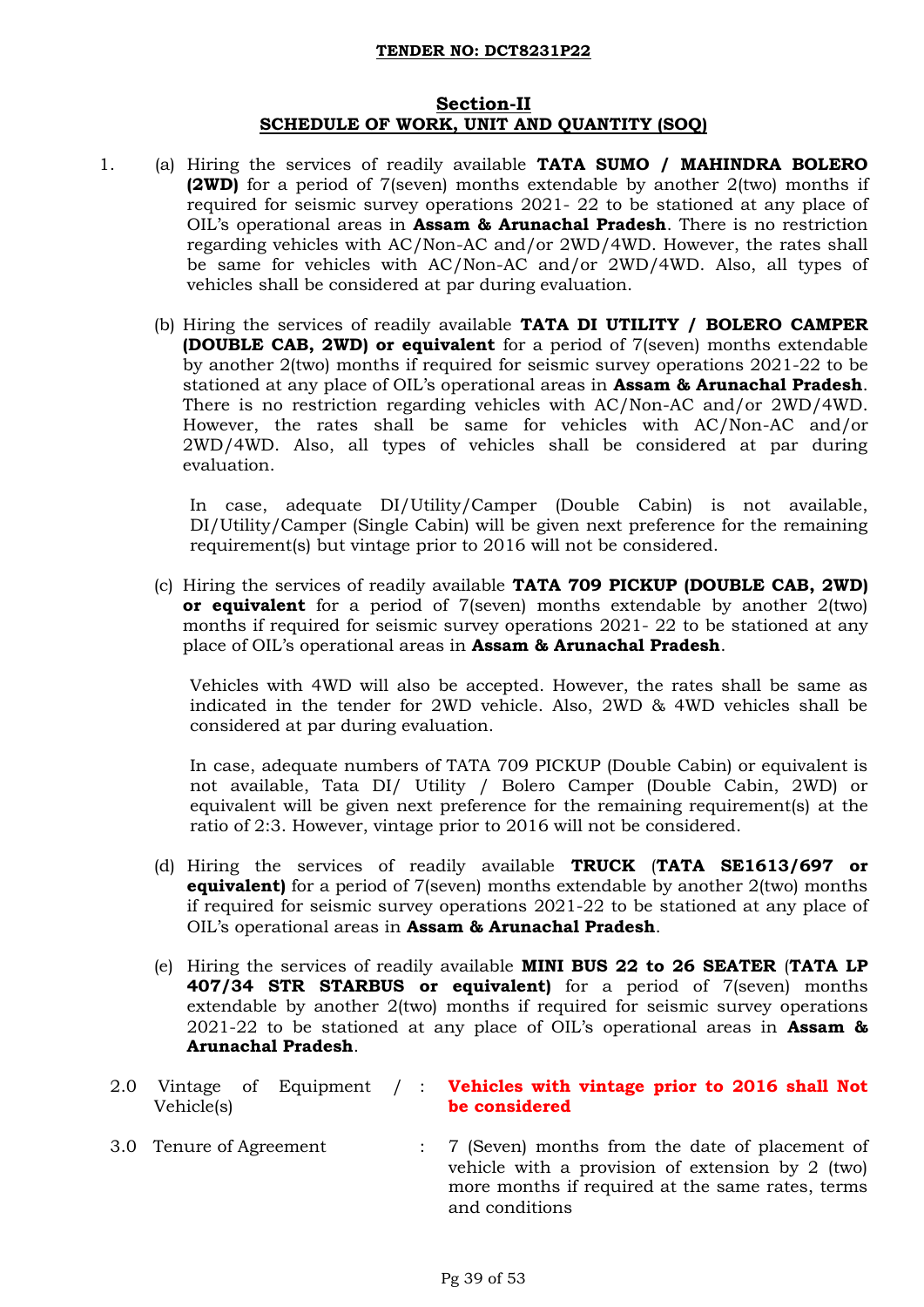**TENDER NO: DCT8231P22**

## Section-II
## SCHEDULE OF WORK, UNIT AND QUANTITY (SOQ)

1. (a) Hiring the services of readily available **TATA SUMO / MAHINDRA BOLERO (2WD)** for a period of 7(seven) months extendable by another 2(two) months if required for seismic survey operations 2021- 22 to be stationed at any place of OIL's operational areas in **Assam & Arunachal Pradesh**. There is no restriction regarding vehicles with AC/Non-AC and/or 2WD/4WD. However, the rates shall be same for vehicles with AC/Non-AC and/or 2WD/4WD. Also, all types of vehicles shall be considered at par during evaluation.

   (b) Hiring the services of readily available **TATA DI UTILITY / BOLERO CAMPER (DOUBLE CAB, 2WD) or equivalent** for a period of 7(seven) months extendable by another 2(two) months if required for seismic survey operations 2021-22 to be stationed at any place of OIL's operational areas in **Assam & Arunachal Pradesh**. There is no restriction regarding vehicles with AC/Non-AC and/or 2WD/4WD. However, the rates shall be same for vehicles with AC/Non-AC and/or 2WD/4WD. Also, all types of vehicles shall be considered at par during evaluation.

   In case, adequate DI/Utility/Camper (Double Cabin) is not available, DI/Utility/Camper (Single Cabin) will be given next preference for the remaining requirement(s) but vintage prior to 2016 will not be considered.

   (c) Hiring the services of readily available **TATA 709 PICKUP (DOUBLE CAB, 2WD) or equivalent** for a period of 7(seven) months extendable by another 2(two) months if required for seismic survey operations 2021- 22 to be stationed at any place of OIL's operational areas in **Assam & Arunachal Pradesh**.

   Vehicles with 4WD will also be accepted. However, the rates shall be same as indicated in the tender for 2WD vehicle. Also, 2WD & 4WD vehicles shall be considered at par during evaluation.

   In case, adequate numbers of TATA 709 PICKUP (Double Cabin) or equivalent is not available, Tata DI/ Utility / Bolero Camper (Double Cabin, 2WD) or equivalent will be given next preference for the remaining requirement(s) at the ratio of 2:3. However, vintage prior to 2016 will not be considered.

   (d) Hiring the services of readily available **TRUCK** (**TATA SE1613/697 or equivalent)** for a period of 7(seven) months extendable by another 2(two) months if required for seismic survey operations 2021-22 to be stationed at any place of OIL's operational areas in **Assam & Arunachal Pradesh**.

   (e) Hiring the services of readily available **MINI BUS 22 to 26 SEATER** (**TATA LP 407/34 STR STARBUS or equivalent)** for a period of 7(seven) months extendable by another 2(two) months if required for seismic survey operations 2021-22 to be stationed at any place of OIL's operational areas in **Assam & Arunachal Pradesh**.

2.0 Vintage of Equipment / Vehicle(s) : **Vehicles with vintage prior to 2016 shall Not be considered**

3.0 Tenure of Agreement : 7 (Seven) months from the date of placement of vehicle with a provision of extension by 2 (two) more months if required at the same rates, terms and conditions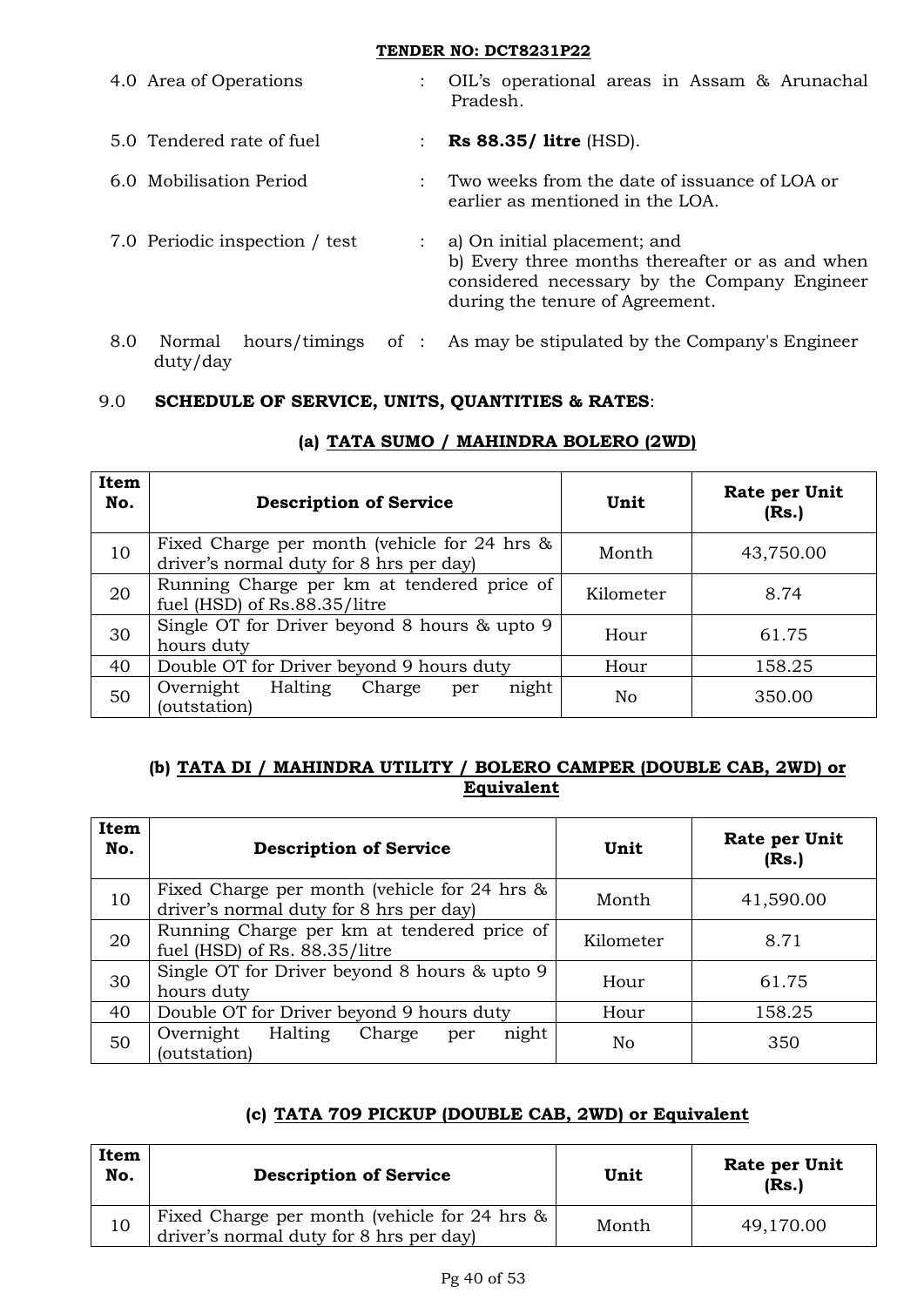**TENDER NO: DCT8231P22**

4.0 Area of Operations : OIL's operational areas in Assam & Arunachal Pradesh.

5.0 Tendered rate of fuel : **Rs 88.35/ litre** (HSD).

6.0 Mobilisation Period : Two weeks from the date of issuance of LOA or earlier as mentioned in the LOA.

7.0 Periodic inspection / test : a) On initial placement; and
b) Every three months thereafter or as and when considered necessary by the Company Engineer during the tenure of Agreement.

8.0 Normal hours/timings of duty/day : As may be stipulated by the Company's Engineer

9.0 **SCHEDULE OF SERVICE, UNITS, QUANTITIES & RATES**:

**(a) TATA SUMO / MAHINDRA BOLERO (2WD)**

| Item No. | Description of Service | Unit | Rate per Unit (Rs.) |
|---|---|---|---|
| 10 | Fixed Charge per month (vehicle for 24 hrs & driver's normal duty for 8 hrs per day) | Month | 43,750.00 |
| 20 | Running Charge per km at tendered price of fuel (HSD) of Rs.88.35/litre | Kilometer | 8.74 |
| 30 | Single OT for Driver beyond 8 hours & upto 9 hours duty | Hour | 61.75 |
| 40 | Double OT for Driver beyond 9 hours duty | Hour | 158.25 |
| 50 | Overnight Halting Charge per night (outstation) | No | 350.00 |

**(b) TATA DI / MAHINDRA UTILITY / BOLERO CAMPER (DOUBLE CAB, 2WD) or Equivalent**

| Item No. | Description of Service | Unit | Rate per Unit (Rs.) |
|---|---|---|---|
| 10 | Fixed Charge per month (vehicle for 24 hrs & driver's normal duty for 8 hrs per day) | Month | 41,590.00 |
| 20 | Running Charge per km at tendered price of fuel (HSD) of Rs. 88.35/litre | Kilometer | 8.71 |
| 30 | Single OT for Driver beyond 8 hours & upto 9 hours duty | Hour | 61.75 |
| 40 | Double OT for Driver beyond 9 hours duty | Hour | 158.25 |
| 50 | Overnight Halting Charge per night (outstation) | No | 350 |

**(c) TATA 709 PICKUP (DOUBLE CAB, 2WD) or Equivalent**

| Item No. | Description of Service | Unit | Rate per Unit (Rs.) |
|---|---|---|---|
| 10 | Fixed Charge per month (vehicle for 24 hrs & driver's normal duty for 8 hrs per day) | Month | 49,170.00 |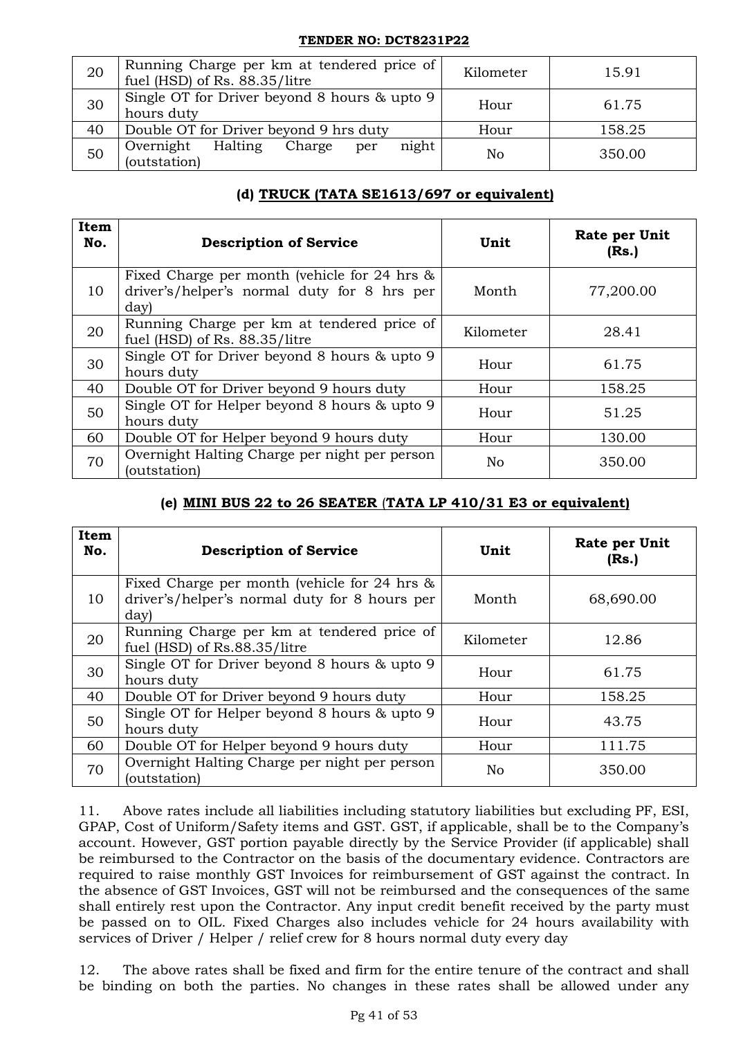| 20 | Running Charge per km at tendered price of fuel (HSD) of Rs. 88.35/litre | Kilometer | 15.91 |
|---|---|---|---|
| 30 | Single OT for Driver beyond 8 hours & upto 9 hours duty | Hour | 61.75 |
| 40 | Double OT for Driver beyond 9 hrs duty | Hour | 158.25 |
| 50 | Overnight Halting Charge per night (outstation) | No | 350.00 |

### (d) TRUCK (TATA SE1613/697 or equivalent)

| Item No. | Description of Service | Unit | Rate per Unit (Rs.) |
|---|---|---|---|
| 10 | Fixed Charge per month (vehicle for 24 hrs & driver's/helper's normal duty for 8 hrs per day) | Month | 77,200.00 |
| 20 | Running Charge per km at tendered price of fuel (HSD) of Rs. 88.35/litre | Kilometer | 28.41 |
| 30 | Single OT for Driver beyond 8 hours & upto 9 hours duty | Hour | 61.75 |
| 40 | Double OT for Driver beyond 9 hours duty | Hour | 158.25 |
| 50 | Single OT for Helper beyond 8 hours & upto 9 hours duty | Hour | 51.25 |
| 60 | Double OT for Helper beyond 9 hours duty | Hour | 130.00 |
| 70 | Overnight Halting Charge per night per person (outstation) | No | 350.00 |

### (e) MINI BUS 22 to 26 SEATER (TATA LP 410/31 E3 or equivalent)

| Item No. | Description of Service | Unit | Rate per Unit (Rs.) |
|---|---|---|---|
| 10 | Fixed Charge per month (vehicle for 24 hrs & driver's/helper's normal duty for 8 hours per day) | Month | 68,690.00 |
| 20 | Running Charge per km at tendered price of fuel (HSD) of Rs.88.35/litre | Kilometer | 12.86 |
| 30 | Single OT for Driver beyond 8 hours & upto 9 hours duty | Hour | 61.75 |
| 40 | Double OT for Driver beyond 9 hours duty | Hour | 158.25 |
| 50 | Single OT for Helper beyond 8 hours & upto 9 hours duty | Hour | 43.75 |
| 60 | Double OT for Helper beyond 9 hours duty | Hour | 111.75 |
| 70 | Overnight Halting Charge per night per person (outstation) | No | 350.00 |

11. Above rates include all liabilities including statutory liabilities but excluding PF, ESI, GPAP, Cost of Uniform/Safety items and GST. GST, if applicable, shall be to the Company's account. However, GST portion payable directly by the Service Provider (if applicable) shall be reimbursed to the Contractor on the basis of the documentary evidence. Contractors are required to raise monthly GST Invoices for reimbursement of GST against the contract. In the absence of GST Invoices, GST will not be reimbursed and the consequences of the same shall entirely rest upon the Contractor. Any input credit benefit received by the party must be passed on to OIL. Fixed Charges also includes vehicle for 24 hours availability with services of Driver / Helper / relief crew for 8 hours normal duty every day

12. The above rates shall be fixed and firm for the entire tenure of the contract and shall be binding on both the parties. No changes in these rates shall be allowed under any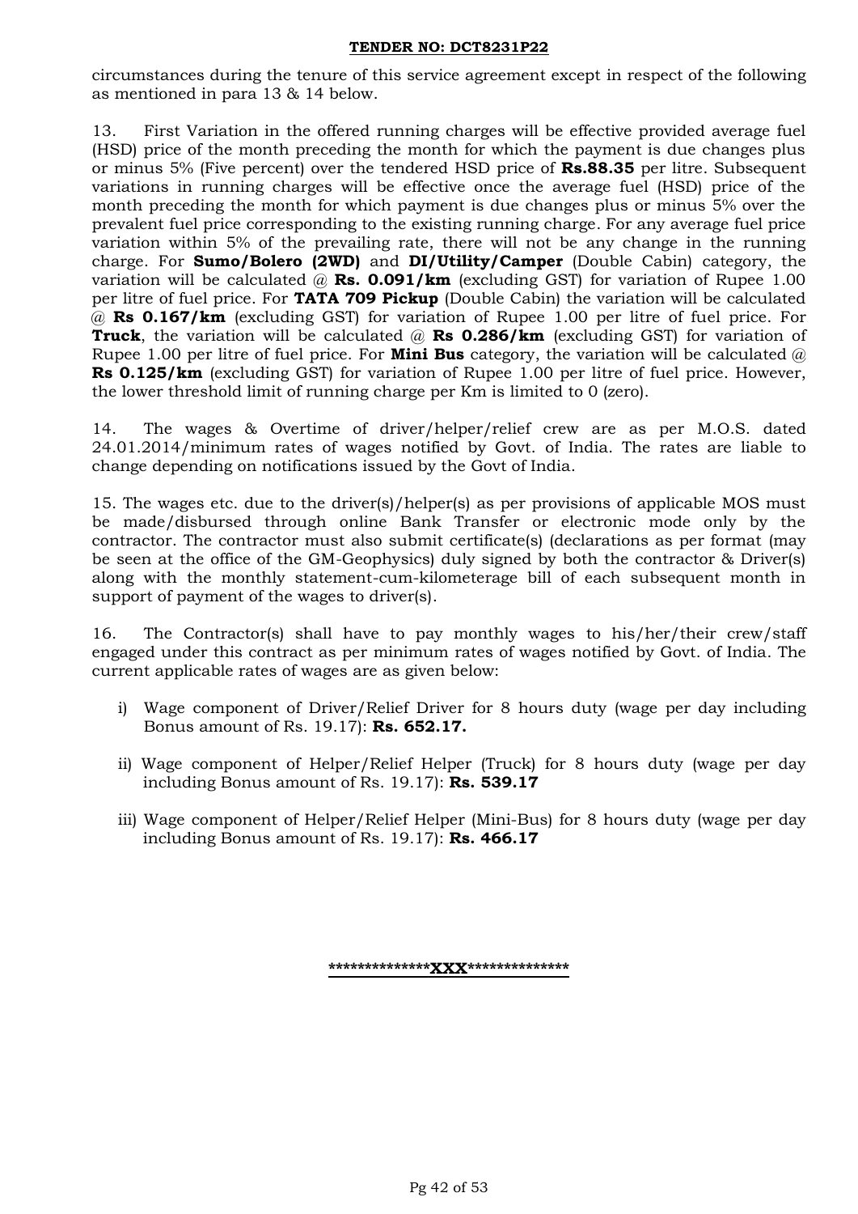circumstances during the tenure of this service agreement except in respect of the following as mentioned in para 13 & 14 below.

13. First Variation in the offered running charges will be effective provided average fuel (HSD) price of the month preceding the month for which the payment is due changes plus or minus 5% (Five percent) over the tendered HSD price of **Rs.88.35** per litre. Subsequent variations in running charges will be effective once the average fuel (HSD) price of the month preceding the month for which payment is due changes plus or minus 5% over the prevalent fuel price corresponding to the existing running charge. For any average fuel price variation within 5% of the prevailing rate, there will not be any change in the running charge. For **Sumo/Bolero (2WD)** and **DI/Utility/Camper** (Double Cabin) category, the variation will be calculated @ **Rs. 0.091/km** (excluding GST) for variation of Rupee 1.00 per litre of fuel price. For **TATA 709 Pickup** (Double Cabin) the variation will be calculated @ **Rs 0.167/km** (excluding GST) for variation of Rupee 1.00 per litre of fuel price. For **Truck**, the variation will be calculated @ **Rs 0.286/km** (excluding GST) for variation of Rupee 1.00 per litre of fuel price. For **Mini Bus** category, the variation will be calculated @ **Rs 0.125/km** (excluding GST) for variation of Rupee 1.00 per litre of fuel price. However, the lower threshold limit of running charge per Km is limited to 0 (zero).

14. The wages & Overtime of driver/helper/relief crew are as per M.O.S. dated 24.01.2014/minimum rates of wages notified by Govt. of India. The rates are liable to change depending on notifications issued by the Govt of India.

15. The wages etc. due to the driver(s)/helper(s) as per provisions of applicable MOS must be made/disbursed through online Bank Transfer or electronic mode only by the contractor. The contractor must also submit certificate(s) (declarations as per format (may be seen at the office of the GM-Geophysics) duly signed by both the contractor & Driver(s) along with the monthly statement-cum-kilometerage bill of each subsequent month in support of payment of the wages to driver(s).

16. The Contractor(s) shall have to pay monthly wages to his/her/their crew/staff engaged under this contract as per minimum rates of wages notified by Govt. of India. The current applicable rates of wages are as given below:

i) Wage component of Driver/Relief Driver for 8 hours duty (wage per day including Bonus amount of Rs. 19.17): **Rs. 652.17.**

ii) Wage component of Helper/Relief Helper (Truck) for 8 hours duty (wage per day including Bonus amount of Rs. 19.17): **Rs. 539.17**

iii) Wage component of Helper/Relief Helper (Mini-Bus) for 8 hours duty (wage per day including Bonus amount of Rs. 19.17): **Rs. 466.17**

**************XXX**************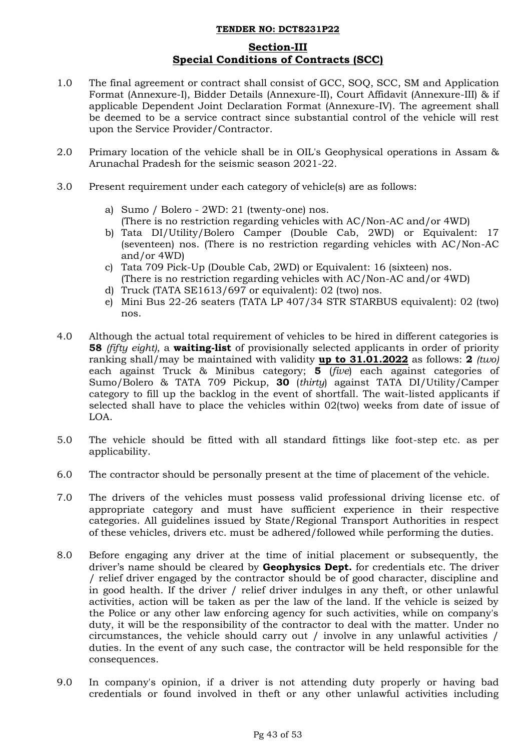**TENDER NO: DCT8231P22**

## Section-III
## Special Conditions of Contracts (SCC)

1.0 The final agreement or contract shall consist of GCC, SOQ, SCC, SM and Application Format (Annexure-I), Bidder Details (Annexure-II), Court Affidavit (Annexure-III) & if applicable Dependent Joint Declaration Format (Annexure-IV). The agreement shall be deemed to be a service contract since substantial control of the vehicle will rest upon the Service Provider/Contractor.

2.0 Primary location of the vehicle shall be in OIL's Geophysical operations in Assam & Arunachal Pradesh for the seismic season 2021-22.

3.0 Present requirement under each category of vehicle(s) are as follows:

   a) Sumo / Bolero - 2WD: 21 (twenty-one) nos.
   (There is no restriction regarding vehicles with AC/Non-AC and/or 4WD)
   b) Tata DI/Utility/Bolero Camper (Double Cab, 2WD) or Equivalent: 17 (seventeen) nos. (There is no restriction regarding vehicles with AC/Non-AC and/or 4WD)
   c) Tata 709 Pick-Up (Double Cab, 2WD) or Equivalent: 16 (sixteen) nos.
   (There is no restriction regarding vehicles with AC/Non-AC and/or 4WD)
   d) Truck (TATA SE1613/697 or equivalent): 02 (two) nos.
   e) Mini Bus 22-26 seaters (TATA LP 407/34 STR STARBUS equivalent): 02 (two) nos.

4.0 Although the actual total requirement of vehicles to be hired in different categories is **58** *(fifty eight)*, a **waiting-list** of provisionally selected applicants in order of priority ranking shall/may be maintained with validity **up to 31.01.2022** as follows: **2** *(two)* each against Truck & Minibus category; **5** (*five*) each against categories of Sumo/Bolero & TATA 709 Pickup, **30** (*thirty*) against TATA DI/Utility/Camper category to fill up the backlog in the event of shortfall. The wait-listed applicants if selected shall have to place the vehicles within 02(two) weeks from date of issue of LOA.

5.0 The vehicle should be fitted with all standard fittings like foot-step etc. as per applicability.

6.0 The contractor should be personally present at the time of placement of the vehicle.

7.0 The drivers of the vehicles must possess valid professional driving license etc. of appropriate category and must have sufficient experience in their respective categories. All guidelines issued by State/Regional Transport Authorities in respect of these vehicles, drivers etc. must be adhered/followed while performing the duties.

8.0 Before engaging any driver at the time of initial placement or subsequently, the driver's name should be cleared by **Geophysics Dept.** for credentials etc. The driver / relief driver engaged by the contractor should be of good character, discipline and in good health. If the driver / relief driver indulges in any theft, or other unlawful activities, action will be taken as per the law of the land. If the vehicle is seized by the Police or any other law enforcing agency for such activities, while on company's duty, it will be the responsibility of the contractor to deal with the matter. Under no circumstances, the vehicle should carry out / involve in any unlawful activities / duties. In the event of any such case, the contractor will be held responsible for the consequences.

9.0 In company's opinion, if a driver is not attending duty properly or having bad credentials or found involved in theft or any other unlawful activities including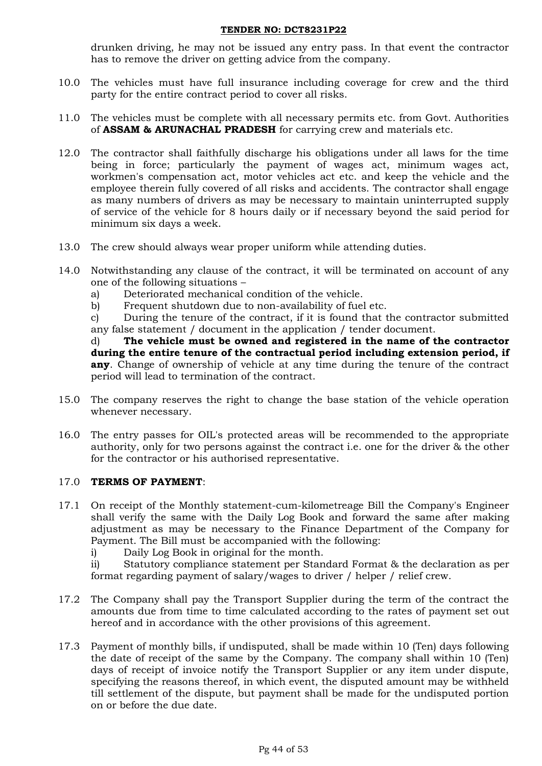drunken driving, he may not be issued any entry pass. In that event the contractor has to remove the driver on getting advice from the company.

10.0 The vehicles must have full insurance including coverage for crew and the third party for the entire contract period to cover all risks.

11.0 The vehicles must be complete with all necessary permits etc. from Govt. Authorities of **ASSAM & ARUNACHAL PRADESH** for carrying crew and materials etc.

12.0 The contractor shall faithfully discharge his obligations under all laws for the time being in force; particularly the payment of wages act, minimum wages act, workmen's compensation act, motor vehicles act etc. and keep the vehicle and the employee therein fully covered of all risks and accidents. The contractor shall engage as many numbers of drivers as may be necessary to maintain uninterrupted supply of service of the vehicle for 8 hours daily or if necessary beyond the said period for minimum six days a week.

13.0 The crew should always wear proper uniform while attending duties.

14.0 Notwithstanding any clause of the contract, it will be terminated on account of any one of the following situations –

a) Deteriorated mechanical condition of the vehicle.

b) Frequent shutdown due to non-availability of fuel etc.

c) During the tenure of the contract, if it is found that the contractor submitted any false statement / document in the application / tender document.

d) **The vehicle must be owned and registered in the name of the contractor during the entire tenure of the contractual period including extension period, if any**. Change of ownership of vehicle at any time during the tenure of the contract period will lead to termination of the contract.

15.0 The company reserves the right to change the base station of the vehicle operation whenever necessary.

16.0 The entry passes for OIL's protected areas will be recommended to the appropriate authority, only for two persons against the contract i.e. one for the driver & the other for the contractor or his authorised representative.

17.0 **TERMS OF PAYMENT**:

17.1 On receipt of the Monthly statement-cum-kilometreage Bill the Company's Engineer shall verify the same with the Daily Log Book and forward the same after making adjustment as may be necessary to the Finance Department of the Company for Payment. The Bill must be accompanied with the following:

i) Daily Log Book in original for the month.

ii) Statutory compliance statement per Standard Format & the declaration as per format regarding payment of salary/wages to driver / helper / relief crew.

17.2 The Company shall pay the Transport Supplier during the term of the contract the amounts due from time to time calculated according to the rates of payment set out hereof and in accordance with the other provisions of this agreement.

17.3 Payment of monthly bills, if undisputed, shall be made within 10 (Ten) days following the date of receipt of the same by the Company. The company shall within 10 (Ten) days of receipt of invoice notify the Transport Supplier or any item under dispute, specifying the reasons thereof, in which event, the disputed amount may be withheld till settlement of the dispute, but payment shall be made for the undisputed portion on or before the due date.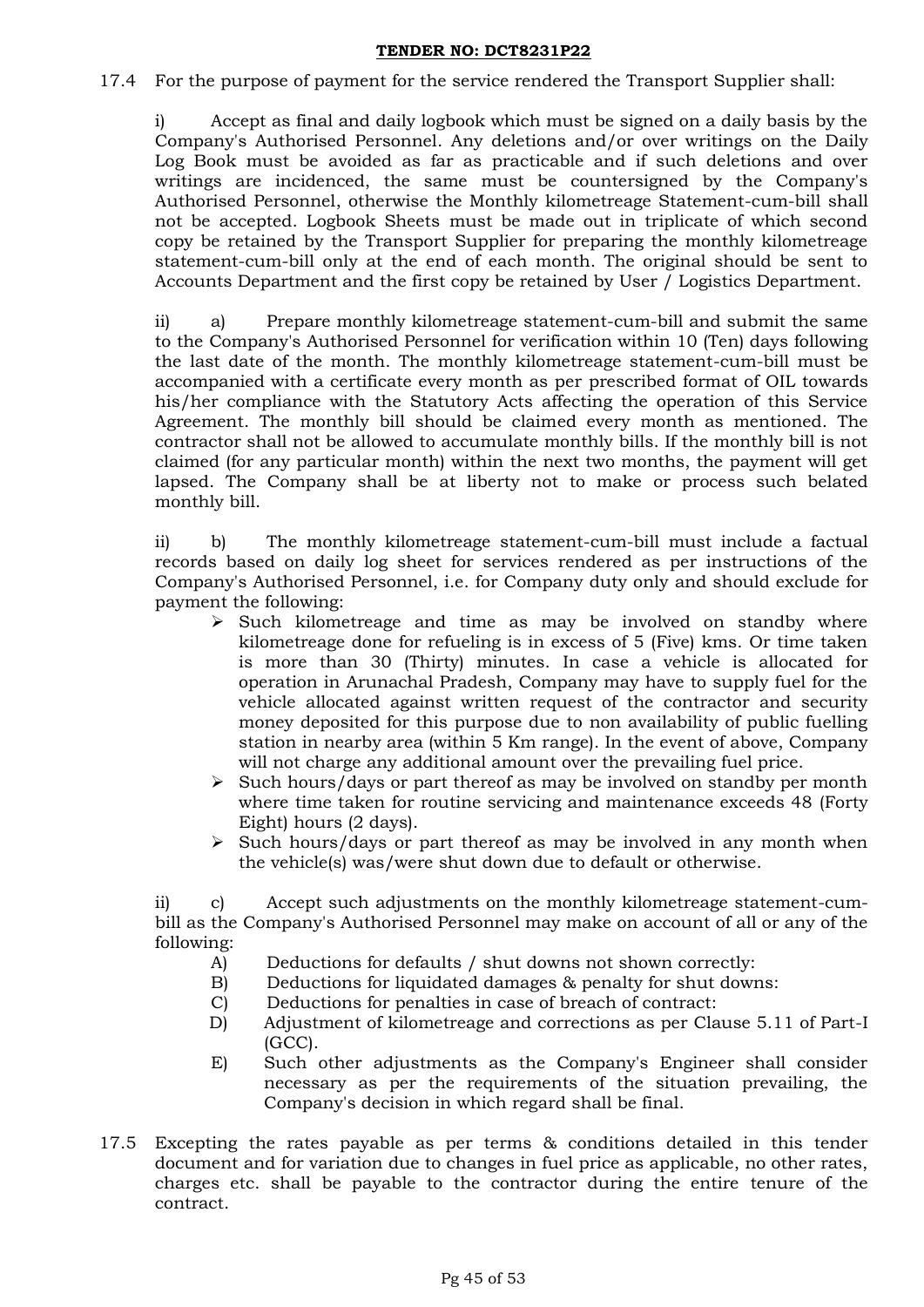17.4 For the purpose of payment for the service rendered the Transport Supplier shall:

i) Accept as final and daily logbook which must be signed on a daily basis by the Company's Authorised Personnel. Any deletions and/or over writings on the Daily Log Book must be avoided as far as practicable and if such deletions and over writings are incidenced, the same must be countersigned by the Company's Authorised Personnel, otherwise the Monthly kilometreage Statement-cum-bill shall not be accepted. Logbook Sheets must be made out in triplicate of which second copy be retained by the Transport Supplier for preparing the monthly kilometreage statement-cum-bill only at the end of each month. The original should be sent to Accounts Department and the first copy be retained by User / Logistics Department.

ii) a) Prepare monthly kilometreage statement-cum-bill and submit the same to the Company's Authorised Personnel for verification within 10 (Ten) days following the last date of the month. The monthly kilometreage statement-cum-bill must be accompanied with a certificate every month as per prescribed format of OIL towards his/her compliance with the Statutory Acts affecting the operation of this Service Agreement. The monthly bill should be claimed every month as mentioned. The contractor shall not be allowed to accumulate monthly bills. If the monthly bill is not claimed (for any particular month) within the next two months, the payment will get lapsed. The Company shall be at liberty not to make or process such belated monthly bill.

ii) b) The monthly kilometreage statement-cum-bill must include a factual records based on daily log sheet for services rendered as per instructions of the Company's Authorised Personnel, i.e. for Company duty only and should exclude for payment the following:

- Such kilometreage and time as may be involved on standby where kilometreage done for refueling is in excess of 5 (Five) kms. Or time taken is more than 30 (Thirty) minutes. In case a vehicle is allocated for operation in Arunachal Pradesh, Company may have to supply fuel for the vehicle allocated against written request of the contractor and security money deposited for this purpose due to non availability of public fuelling station in nearby area (within 5 Km range). In the event of above, Company will not charge any additional amount over the prevailing fuel price.
- Such hours/days or part thereof as may be involved on standby per month where time taken for routine servicing and maintenance exceeds 48 (Forty Eight) hours (2 days).
- Such hours/days or part thereof as may be involved in any month when the vehicle(s) was/were shut down due to default or otherwise.

ii) c) Accept such adjustments on the monthly kilometreage statement-cum-bill as the Company's Authorised Personnel may make on account of all or any of the following:

A) Deductions for defaults / shut downs not shown correctly:
B) Deductions for liquidated damages & penalty for shut downs:
C) Deductions for penalties in case of breach of contract:
D) Adjustment of kilometreage and corrections as per Clause 5.11 of Part-I (GCC).
E) Such other adjustments as the Company's Engineer shall consider necessary as per the requirements of the situation prevailing, the Company's decision in which regard shall be final.

17.5 Excepting the rates payable as per terms & conditions detailed in this tender document and for variation due to changes in fuel price as applicable, no other rates, charges etc. shall be payable to the contractor during the entire tenure of the contract.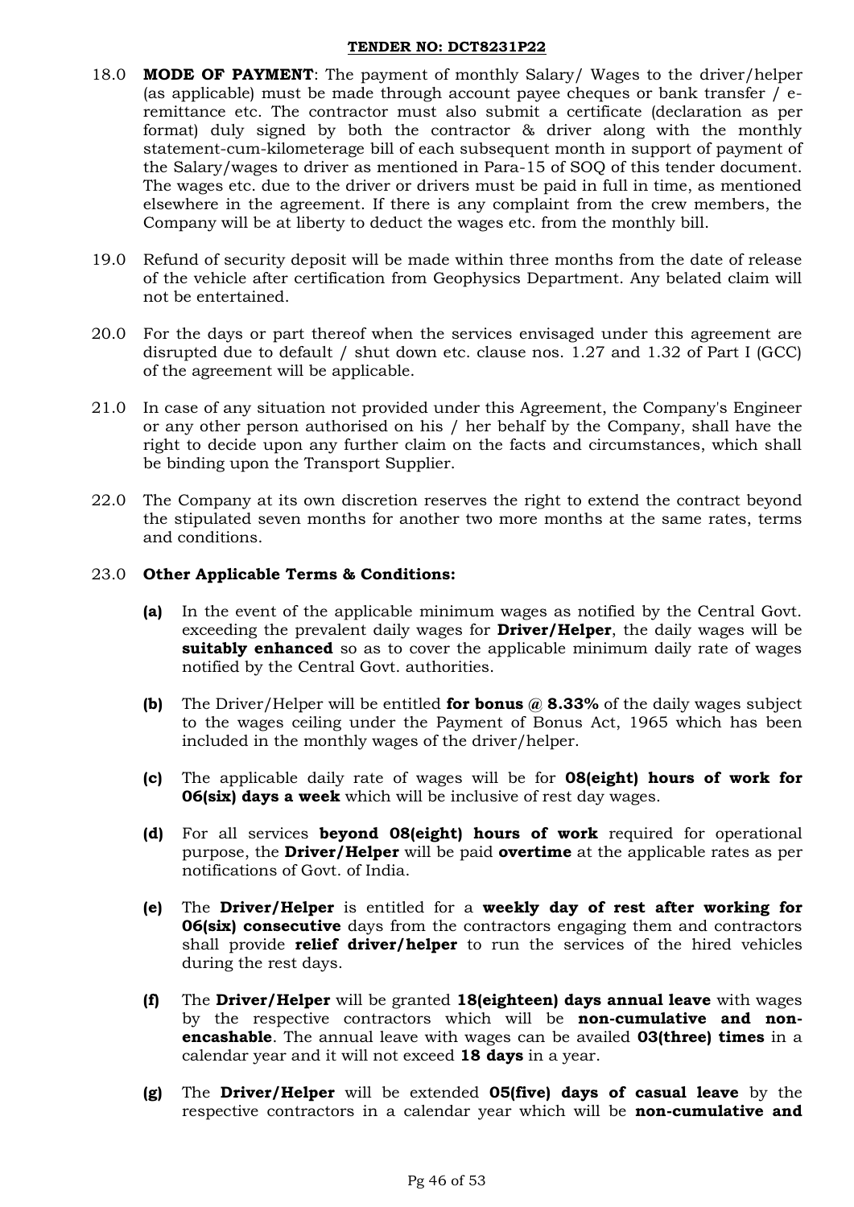18.0 **MODE OF PAYMENT**: The payment of monthly Salary/ Wages to the driver/helper (as applicable) must be made through account payee cheques or bank transfer / e-remittance etc. The contractor must also submit a certificate (declaration as per format) duly signed by both the contractor & driver along with the monthly statement-cum-kilometerage bill of each subsequent month in support of payment of the Salary/wages to driver as mentioned in Para-15 of SOQ of this tender document. The wages etc. due to the driver or drivers must be paid in full in time, as mentioned elsewhere in the agreement. If there is any complaint from the crew members, the Company will be at liberty to deduct the wages etc. from the monthly bill.

19.0 Refund of security deposit will be made within three months from the date of release of the vehicle after certification from Geophysics Department. Any belated claim will not be entertained.

20.0 For the days or part thereof when the services envisaged under this agreement are disrupted due to default / shut down etc. clause nos. 1.27 and 1.32 of Part I (GCC) of the agreement will be applicable.

21.0 In case of any situation not provided under this Agreement, the Company's Engineer or any other person authorised on his / her behalf by the Company, shall have the right to decide upon any further claim on the facts and circumstances, which shall be binding upon the Transport Supplier.

22.0 The Company at its own discretion reserves the right to extend the contract beyond the stipulated seven months for another two more months at the same rates, terms and conditions.

23.0 **Other Applicable Terms & Conditions:**

**(a)** In the event of the applicable minimum wages as notified by the Central Govt. exceeding the prevalent daily wages for **Driver/Helper**, the daily wages will be **suitably enhanced** so as to cover the applicable minimum daily rate of wages notified by the Central Govt. authorities.

**(b)** The Driver/Helper will be entitled **for bonus @ 8.33%** of the daily wages subject to the wages ceiling under the Payment of Bonus Act, 1965 which has been included in the monthly wages of the driver/helper.

**(c)** The applicable daily rate of wages will be for **08(eight) hours of work for 06(six) days a week** which will be inclusive of rest day wages.

**(d)** For all services **beyond 08(eight) hours of work** required for operational purpose, the **Driver/Helper** will be paid **overtime** at the applicable rates as per notifications of Govt. of India.

**(e)** The **Driver/Helper** is entitled for a **weekly day of rest after working for 06(six) consecutive** days from the contractors engaging them and contractors shall provide **relief driver/helper** to run the services of the hired vehicles during the rest days.

**(f)** The **Driver/Helper** will be granted **18(eighteen) days annual leave** with wages by the respective contractors which will be **non-cumulative and non-encashable**. The annual leave with wages can be availed **03(three) times** in a calendar year and it will not exceed **18 days** in a year.

**(g)** The **Driver/Helper** will be extended **05(five) days of casual leave** by the respective contractors in a calendar year which will be **non-cumulative and**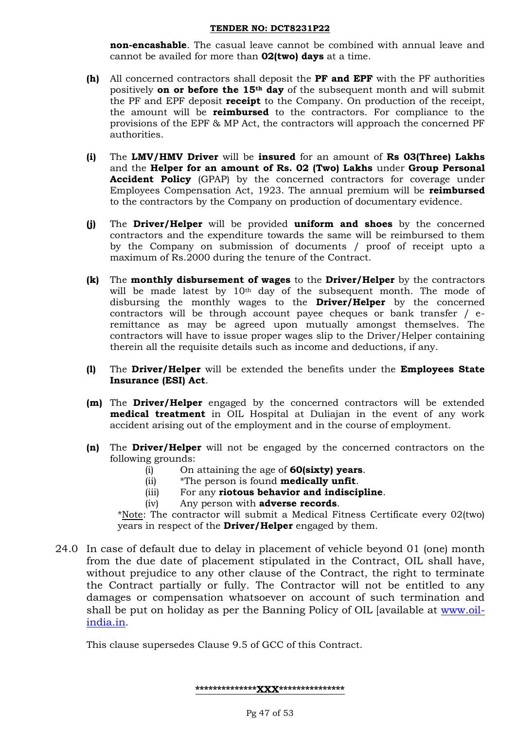**non-encashable**. The casual leave cannot be combined with annual leave and cannot be availed for more than **02(two) days** at a time.

**(h)** All concerned contractors shall deposit the **PF and EPF** with the PF authorities positively **on or before the 15th day** of the subsequent month and will submit the PF and EPF deposit **receipt** to the Company. On production of the receipt, the amount will be **reimbursed** to the contractors. For compliance to the provisions of the EPF & MP Act, the contractors will approach the concerned PF authorities.

**(i)** The **LMV/HMV Driver** will be **insured** for an amount of **Rs 03(Three) Lakhs** and the **Helper for an amount of Rs. 02 (Two) Lakhs** under **Group Personal Accident Policy** (GPAP) by the concerned contractors for coverage under Employees Compensation Act, 1923. The annual premium will be **reimbursed** to the contractors by the Company on production of documentary evidence.

**(j)** The **Driver/Helper** will be provided **uniform and shoes** by the concerned contractors and the expenditure towards the same will be reimbursed to them by the Company on submission of documents / proof of receipt upto a maximum of Rs.2000 during the tenure of the Contract.

**(k)** The **monthly disbursement of wages** to the **Driver/Helper** by the contractors will be made latest by 10th day of the subsequent month. The mode of disbursing the monthly wages to the **Driver/Helper** by the concerned contractors will be through account payee cheques or bank transfer / e-remittance as may be agreed upon mutually amongst themselves. The contractors will have to issue proper wages slip to the Driver/Helper containing therein all the requisite details such as income and deductions, if any.

**(l)** The **Driver/Helper** will be extended the benefits under the **Employees State Insurance (ESI) Act**.

**(m)** The **Driver/Helper** engaged by the concerned contractors will be extended **medical treatment** in OIL Hospital at Duliajan in the event of any work accident arising out of the employment and in the course of employment.

**(n)** The **Driver/Helper** will not be engaged by the concerned contractors on the following grounds:

- (i) On attaining the age of **60(sixty) years**.
- (ii) *The person is found **medically unfit**.
- (iii) For any **riotous behavior and indiscipline**.
- (iv) Any person with **adverse records**.

*Note: The contractor will submit a Medical Fitness Certificate every 02(two) years in respect of the **Driver/Helper** engaged by them.

24.0 In case of default due to delay in placement of vehicle beyond 01 (one) month from the due date of placement stipulated in the Contract, OIL shall have, without prejudice to any other clause of the Contract, the right to terminate the Contract partially or fully. The Contractor will not be entitled to any damages or compensation whatsoever on account of such termination and shall be put on holiday as per the Banning Policy of OIL [available at www.oil-india.in.

This clause supersedes Clause 9.5 of GCC of this Contract.

**************XXX***************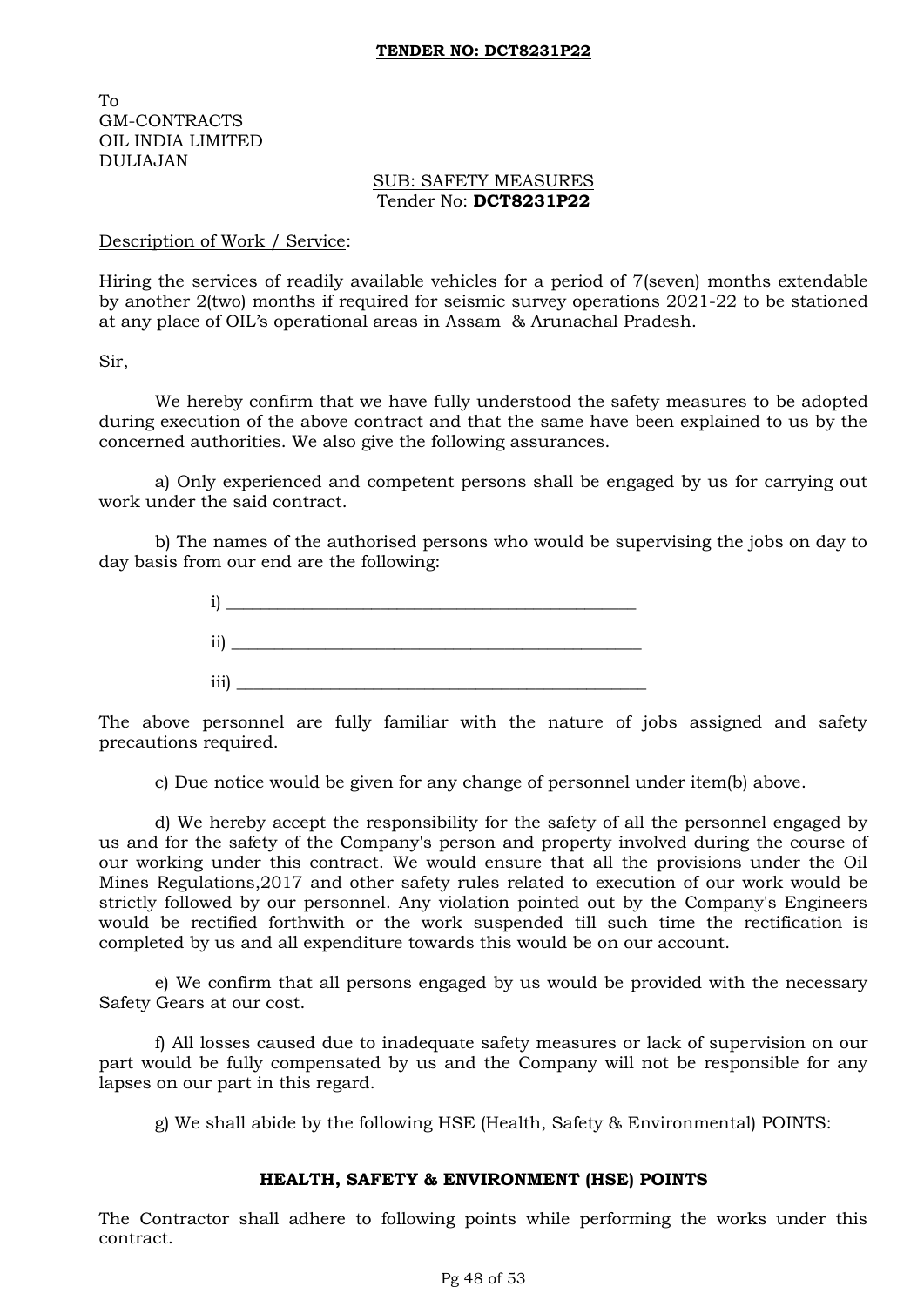**TENDER NO: DCT8231P22**

To
GM-CONTRACTS
OIL INDIA LIMITED
DULIAJAN

SUB: SAFETY MEASURES
Tender No: **DCT8231P22**

Description of Work / Service:

Hiring the services of readily available vehicles for a period of 7(seven) months extendable by another 2(two) months if required for seismic survey operations 2021-22 to be stationed at any place of OIL's operational areas in Assam & Arunachal Pradesh.

Sir,

We hereby confirm that we have fully understood the safety measures to be adopted during execution of the above contract and that the same have been explained to us by the concerned authorities. We also give the following assurances.

a) Only experienced and competent persons shall be engaged by us for carrying out work under the said contract.

b) The names of the authorised persons who would be supervising the jobs on day to day basis from our end are the following:

i) ______________________________________________

ii) ______________________________________________

iii) ______________________________________________

The above personnel are fully familiar with the nature of jobs assigned and safety precautions required.

c) Due notice would be given for any change of personnel under item(b) above.

d) We hereby accept the responsibility for the safety of all the personnel engaged by us and for the safety of the Company's person and property involved during the course of our working under this contract. We would ensure that all the provisions under the Oil Mines Regulations,2017 and other safety rules related to execution of our work would be strictly followed by our personnel. Any violation pointed out by the Company's Engineers would be rectified forthwith or the work suspended till such time the rectification is completed by us and all expenditure towards this would be on our account.

e) We confirm that all persons engaged by us would be provided with the necessary Safety Gears at our cost.

f) All losses caused due to inadequate safety measures or lack of supervision on our part would be fully compensated by us and the Company will not be responsible for any lapses on our part in this regard.

g) We shall abide by the following HSE (Health, Safety & Environmental) POINTS:

## HEALTH, SAFETY & ENVIRONMENT (HSE) POINTS

The Contractor shall adhere to following points while performing the works under this contract.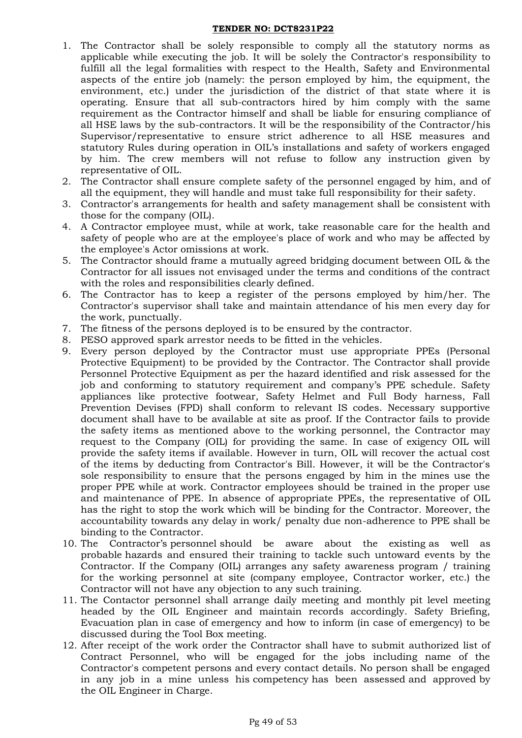**TENDER NO: DCT8231P22**

1. The Contractor shall be solely responsible to comply all the statutory norms as applicable while executing the job. It will be solely the Contractor's responsibility to fulfill all the legal formalities with respect to the Health, Safety and Environmental aspects of the entire job (namely: the person employed by him, the equipment, the environment, etc.) under the jurisdiction of the district of that state where it is operating. Ensure that all sub-contractors hired by him comply with the same requirement as the Contractor himself and shall be liable for ensuring compliance of all HSE laws by the sub-contractors. It will be the responsibility of the Contractor/his Supervisor/representative to ensure strict adherence to all HSE measures and statutory Rules during operation in OIL's installations and safety of workers engaged by him. The crew members will not refuse to follow any instruction given by representative of OIL.
2. The Contractor shall ensure complete safety of the personnel engaged by him, and of all the equipment, they will handle and must take full responsibility for their safety.
3. Contractor's arrangements for health and safety management shall be consistent with those for the company (OIL).
4. A Contractor employee must, while at work, take reasonable care for the health and safety of people who are at the employee's place of work and who may be affected by the employee's Actor omissions at work.
5. The Contractor should frame a mutually agreed bridging document between OIL & the Contractor for all issues not envisaged under the terms and conditions of the contract with the roles and responsibilities clearly defined.
6. The Contractor has to keep a register of the persons employed by him/her. The Contractor's supervisor shall take and maintain attendance of his men every day for the work, punctually.
7. The fitness of the persons deployed is to be ensured by the contractor.
8. PESO approved spark arrestor needs to be fitted in the vehicles.
9. Every person deployed by the Contractor must use appropriate PPEs (Personal Protective Equipment) to be provided by the Contractor. The Contractor shall provide Personnel Protective Equipment as per the hazard identified and risk assessed for the job and conforming to statutory requirement and company's PPE schedule. Safety appliances like protective footwear, Safety Helmet and Full Body harness, Fall Prevention Devises (FPD) shall conform to relevant IS codes. Necessary supportive document shall have to be available at site as proof. If the Contractor fails to provide the safety items as mentioned above to the working personnel, the Contractor may request to the Company (OIL) for providing the same. In case of exigency OIL will provide the safety items if available. However in turn, OIL will recover the actual cost of the items by deducting from Contractor's Bill. However, it will be the Contractor's sole responsibility to ensure that the persons engaged by him in the mines use the proper PPE while at work. Contractor employees should be trained in the proper use and maintenance of PPE. In absence of appropriate PPEs, the representative of OIL has the right to stop the work which will be binding for the Contractor. Moreover, the accountability towards any delay in work/ penalty due non-adherence to PPE shall be binding to the Contractor.
10. The Contractor's personnel should be aware about the existing as well as probable hazards and ensured their training to tackle such untoward events by the Contractor. If the Company (OIL) arranges any safety awareness program / training for the working personnel at site (company employee, Contractor worker, etc.) the Contractor will not have any objection to any such training.
11. The Contactor personnel shall arrange daily meeting and monthly pit level meeting headed by the OIL Engineer and maintain records accordingly. Safety Briefing, Evacuation plan in case of emergency and how to inform (in case of emergency) to be discussed during the Tool Box meeting.
12. After receipt of the work order the Contractor shall have to submit authorized list of Contract Personnel, who will be engaged for the jobs including name of the Contractor's competent persons and every contact details. No person shall be engaged in any job in a mine unless his competency has been assessed and approved by the OIL Engineer in Charge.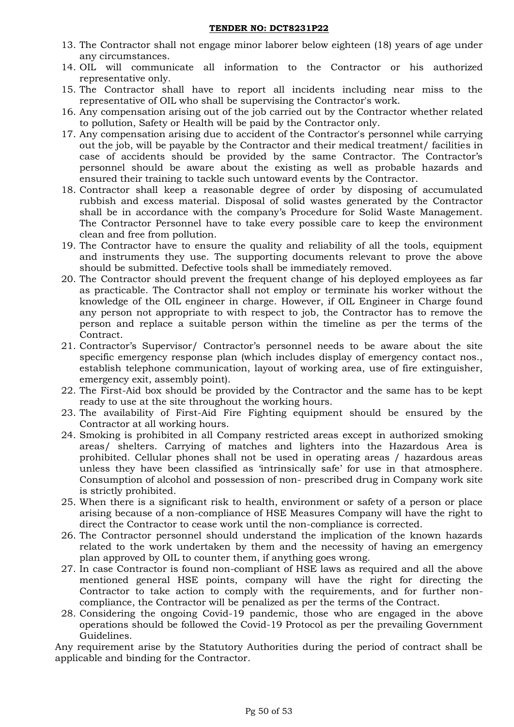13. The Contractor shall not engage minor laborer below eighteen (18) years of age under any circumstances.
14. OIL will communicate all information to the Contractor or his authorized representative only.
15. The Contractor shall have to report all incidents including near miss to the representative of OIL who shall be supervising the Contractor's work.
16. Any compensation arising out of the job carried out by the Contractor whether related to pollution, Safety or Health will be paid by the Contractor only.
17. Any compensation arising due to accident of the Contractor's personnel while carrying out the job, will be payable by the Contractor and their medical treatment/ facilities in case of accidents should be provided by the same Contractor. The Contractor's personnel should be aware about the existing as well as probable hazards and ensured their training to tackle such untoward events by the Contractor.
18. Contractor shall keep a reasonable degree of order by disposing of accumulated rubbish and excess material. Disposal of solid wastes generated by the Contractor shall be in accordance with the company's Procedure for Solid Waste Management. The Contractor Personnel have to take every possible care to keep the environment clean and free from pollution.
19. The Contractor have to ensure the quality and reliability of all the tools, equipment and instruments they use. The supporting documents relevant to prove the above should be submitted. Defective tools shall be immediately removed.
20. The Contractor should prevent the frequent change of his deployed employees as far as practicable. The Contractor shall not employ or terminate his worker without the knowledge of the OIL engineer in charge. However, if OIL Engineer in Charge found any person not appropriate to with respect to job, the Contractor has to remove the person and replace a suitable person within the timeline as per the terms of the Contract.
21. Contractor's Supervisor/ Contractor's personnel needs to be aware about the site specific emergency response plan (which includes display of emergency contact nos., establish telephone communication, layout of working area, use of fire extinguisher, emergency exit, assembly point).
22. The First-Aid box should be provided by the Contractor and the same has to be kept ready to use at the site throughout the working hours.
23. The availability of First-Aid Fire Fighting equipment should be ensured by the Contractor at all working hours.
24. Smoking is prohibited in all Company restricted areas except in authorized smoking areas/ shelters. Carrying of matches and lighters into the Hazardous Area is prohibited. Cellular phones shall not be used in operating areas / hazardous areas unless they have been classified as 'intrinsically safe' for use in that atmosphere. Consumption of alcohol and possession of non- prescribed drug in Company work site is strictly prohibited.
25. When there is a significant risk to health, environment or safety of a person or place arising because of a non-compliance of HSE Measures Company will have the right to direct the Contractor to cease work until the non-compliance is corrected.
26. The Contractor personnel should understand the implication of the known hazards related to the work undertaken by them and the necessity of having an emergency plan approved by OIL to counter them, if anything goes wrong.
27. In case Contractor is found non-compliant of HSE laws as required and all the above mentioned general HSE points, company will have the right for directing the Contractor to take action to comply with the requirements, and for further non-compliance, the Contractor will be penalized as per the terms of the Contract.
28. Considering the ongoing Covid-19 pandemic, those who are engaged in the above operations should be followed the Covid-19 Protocol as per the prevailing Government Guidelines.

Any requirement arise by the Statutory Authorities during the period of contract shall be applicable and binding for the Contractor.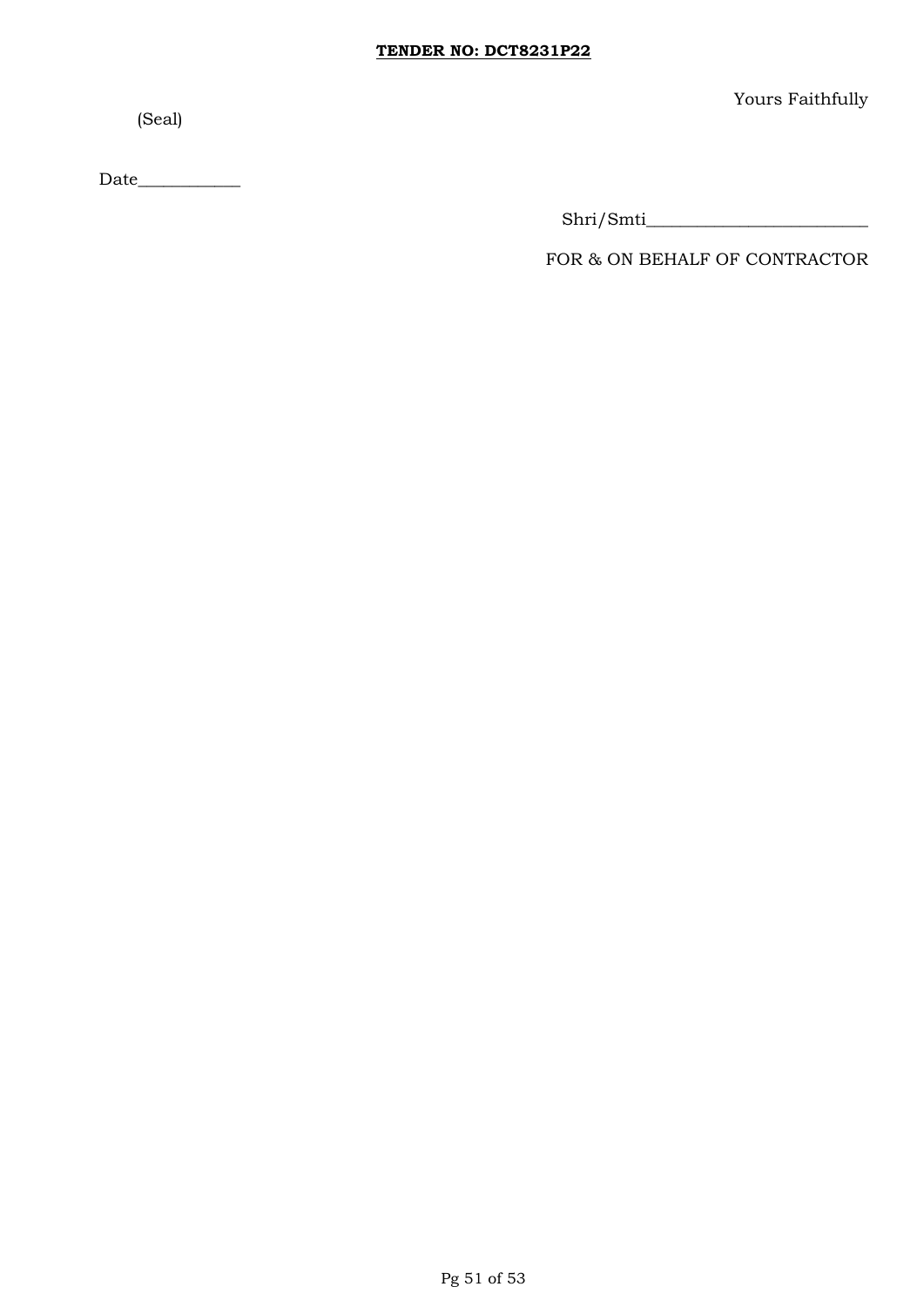Yours Faithfully

(Seal)

Date____________

Shri/Smti__________________________

FOR & ON BEHALF OF CONTRACTOR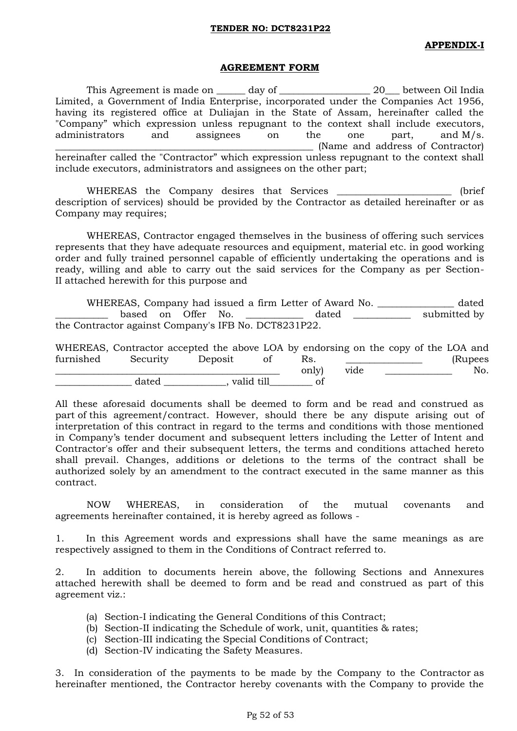**TENDER NO: DCT8231P22**

**APPENDIX-I**

**AGREEMENT FORM**

This Agreement is made on ______ day of __________________ 20___ between Oil India Limited, a Government of India Enterprise, incorporated under the Companies Act 1956, having its registered office at Duliajan in the State of Assam, hereinafter called the "Company" which expression unless repugnant to the context shall include executors, administrators and assignees on the one part, and M/s. ________________________________________________ (Name and address of Contractor) hereinafter called the "Contractor" which expression unless repugnant to the context shall include executors, administrators and assignees on the other part;

WHEREAS the Company desires that Services _______________________ (brief description of services) should be provided by the Contractor as detailed hereinafter or as Company may requires;

WHEREAS, Contractor engaged themselves in the business of offering such services represents that they have adequate resources and equipment, material etc. in good working order and fully trained personnel capable of efficiently undertaking the operations and is ready, willing and able to carry out the said services for the Company as per Section-II attached herewith for this purpose and

WHEREAS, Company had issued a firm Letter of Award No. _______________ dated __________ based on Offer No. ___________ dated ___________ submitted by the Contractor against Company's IFB No. DCT8231P22.

WHEREAS, Contractor accepted the above LOA by endorsing on the copy of the LOA and furnished Security Deposit of Rs. ________________ (Rupees ____________________________________________ only) vide _____________ No. _______________ dated ____________, valid till________ of

All these aforesaid documents shall be deemed to form and be read and construed as part of this agreement/contract. However, should there be any dispute arising out of interpretation of this contract in regard to the terms and conditions with those mentioned in Company's tender document and subsequent letters including the Letter of Intent and Contractor's offer and their subsequent letters, the terms and conditions attached hereto shall prevail. Changes, additions or deletions to the terms of the contract shall be authorized solely by an amendment to the contract executed in the same manner as this contract.

NOW WHEREAS, in consideration of the mutual covenants and agreements hereinafter contained, it is hereby agreed as follows -

1. In this Agreement words and expressions shall have the same meanings as are respectively assigned to them in the Conditions of Contract referred to.

2. In addition to documents herein above, the following Sections and Annexures attached herewith shall be deemed to form and be read and construed as part of this agreement viz.:

   (a) Section-I indicating the General Conditions of this Contract;
   (b) Section-II indicating the Schedule of work, unit, quantities & rates;
   (c) Section-III indicating the Special Conditions of Contract;
   (d) Section-IV indicating the Safety Measures.

3. In consideration of the payments to be made by the Company to the Contractor as hereinafter mentioned, the Contractor hereby covenants with the Company to provide the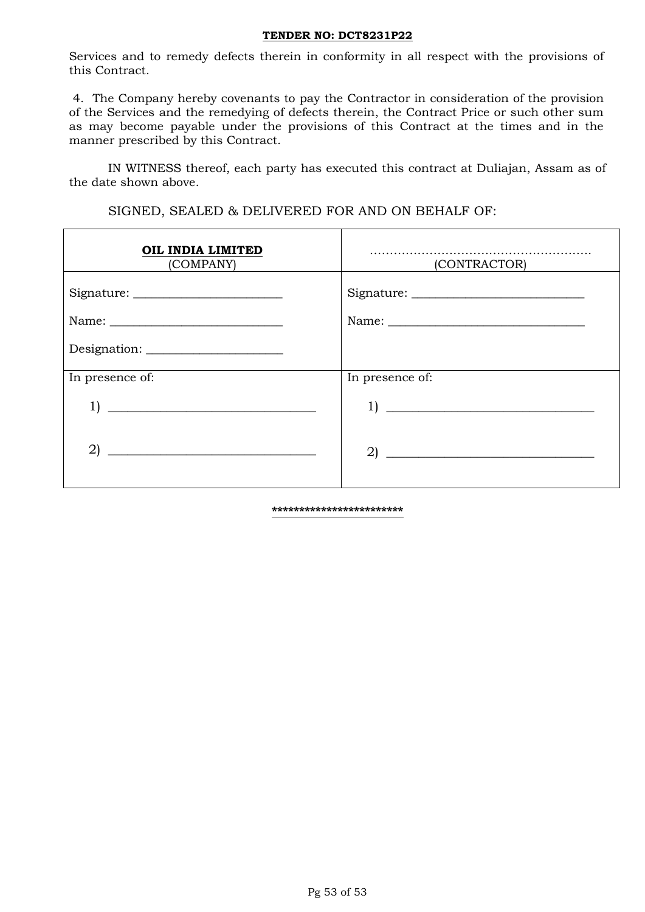Services and to remedy defects therein in conformity in all respect with the provisions of this Contract.

4. The Company hereby covenants to pay the Contractor in consideration of the provision of the Services and the remedying of defects therein, the Contract Price or such other sum as may become payable under the provisions of this Contract at the times and in the manner prescribed by this Contract.

IN WITNESS thereof, each party has executed this contract at Duliajan, Assam as of the date shown above.

SIGNED, SEALED & DELIVERED FOR AND ON BEHALF OF:

| **OIL INDIA LIMITED** (COMPANY) | ……………………………………………… (CONTRACTOR) |
|---|---|
| Signature: ________________________<br><br>Name: ___________________________<br><br>Designation: ______________________ | Signature: ___________________________<br><br>Name: _______________________________ |
| In presence of:<br><br>1) ________________________________<br><br>2) ________________________________ | In presence of:<br><br>1) ________________________________<br><br>2) ________________________________ |

************************